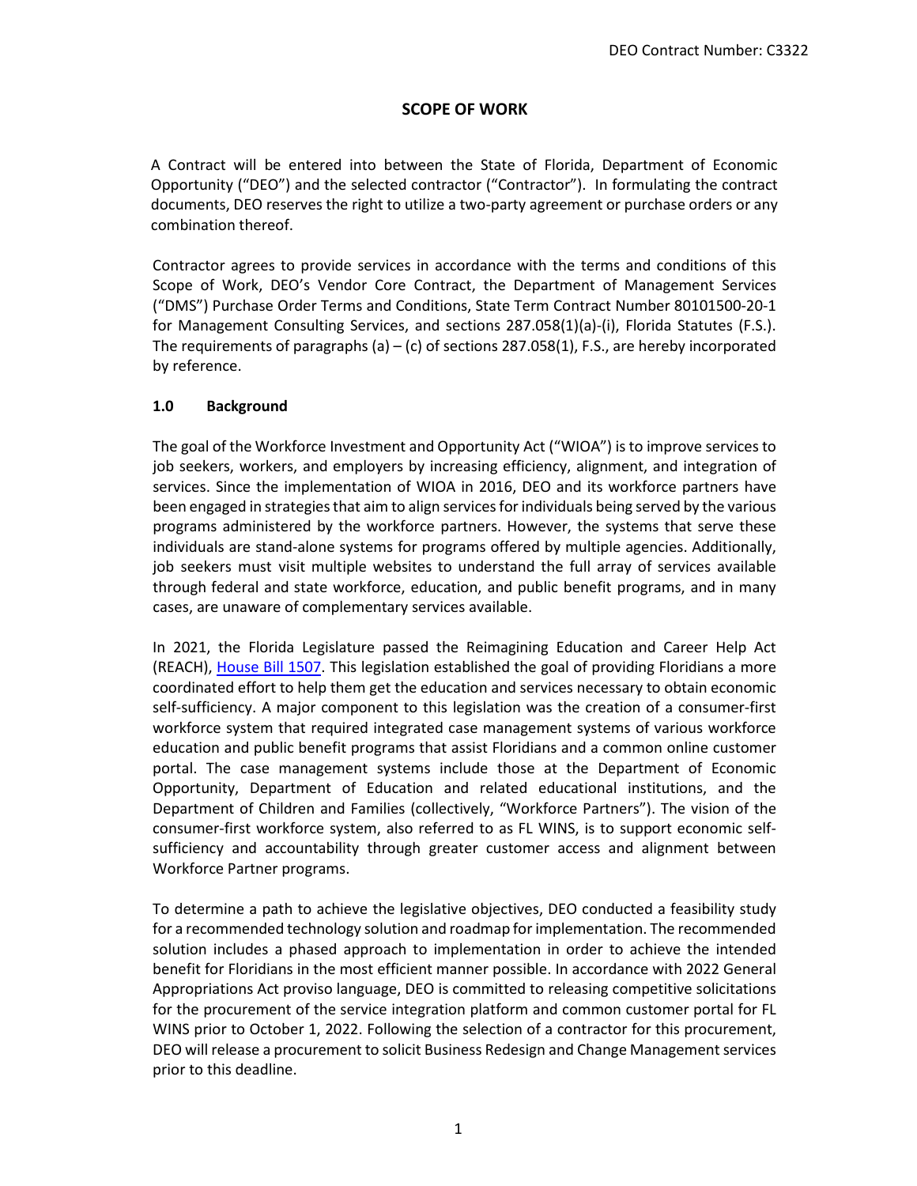DEO Contract Number: C3322

# SCOPE OF WORK

A Contract will be entered into between the State of Florida, Department of Economic Opportunity ("DEO") and the selected contractor ("Contractor"). In formulating the contract documents, DEO reserves the right to utilize a two-party agreement or purchase orders or any combination thereof.

Contractor agrees to provide services in accordance with the terms and conditions of this Scope of Work, DEO's Vendor Core Contract, the Department of Management Services ("DMS") Purchase Order Terms and Conditions, State Term Contract Number 80101500-20-1 for Management Consulting Services, and sections 287.058(1)(a)-(i), Florida Statutes (F.S.). The requirements of paragraphs (a) – (c) of sections 287.058(1), F.S., are hereby incorporated by reference.

## 1.0 Background

The goal of the Workforce Investment and Opportunity Act ("WIOA") is to improve services to job seekers, workers, and employers by increasing efficiency, alignment, and integration of services. Since the implementation of WIOA in 2016, DEO and its workforce partners have been engaged in strategies that aim to align services for individuals being served by the various programs administered by the workforce partners. However, the systems that serve these individuals are stand-alone systems for programs offered by multiple agencies. Additionally, job seekers must visit multiple websites to understand the full array of services available through federal and state workforce, education, and public benefit programs, and in many cases, are unaware of complementary services available.

In 2021, the Florida Legislature passed the Reimagining Education and Career Help Act (REACH), House Bill 1507. This legislation established the goal of providing Floridians a more coordinated effort to help them get the education and services necessary to obtain economic self-sufficiency. A major component to this legislation was the creation of a consumer-first workforce system that required integrated case management systems of various workforce education and public benefit programs that assist Floridians and a common online customer portal. The case management systems include those at the Department of Economic Opportunity, Department of Education and related educational institutions, and the Department of Children and Families (collectively, "Workforce Partners"). The vision of the consumer-first workforce system, also referred to as FL WINS, is to support economic self-sufficiency and accountability through greater customer access and alignment between Workforce Partner programs.

To determine a path to achieve the legislative objectives, DEO conducted a feasibility study for a recommended technology solution and roadmap for implementation. The recommended solution includes a phased approach to implementation in order to achieve the intended benefit for Floridians in the most efficient manner possible. In accordance with 2022 General Appropriations Act proviso language, DEO is committed to releasing competitive solicitations for the procurement of the service integration platform and common customer portal for FL WINS prior to October 1, 2022. Following the selection of a contractor for this procurement, DEO will release a procurement to solicit Business Redesign and Change Management services prior to this deadline.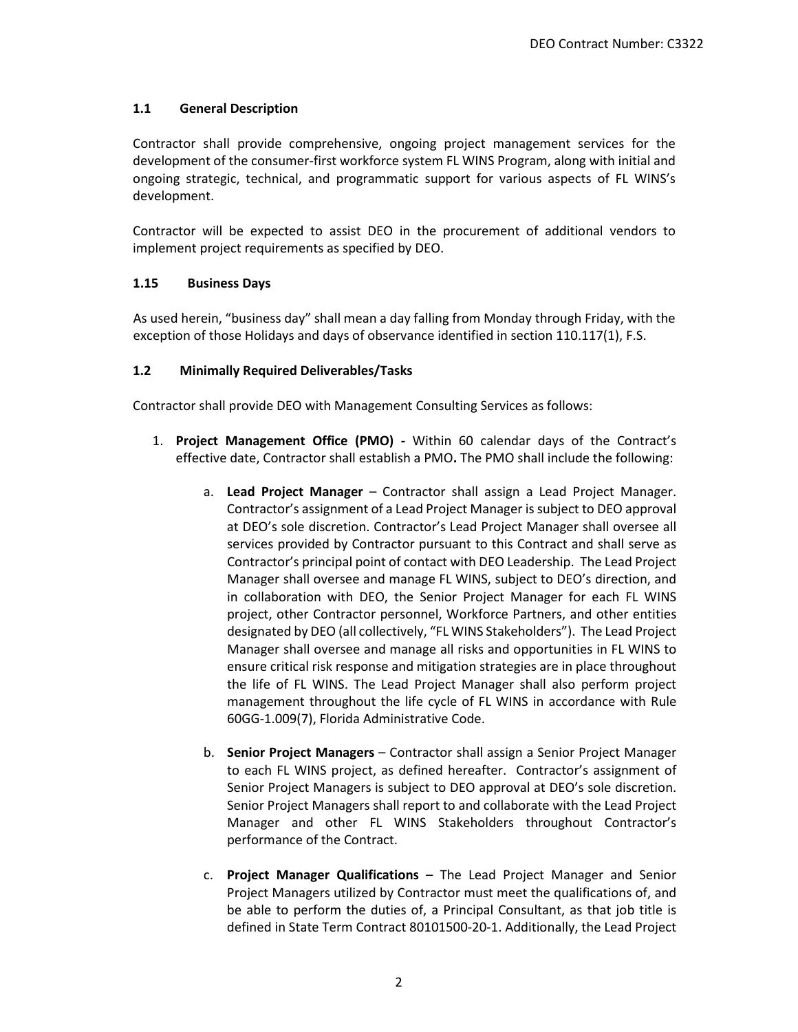### 1.1 General Description

Contractor shall provide comprehensive, ongoing project management services for the development of the consumer-first workforce system FL WINS Program, along with initial and ongoing strategic, technical, and programmatic support for various aspects of FL WINS's development.

Contractor will be expected to assist DEO in the procurement of additional vendors to implement project requirements as specified by DEO.

### 1.15 Business Days

As used herein, "business day" shall mean a day falling from Monday through Friday, with the exception of those Holidays and days of observance identified in section 110.117(1), F.S.

### 1.2 Minimally Required Deliverables/Tasks

Contractor shall provide DEO with Management Consulting Services as follows:

1. **Project Management Office (PMO) -** Within 60 calendar days of the Contract's effective date, Contractor shall establish a PMO**.** The PMO shall include the following:

   a. **Lead Project Manager** – Contractor shall assign a Lead Project Manager. Contractor's assignment of a Lead Project Manager is subject to DEO approval at DEO's sole discretion. Contractor's Lead Project Manager shall oversee all services provided by Contractor pursuant to this Contract and shall serve as Contractor's principal point of contact with DEO Leadership. The Lead Project Manager shall oversee and manage FL WINS, subject to DEO's direction, and in collaboration with DEO, the Senior Project Manager for each FL WINS project, other Contractor personnel, Workforce Partners, and other entities designated by DEO (all collectively, "FL WINS Stakeholders"). The Lead Project Manager shall oversee and manage all risks and opportunities in FL WINS to ensure critical risk response and mitigation strategies are in place throughout the life of FL WINS. The Lead Project Manager shall also perform project management throughout the life cycle of FL WINS in accordance with Rule 60GG-1.009(7), Florida Administrative Code.

   b. **Senior Project Managers** – Contractor shall assign a Senior Project Manager to each FL WINS project, as defined hereafter. Contractor's assignment of Senior Project Managers is subject to DEO approval at DEO's sole discretion. Senior Project Managers shall report to and collaborate with the Lead Project Manager and other FL WINS Stakeholders throughout Contractor's performance of the Contract.

   c. **Project Manager Qualifications** – The Lead Project Manager and Senior Project Managers utilized by Contractor must meet the qualifications of, and be able to perform the duties of, a Principal Consultant, as that job title is defined in State Term Contract 80101500-20-1. Additionally, the Lead Project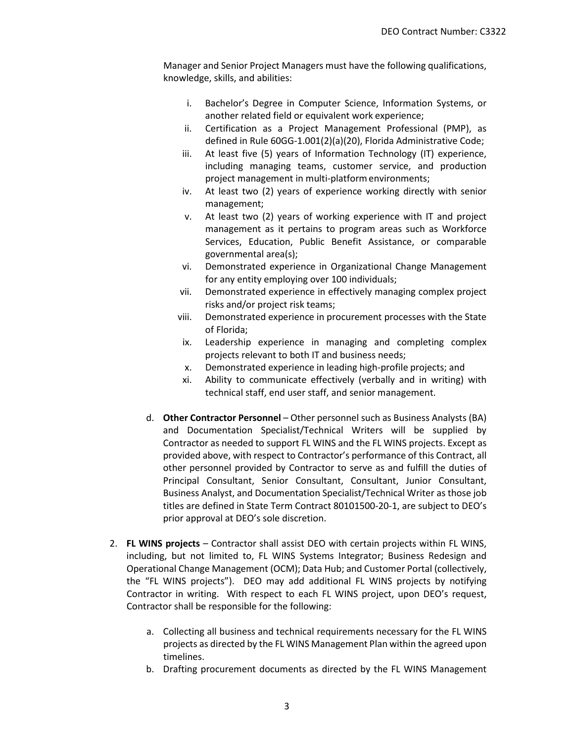Manager and Senior Project Managers must have the following qualifications, knowledge, skills, and abilities:

   i. Bachelor's Degree in Computer Science, Information Systems, or another related field or equivalent work experience;
   ii. Certification as a Project Management Professional (PMP), as defined in Rule 60GG-1.001(2)(a)(20), Florida Administrative Code;
   iii. At least five (5) years of Information Technology (IT) experience, including managing teams, customer service, and production project management in multi-platform environments;
   iv. At least two (2) years of experience working directly with senior management;
   v. At least two (2) years of working experience with IT and project management as it pertains to program areas such as Workforce Services, Education, Public Benefit Assistance, or comparable governmental area(s);
   vi. Demonstrated experience in Organizational Change Management for any entity employing over 100 individuals;
   vii. Demonstrated experience in effectively managing complex project risks and/or project risk teams;
   viii. Demonstrated experience in procurement processes with the State of Florida;
   ix. Leadership experience in managing and completing complex projects relevant to both IT and business needs;
   x. Demonstrated experience in leading high-profile projects; and
   xi. Ability to communicate effectively (verbally and in writing) with technical staff, end user staff, and senior management.

d. **Other Contractor Personnel** – Other personnel such as Business Analysts (BA) and Documentation Specialist/Technical Writers will be supplied by Contractor as needed to support FL WINS and the FL WINS projects. Except as provided above, with respect to Contractor's performance of this Contract, all other personnel provided by Contractor to serve as and fulfill the duties of Principal Consultant, Senior Consultant, Consultant, Junior Consultant, Business Analyst, and Documentation Specialist/Technical Writer as those job titles are defined in State Term Contract 80101500-20-1, are subject to DEO's prior approval at DEO's sole discretion.

2. **FL WINS projects** – Contractor shall assist DEO with certain projects within FL WINS, including, but not limited to, FL WINS Systems Integrator; Business Redesign and Operational Change Management (OCM); Data Hub; and Customer Portal (collectively, the "FL WINS projects"). DEO may add additional FL WINS projects by notifying Contractor in writing. With respect to each FL WINS project, upon DEO's request, Contractor shall be responsible for the following:

   a. Collecting all business and technical requirements necessary for the FL WINS projects as directed by the FL WINS Management Plan within the agreed upon timelines.
   b. Drafting procurement documents as directed by the FL WINS Management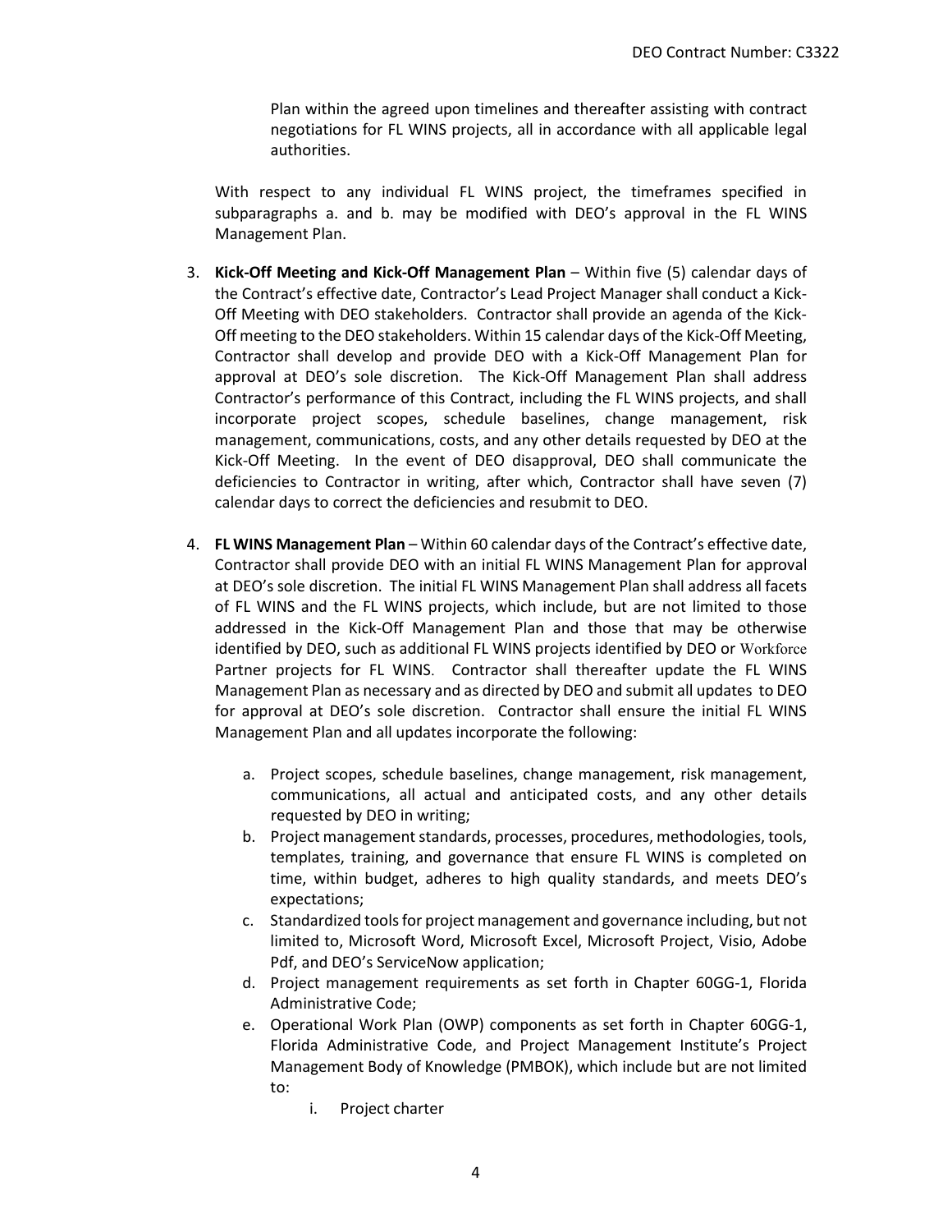Plan within the agreed upon timelines and thereafter assisting with contract negotiations for FL WINS projects, all in accordance with all applicable legal authorities.

With respect to any individual FL WINS project, the timeframes specified in subparagraphs a. and b. may be modified with DEO's approval in the FL WINS Management Plan.

3. **Kick-Off Meeting and Kick-Off Management Plan** – Within five (5) calendar days of the Contract's effective date, Contractor's Lead Project Manager shall conduct a Kick-Off Meeting with DEO stakeholders. Contractor shall provide an agenda of the Kick-Off meeting to the DEO stakeholders. Within 15 calendar days of the Kick-Off Meeting, Contractor shall develop and provide DEO with a Kick-Off Management Plan for approval at DEO's sole discretion. The Kick-Off Management Plan shall address Contractor's performance of this Contract, including the FL WINS projects, and shall incorporate project scopes, schedule baselines, change management, risk management, communications, costs, and any other details requested by DEO at the Kick-Off Meeting. In the event of DEO disapproval, DEO shall communicate the deficiencies to Contractor in writing, after which, Contractor shall have seven (7) calendar days to correct the deficiencies and resubmit to DEO.

4. **FL WINS Management Plan** – Within 60 calendar days of the Contract's effective date, Contractor shall provide DEO with an initial FL WINS Management Plan for approval at DEO's sole discretion. The initial FL WINS Management Plan shall address all facets of FL WINS and the FL WINS projects, which include, but are not limited to those addressed in the Kick-Off Management Plan and those that may be otherwise identified by DEO, such as additional FL WINS projects identified by DEO or Workforce Partner projects for FL WINS. Contractor shall thereafter update the FL WINS Management Plan as necessary and as directed by DEO and submit all updates to DEO for approval at DEO's sole discretion. Contractor shall ensure the initial FL WINS Management Plan and all updates incorporate the following:

    a. Project scopes, schedule baselines, change management, risk management, communications, all actual and anticipated costs, and any other details requested by DEO in writing;
    b. Project management standards, processes, procedures, methodologies, tools, templates, training, and governance that ensure FL WINS is completed on time, within budget, adheres to high quality standards, and meets DEO's expectations;
    c. Standardized tools for project management and governance including, but not limited to, Microsoft Word, Microsoft Excel, Microsoft Project, Visio, Adobe Pdf, and DEO's ServiceNow application;
    d. Project management requirements as set forth in Chapter 60GG-1, Florida Administrative Code;
    e. Operational Work Plan (OWP) components as set forth in Chapter 60GG-1, Florida Administrative Code, and Project Management Institute's Project Management Body of Knowledge (PMBOK), which include but are not limited to:
        i. Project charter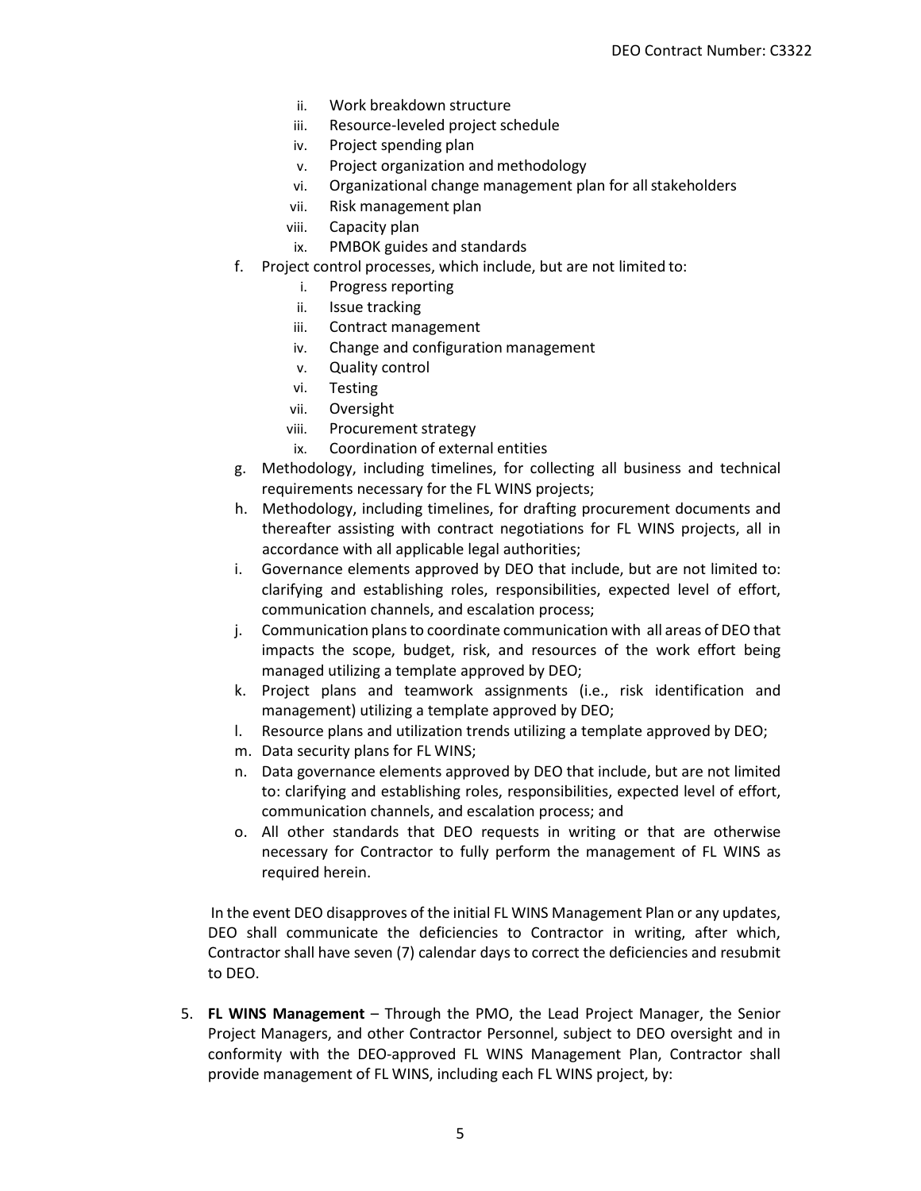ii. Work breakdown structure
   iii. Resource-leveled project schedule
   iv. Project spending plan
   v. Project organization and methodology
   vi. Organizational change management plan for all stakeholders
   vii. Risk management plan
   viii. Capacity plan
   ix. PMBOK guides and standards

f. Project control processes, which include, but are not limited to:
   i. Progress reporting
   ii. Issue tracking
   iii. Contract management
   iv. Change and configuration management
   v. Quality control
   vi. Testing
   vii. Oversight
   viii. Procurement strategy
   ix. Coordination of external entities

g. Methodology, including timelines, for collecting all business and technical requirements necessary for the FL WINS projects;

h. Methodology, including timelines, for drafting procurement documents and thereafter assisting with contract negotiations for FL WINS projects, all in accordance with all applicable legal authorities;

i. Governance elements approved by DEO that include, but are not limited to: clarifying and establishing roles, responsibilities, expected level of effort, communication channels, and escalation process;

j. Communication plans to coordinate communication with all areas of DEO that impacts the scope, budget, risk, and resources of the work effort being managed utilizing a template approved by DEO;

k. Project plans and teamwork assignments (i.e., risk identification and management) utilizing a template approved by DEO;

l. Resource plans and utilization trends utilizing a template approved by DEO;

m. Data security plans for FL WINS;

n. Data governance elements approved by DEO that include, but are not limited to: clarifying and establishing roles, responsibilities, expected level of effort, communication channels, and escalation process; and

o. All other standards that DEO requests in writing or that are otherwise necessary for Contractor to fully perform the management of FL WINS as required herein.

In the event DEO disapproves of the initial FL WINS Management Plan or any updates, DEO shall communicate the deficiencies to Contractor in writing, after which, Contractor shall have seven (7) calendar days to correct the deficiencies and resubmit to DEO.

5. **FL WINS Management** – Through the PMO, the Lead Project Manager, the Senior Project Managers, and other Contractor Personnel, subject to DEO oversight and in conformity with the DEO-approved FL WINS Management Plan, Contractor shall provide management of FL WINS, including each FL WINS project, by: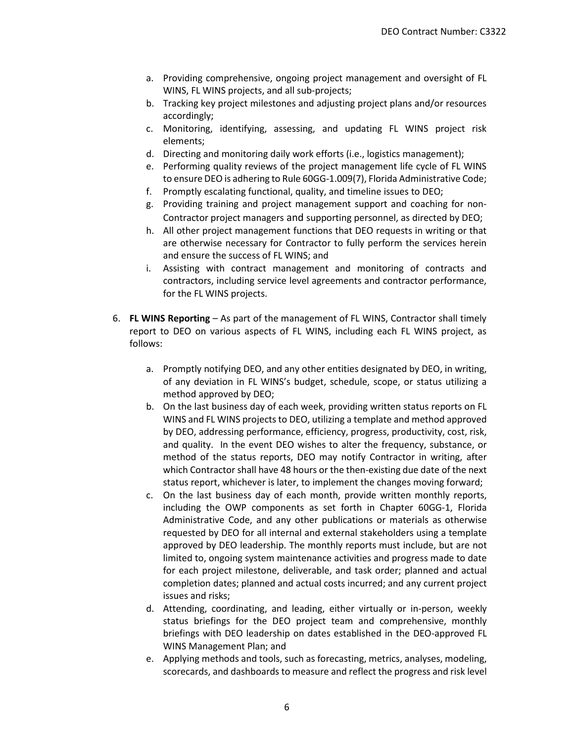a. Providing comprehensive, ongoing project management and oversight of FL WINS, FL WINS projects, and all sub-projects;
b. Tracking key project milestones and adjusting project plans and/or resources accordingly;
c. Monitoring, identifying, assessing, and updating FL WINS project risk elements;
d. Directing and monitoring daily work efforts (i.e., logistics management);
e. Performing quality reviews of the project management life cycle of FL WINS to ensure DEO is adhering to Rule 60GG-1.009(7), Florida Administrative Code;
f. Promptly escalating functional, quality, and timeline issues to DEO;
g. Providing training and project management support and coaching for non-Contractor project managers and supporting personnel, as directed by DEO;
h. All other project management functions that DEO requests in writing or that are otherwise necessary for Contractor to fully perform the services herein and ensure the success of FL WINS; and
i. Assisting with contract management and monitoring of contracts and contractors, including service level agreements and contractor performance, for the FL WINS projects.

6. **FL WINS Reporting** – As part of the management of FL WINS, Contractor shall timely report to DEO on various aspects of FL WINS, including each FL WINS project, as follows:

   a. Promptly notifying DEO, and any other entities designated by DEO, in writing, of any deviation in FL WINS's budget, schedule, scope, or status utilizing a method approved by DEO;
   b. On the last business day of each week, providing written status reports on FL WINS and FL WINS projects to DEO, utilizing a template and method approved by DEO, addressing performance, efficiency, progress, productivity, cost, risk, and quality. In the event DEO wishes to alter the frequency, substance, or method of the status reports, DEO may notify Contractor in writing, after which Contractor shall have 48 hours or the then-existing due date of the next status report, whichever is later, to implement the changes moving forward;
   c. On the last business day of each month, provide written monthly reports, including the OWP components as set forth in Chapter 60GG-1, Florida Administrative Code, and any other publications or materials as otherwise requested by DEO for all internal and external stakeholders using a template approved by DEO leadership. The monthly reports must include, but are not limited to, ongoing system maintenance activities and progress made to date for each project milestone, deliverable, and task order; planned and actual completion dates; planned and actual costs incurred; and any current project issues and risks;
   d. Attending, coordinating, and leading, either virtually or in-person, weekly status briefings for the DEO project team and comprehensive, monthly briefings with DEO leadership on dates established in the DEO-approved FL WINS Management Plan; and
   e. Applying methods and tools, such as forecasting, metrics, analyses, modeling, scorecards, and dashboards to measure and reflect the progress and risk level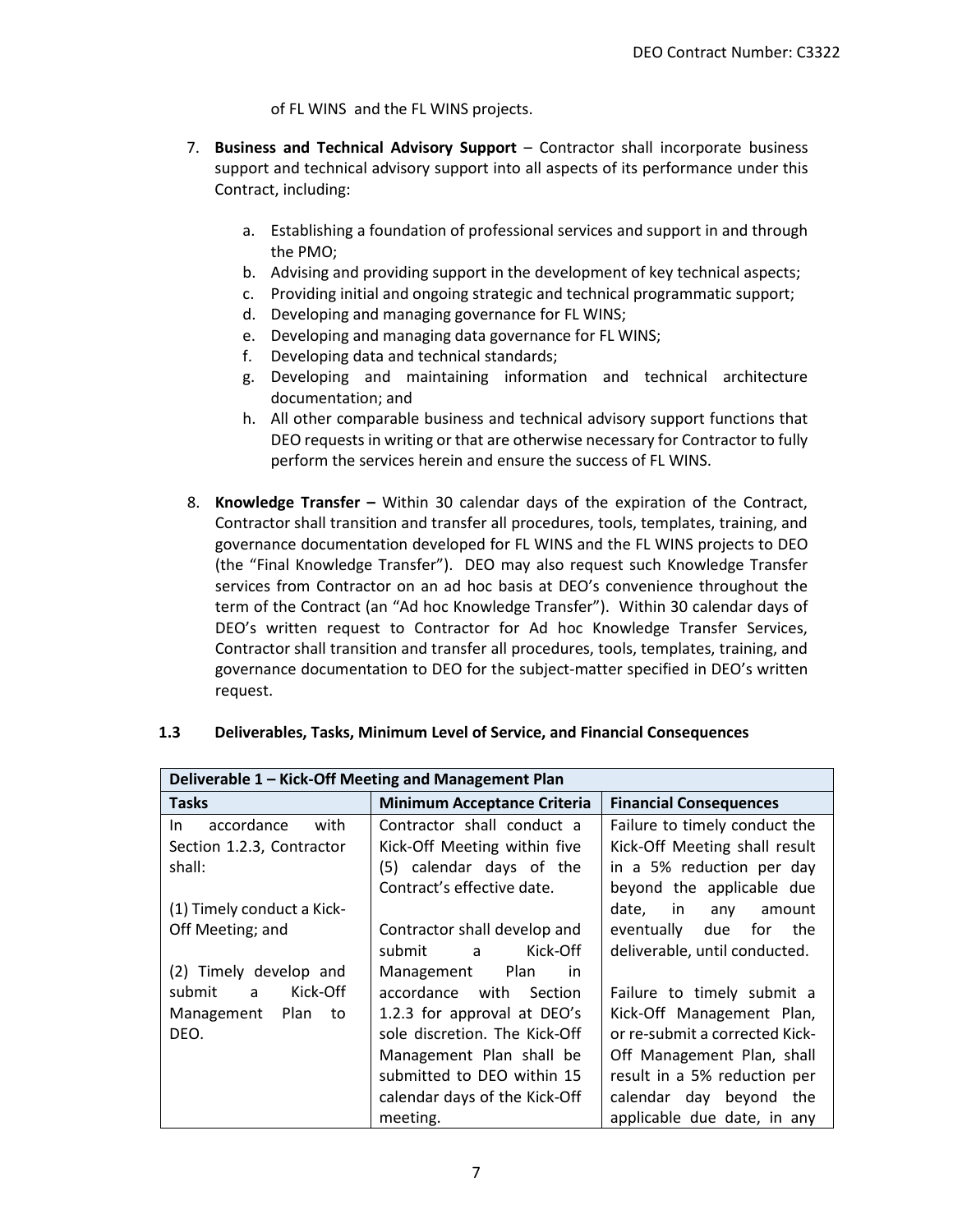of FL WINS and the FL WINS projects.

7. **Business and Technical Advisory Support** – Contractor shall incorporate business support and technical advisory support into all aspects of its performance under this Contract, including:

   a. Establishing a foundation of professional services and support in and through the PMO;
   b. Advising and providing support in the development of key technical aspects;
   c. Providing initial and ongoing strategic and technical programmatic support;
   d. Developing and managing governance for FL WINS;
   e. Developing and managing data governance for FL WINS;
   f. Developing data and technical standards;
   g. Developing and maintaining information and technical architecture documentation; and
   h. All other comparable business and technical advisory support functions that DEO requests in writing or that are otherwise necessary for Contractor to fully perform the services herein and ensure the success of FL WINS.

8. **Knowledge Transfer –** Within 30 calendar days of the expiration of the Contract, Contractor shall transition and transfer all procedures, tools, templates, training, and governance documentation developed for FL WINS and the FL WINS projects to DEO (the "Final Knowledge Transfer"). DEO may also request such Knowledge Transfer services from Contractor on an ad hoc basis at DEO's convenience throughout the term of the Contract (an "Ad hoc Knowledge Transfer"). Within 30 calendar days of DEO's written request to Contractor for Ad hoc Knowledge Transfer Services, Contractor shall transition and transfer all procedures, tools, templates, training, and governance documentation to DEO for the subject-matter specified in DEO's written request.

### 1.3 Deliverables, Tasks, Minimum Level of Service, and Financial Consequences

| **Deliverable 1 – Kick-Off Meeting and Management Plan** | | |
|---|---|---|
| **Tasks** | **Minimum Acceptance Criteria** | **Financial Consequences** |
| In accordance with Section 1.2.3, Contractor shall:<br><br>(1) Timely conduct a Kick-Off Meeting; and<br><br>(2) Timely develop and submit a Kick-Off Management Plan to DEO. | Contractor shall conduct a Kick-Off Meeting within five (5) calendar days of the Contract's effective date.<br><br>Contractor shall develop and submit a Kick-Off Management Plan in accordance with Section 1.2.3 for approval at DEO's sole discretion. The Kick-Off Management Plan shall be submitted to DEO within 15 calendar days of the Kick-Off meeting. | Failure to timely conduct the Kick-Off Meeting shall result in a 5% reduction per day beyond the applicable due date, in any amount eventually due for the deliverable, until conducted.<br><br>Failure to timely submit a Kick-Off Management Plan, or re-submit a corrected Kick-Off Management Plan, shall result in a 5% reduction per calendar day beyond the applicable due date, in any |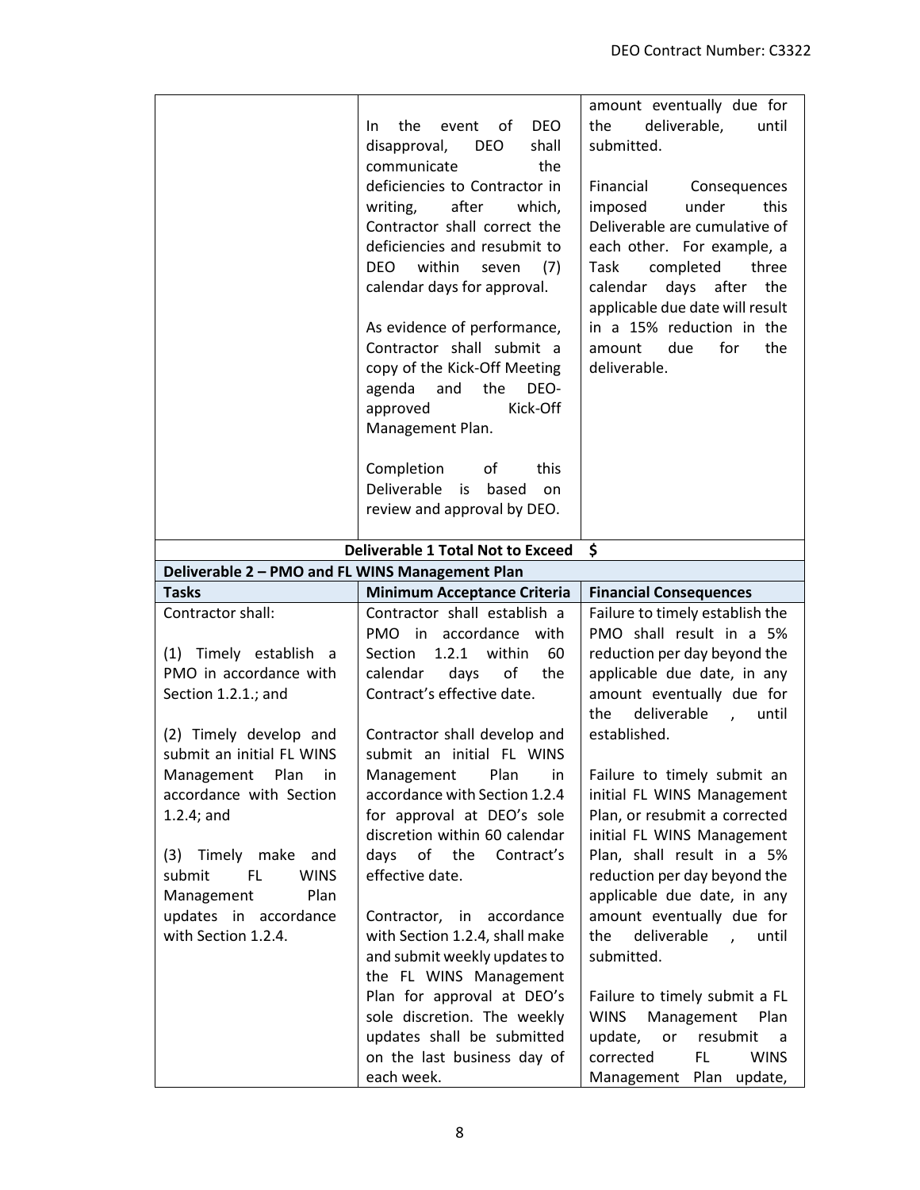| | | |
|---|---|---|
| | In the event of DEO disapproval, DEO shall communicate the deficiencies to Contractor in writing, after which, Contractor shall correct the deficiencies and resubmit to DEO within seven (7) calendar days for approval.<br><br>As evidence of performance, Contractor shall submit a copy of the Kick-Off Meeting agenda and the DEO-approved Kick-Off Management Plan.<br><br>Completion of this Deliverable is based on review and approval by DEO. | amount eventually due for the deliverable, until submitted.<br><br>Financial Consequences imposed under this Deliverable are cumulative of each other. For example, a Task completed three calendar days after the applicable due date will result in a 15% reduction in the amount due for the deliverable. |
| | **Deliverable 1 Total Not to Exceed** | **$** |
| **Deliverable 2 – PMO and FL WINS Management Plan** | | |
| **Tasks** | **Minimum Acceptance Criteria** | **Financial Consequences** |
| Contractor shall:<br><br>(1) Timely establish a PMO in accordance with Section 1.2.1.; and<br><br>(2) Timely develop and submit an initial FL WINS Management Plan in accordance with Section 1.2.4; and<br><br>(3) Timely make and submit FL WINS Management Plan updates in accordance with Section 1.2.4. | Contractor shall establish a PMO in accordance with Section 1.2.1 within 60 calendar days of the Contract's effective date.<br><br>Contractor shall develop and submit an initial FL WINS Management Plan in accordance with Section 1.2.4 for approval at DEO's sole discretion within 60 calendar days of the Contract's effective date.<br><br>Contractor, in accordance with Section 1.2.4, shall make and submit weekly updates to the FL WINS Management Plan for approval at DEO's sole discretion. The weekly updates shall be submitted on the last business day of each week. | Failure to timely establish the PMO shall result in a 5% reduction per day beyond the applicable due date, in any amount eventually due for the deliverable , until established.<br><br>Failure to timely submit an initial FL WINS Management Plan, or resubmit a corrected initial FL WINS Management Plan, shall result in a 5% reduction per day beyond the applicable due date, in any amount eventually due for the deliverable , until submitted.<br><br>Failure to timely submit a FL WINS Management Plan update, or resubmit a corrected FL WINS Management Plan update, |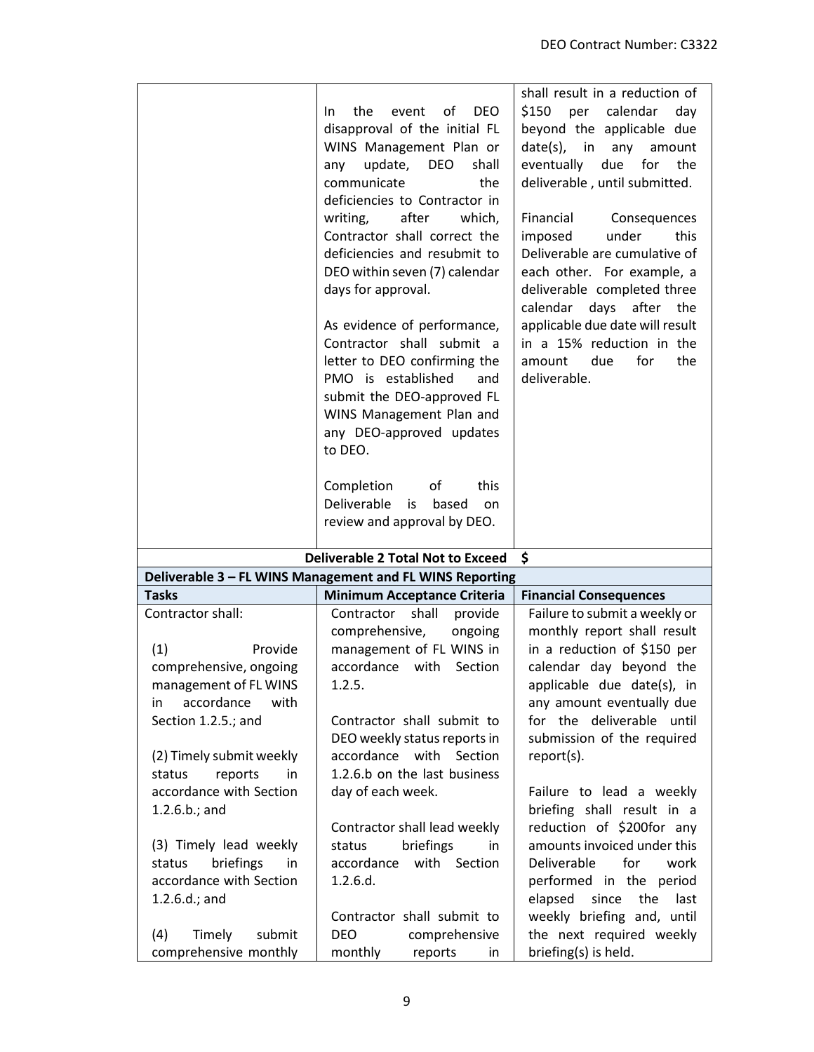| | | |
|---|---|---|
| | In the event of DEO disapproval of the initial FL WINS Management Plan or any update, DEO shall communicate the deficiencies to Contractor in writing, after which, Contractor shall correct the deficiencies and resubmit to DEO within seven (7) calendar days for approval.<br><br>As evidence of performance, Contractor shall submit a letter to DEO confirming the PMO is established and submit the DEO-approved FL WINS Management Plan and any DEO-approved updates to DEO.<br><br>Completion of this Deliverable is based on review and approval by DEO. | shall result in a reduction of $150 per calendar day beyond the applicable due date(s), in any amount eventually due for the deliverable , until submitted.<br><br>Financial Consequences imposed under this Deliverable are cumulative of each other. For example, a deliverable completed three calendar days after the applicable due date will result in a 15% reduction in the amount due for the deliverable. |
| | **Deliverable 2 Total Not to Exceed** | **$** |

**Deliverable 3 – FL WINS Management and FL WINS Reporting**

| **Tasks** | **Minimum Acceptance Criteria** | **Financial Consequences** |
|---|---|---|
| Contractor shall:<br><br>(1) Provide comprehensive, ongoing management of FL WINS in accordance with Section 1.2.5.; and<br><br>(2) Timely submit weekly status reports in accordance with Section 1.2.6.b.; and<br><br>(3) Timely lead weekly status briefings in accordance with Section 1.2.6.d.; and<br><br>(4) Timely submit comprehensive monthly | Contractor shall provide comprehensive, ongoing management of FL WINS in accordance with Section 1.2.5.<br><br>Contractor shall submit to DEO weekly status reports in accordance with Section 1.2.6.b on the last business day of each week.<br><br>Contractor shall lead weekly status briefings in accordance with Section 1.2.6.d.<br><br>Contractor shall submit to DEO comprehensive monthly reports in | Failure to submit a weekly or monthly report shall result in a reduction of $150 per calendar day beyond the applicable due date(s), in any amount eventually due for the deliverable until submission of the required report(s).<br><br>Failure to lead a weekly briefing shall result in a reduction of $200for any amounts invoiced under this Deliverable for work performed in the period elapsed since the last weekly briefing and, until the next required weekly briefing(s) is held. |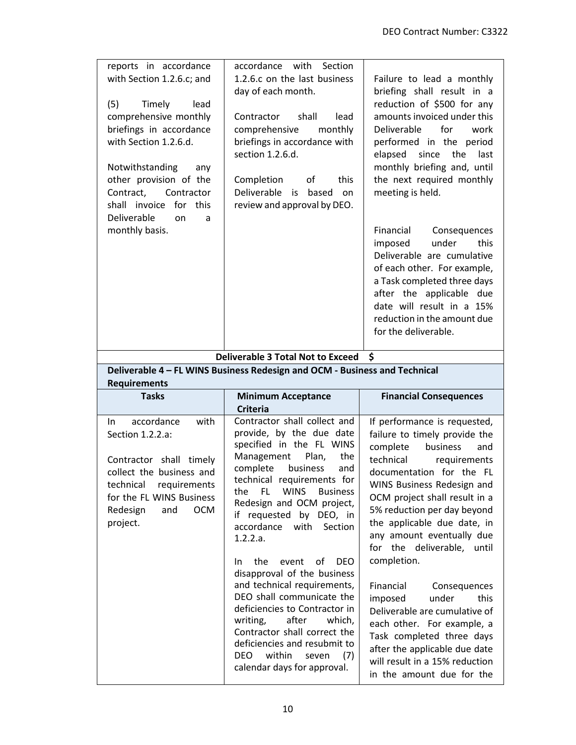| | | |
|---|---|---|
| reports in accordance with Section 1.2.6.c; and<br><br>(5) Timely lead comprehensive monthly briefings in accordance with Section 1.2.6.d.<br><br>Notwithstanding any other provision of the Contract, Contractor shall invoice for this Deliverable on a monthly basis. | accordance with Section 1.2.6.c on the last business day of each month.<br><br>Contractor shall lead comprehensive monthly briefings in accordance with section 1.2.6.d.<br><br>Completion of this Deliverable is based on review and approval by DEO. | Failure to lead a monthly briefing shall result in a reduction of $500 for any amounts invoiced under this Deliverable for work performed in the period elapsed since the last monthly briefing and, until the next required monthly meeting is held.<br><br>Financial Consequences imposed under this Deliverable are cumulative of each other. For example, a Task completed three days after the applicable due date will result in a 15% reduction in the amount due for the deliverable. |
| | **Deliverable 3 Total Not to Exceed** | **$** |

**Deliverable 4 – FL WINS Business Redesign and OCM - Business and Technical Requirements**

| Tasks | Minimum Acceptance Criteria | Financial Consequences |
|---|---|---|
| In accordance with Section 1.2.2.a:<br><br>Contractor shall timely collect the business and technical requirements for the FL WINS Business Redesign and OCM project. | Contractor shall collect and provide, by the due date specified in the FL WINS Management Plan, the complete business and technical requirements for the FL WINS Business Redesign and OCM project, if requested by DEO, in accordance with Section 1.2.2.a.<br><br>In the event of DEO disapproval of the business and technical requirements, DEO shall communicate the deficiencies to Contractor in writing, after which, Contractor shall correct the deficiencies and resubmit to DEO within seven (7) calendar days for approval. | If performance is requested, failure to timely provide the complete business and technical requirements documentation for the FL WINS Business Redesign and OCM project shall result in a 5% reduction per day beyond the applicable due date, in any amount eventually due for the deliverable, until completion.<br><br>Financial Consequences imposed under this Deliverable are cumulative of each other. For example, a Task completed three days after the applicable due date will result in a 15% reduction in the amount due for the |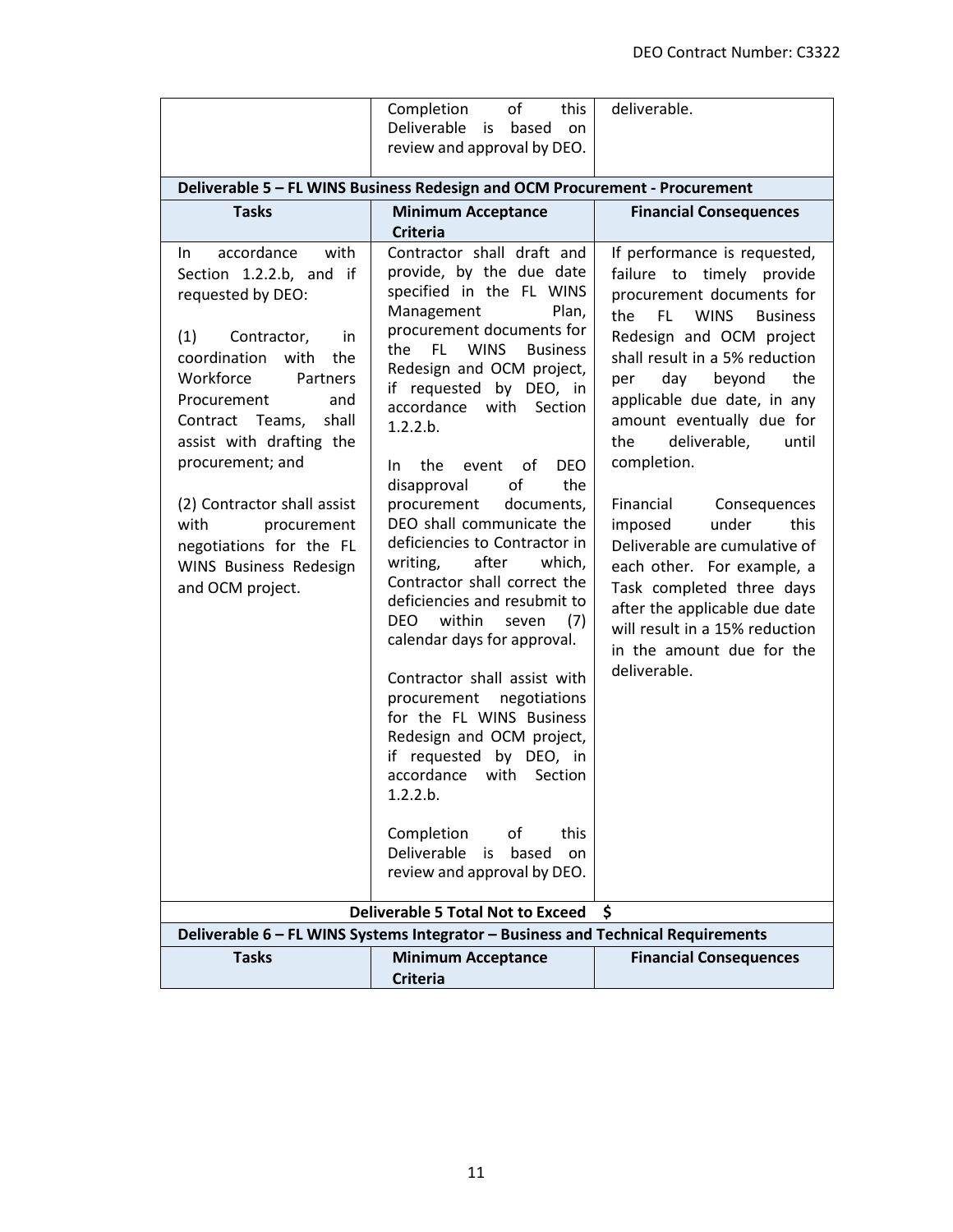| | | |
|---|---|---|
| | Completion of this Deliverable is based on review and approval by DEO. | deliverable. |
| **Deliverable 5 – FL WINS Business Redesign and OCM Procurement - Procurement** | | |
| **Tasks** | **Minimum Acceptance Criteria** | **Financial Consequences** |
| In accordance with Section 1.2.2.b, and if requested by DEO:<br><br>(1) Contractor, in coordination with the Workforce Partners Procurement and Contract Teams, shall assist with drafting the procurement; and<br><br>(2) Contractor shall assist with procurement negotiations for the FL WINS Business Redesign and OCM project. | Contractor shall draft and provide, by the due date specified in the FL WINS Management Plan, procurement documents for the FL WINS Business Redesign and OCM project, if requested by DEO, in accordance with Section 1.2.2.b.<br><br>In the event of DEO disapproval of the procurement documents, DEO shall communicate the deficiencies to Contractor in writing, after which, Contractor shall correct the deficiencies and resubmit to DEO within seven (7) calendar days for approval.<br><br>Contractor shall assist with procurement negotiations for the FL WINS Business Redesign and OCM project, if requested by DEO, in accordance with Section 1.2.2.b.<br><br>Completion of this Deliverable is based on review and approval by DEO. | If performance is requested, failure to timely provide procurement documents for the FL WINS Business Redesign and OCM project shall result in a 5% reduction per day beyond the applicable due date, in any amount eventually due for the deliverable, until completion.<br><br>Financial Consequences imposed under this Deliverable are cumulative of each other. For example, a Task completed three days after the applicable due date will result in a 15% reduction in the amount due for the deliverable. |
| **Deliverable 5 Total Not to Exceed $** | | |
| **Deliverable 6 – FL WINS Systems Integrator – Business and Technical Requirements** | | |
| **Tasks** | **Minimum Acceptance Criteria** | **Financial Consequences** |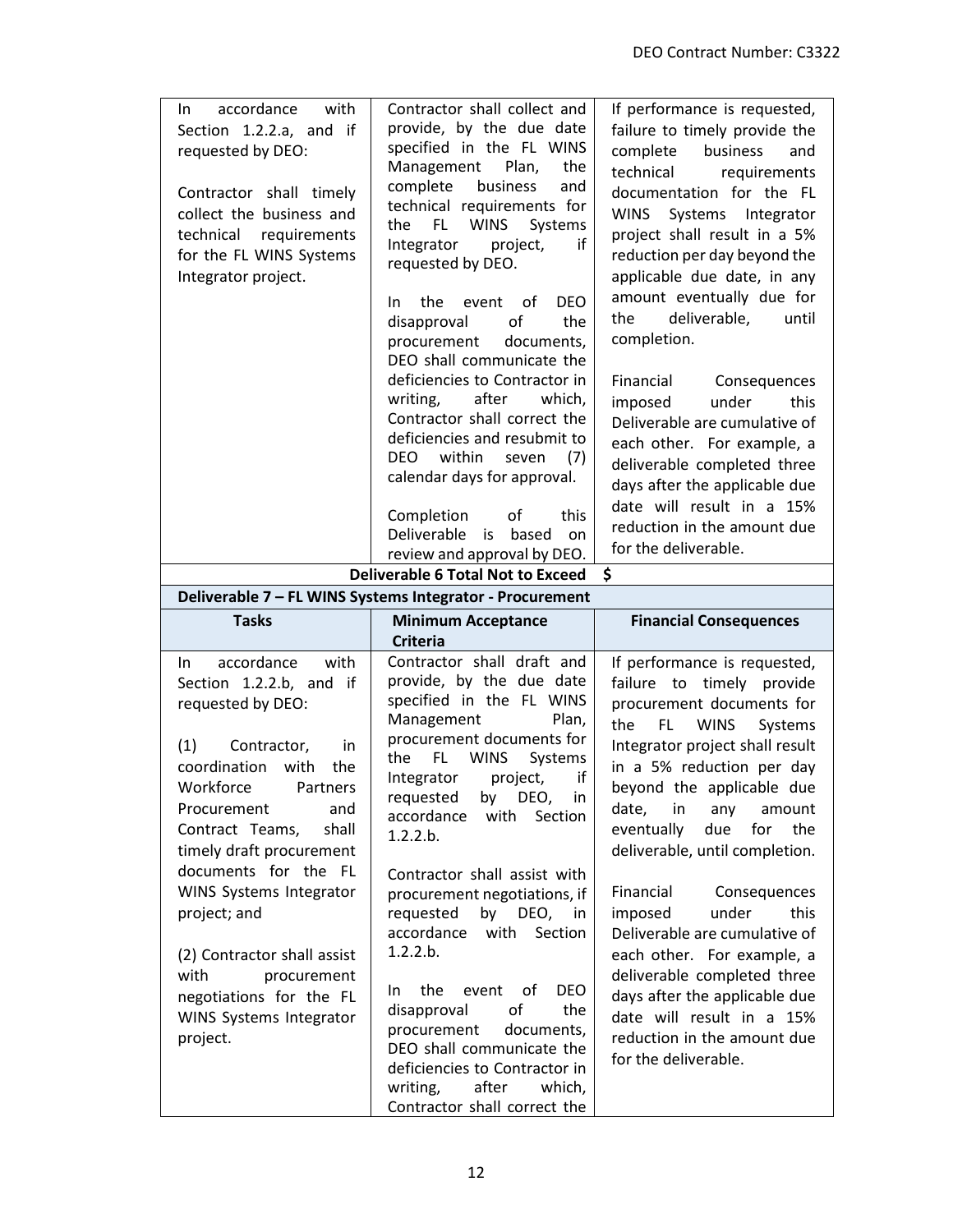| Tasks | Minimum Acceptance Criteria | Financial Consequences |
|---|---|---|
| In accordance with Section 1.2.2.a, and if requested by DEO:<br><br>Contractor shall timely collect the business and technical requirements for the FL WINS Systems Integrator project. | Contractor shall collect and provide, by the due date specified in the FL WINS Management Plan, the complete business and technical requirements for the FL WINS Systems Integrator project, if requested by DEO.<br><br>In the event of DEO disapproval of the procurement documents, DEO shall communicate the deficiencies to Contractor in writing, after which, Contractor shall correct the deficiencies and resubmit to DEO within seven (7) calendar days for approval.<br><br>Completion of this Deliverable is based on review and approval by DEO. | If performance is requested, failure to timely provide the complete business and technical requirements documentation for the FL WINS Systems Integrator project shall result in a 5% reduction per day beyond the applicable due date, in any amount eventually due for the deliverable, until completion.<br><br>Financial Consequences imposed under this Deliverable are cumulative of each other. For example, a deliverable completed three days after the applicable due date will result in a 15% reduction in the amount due for the deliverable. |
| | **Deliverable 6 Total Not to Exceed** | **$** |
| **Deliverable 7 – FL WINS Systems Integrator - Procurement** | | |
| **Tasks** | **Minimum Acceptance Criteria** | **Financial Consequences** |
| In accordance with Section 1.2.2.b, and if requested by DEO:<br><br>(1) Contractor, in coordination with the Workforce Partners Procurement and Contract Teams, shall timely draft procurement documents for the FL WINS Systems Integrator project; and<br><br>(2) Contractor shall assist with procurement negotiations for the FL WINS Systems Integrator project. | Contractor shall draft and provide, by the due date specified in the FL WINS Management Plan, procurement documents for the FL WINS Systems Integrator project, if requested by DEO, in accordance with Section 1.2.2.b.<br><br>Contractor shall assist with procurement negotiations, if requested by DEO, in accordance with Section 1.2.2.b.<br><br>In the event of DEO disapproval of the procurement documents, DEO shall communicate the deficiencies to Contractor in writing, after which, Contractor shall correct the | If performance is requested, failure to timely provide procurement documents for the FL WINS Systems Integrator project shall result in a 5% reduction per day beyond the applicable due date, in any amount eventually due for the deliverable, until completion.<br><br>Financial Consequences imposed under this Deliverable are cumulative of each other. For example, a deliverable completed three days after the applicable due date will result in a 15% reduction in the amount due for the deliverable. |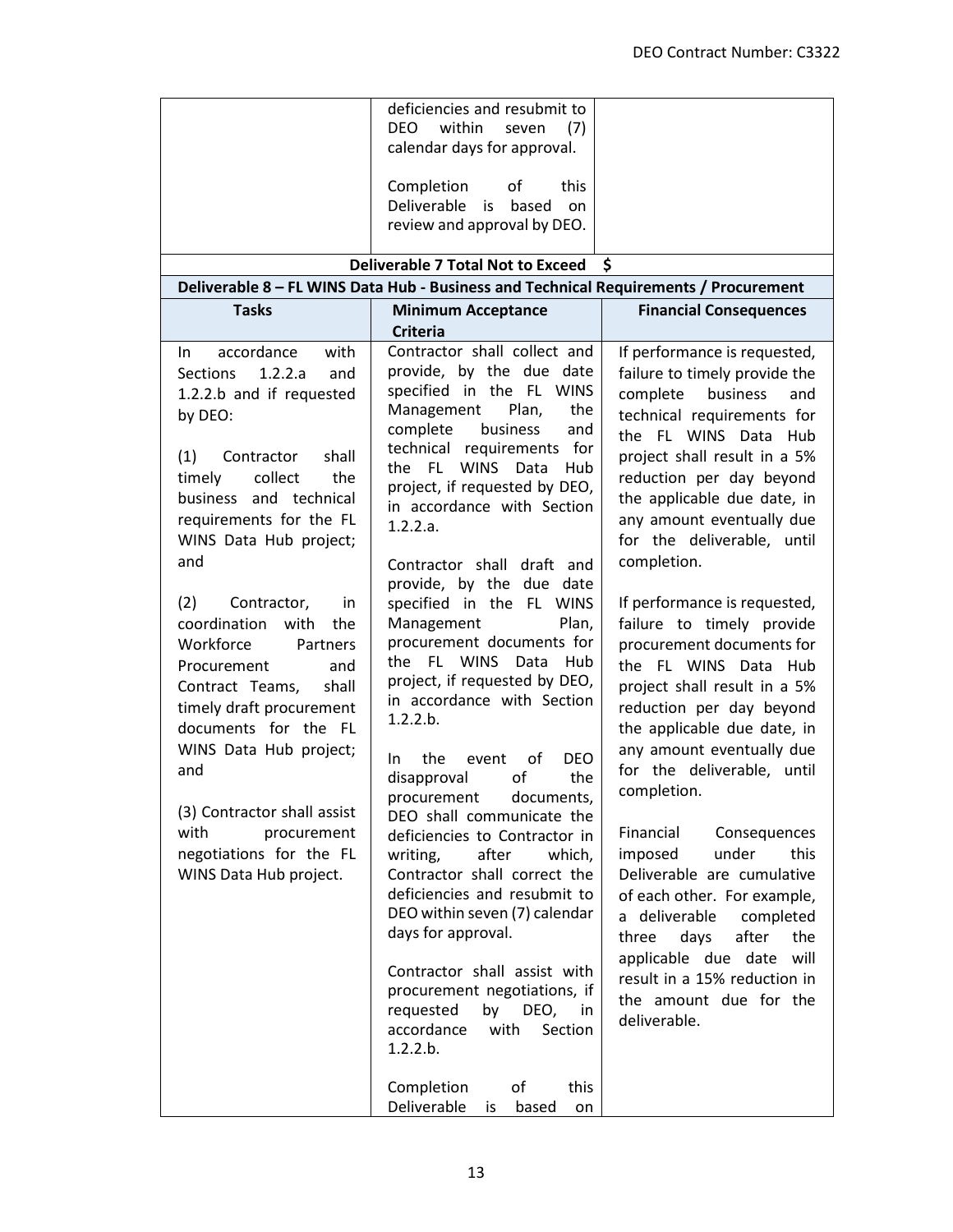| | | |
|---|---|---|
| | deficiencies and resubmit to DEO within seven (7) calendar days for approval.<br><br>Completion of this Deliverable is based on review and approval by DEO. | |
| **Deliverable 7 Total Not to Exceed $** | | |
| **Deliverable 8 – FL WINS Data Hub - Business and Technical Requirements / Procurement** | | |
| **Tasks** | **Minimum Acceptance Criteria** | **Financial Consequences** |
| In accordance with Sections 1.2.2.a and 1.2.2.b and if requested by DEO:<br><br>(1) Contractor shall timely collect the business and technical requirements for the FL WINS Data Hub project; and<br><br>(2) Contractor, in coordination with the Workforce Partners Procurement and Contract Teams, shall timely draft procurement documents for the FL WINS Data Hub project; and<br><br>(3) Contractor shall assist with procurement negotiations for the FL WINS Data Hub project. | Contractor shall collect and provide, by the due date specified in the FL WINS Management Plan, the complete business and technical requirements for the FL WINS Data Hub project, if requested by DEO, in accordance with Section 1.2.2.a.<br><br>Contractor shall draft and provide, by the due date specified in the FL WINS Management Plan, procurement documents for the FL WINS Data Hub project, if requested by DEO, in accordance with Section 1.2.2.b.<br><br>In the event of DEO disapproval of the procurement documents, DEO shall communicate the deficiencies to Contractor in writing, after which, Contractor shall correct the deficiencies and resubmit to DEO within seven (7) calendar days for approval.<br><br>Contractor shall assist with procurement negotiations, if requested by DEO, in accordance with Section 1.2.2.b.<br><br>Completion of this Deliverable is based on | If performance is requested, failure to timely provide the complete business and technical requirements for the FL WINS Data Hub project shall result in a 5% reduction per day beyond the applicable due date, in any amount eventually due for the deliverable, until completion.<br><br>If performance is requested, failure to timely provide procurement documents for the FL WINS Data Hub project shall result in a 5% reduction per day beyond the applicable due date, in any amount eventually due for the deliverable, until completion.<br><br>Financial Consequences imposed under this Deliverable are cumulative of each other. For example, a deliverable completed three days after the applicable due date will result in a 15% reduction in the amount due for the deliverable. |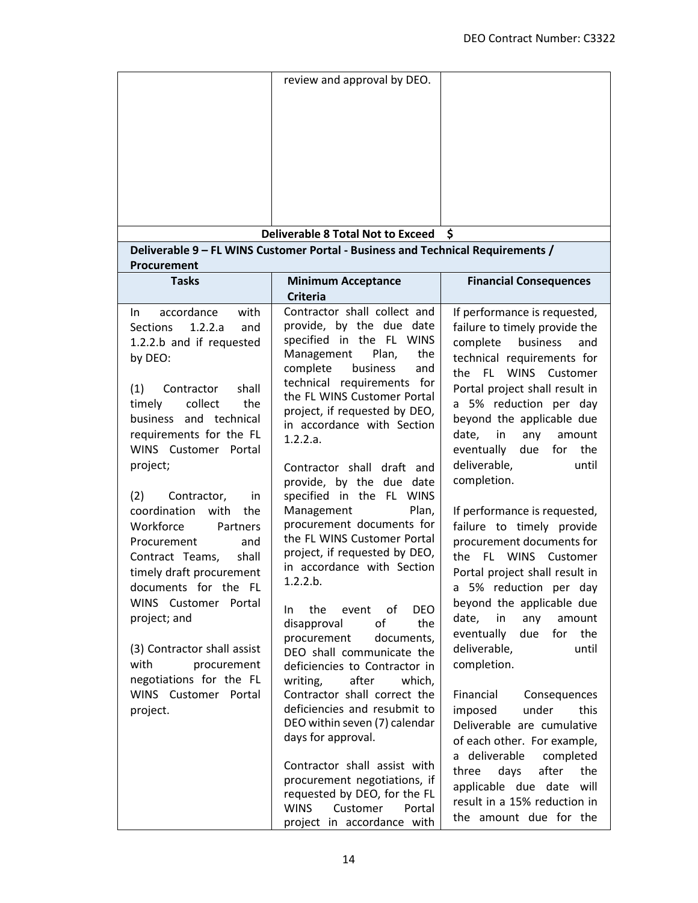| | | |
|---|---|---|
| | review and approval by DEO. | |
| | **Deliverable 8 Total Not to Exceed $** | |
| **Deliverable 9 – FL WINS Customer Portal - Business and Technical Requirements / Procurement** | | |
| **Tasks** | **Minimum Acceptance Criteria** | **Financial Consequences** |
| In accordance with Sections 1.2.2.a and 1.2.2.b and if requested by DEO:<br><br>(1) Contractor shall timely collect the business and technical requirements for the FL WINS Customer Portal project;<br><br>(2) Contractor, in coordination with the Workforce Partners Procurement and Contract Teams, shall timely draft procurement documents for the FL WINS Customer Portal project; and<br><br>(3) Contractor shall assist with procurement negotiations for the FL WINS Customer Portal project. | Contractor shall collect and provide, by the due date specified in the FL WINS Management Plan, the complete business and technical requirements for the FL WINS Customer Portal project, if requested by DEO, in accordance with Section 1.2.2.a.<br><br>Contractor shall draft and provide, by the due date specified in the FL WINS Management Plan, procurement documents for the FL WINS Customer Portal project, if requested by DEO, in accordance with Section 1.2.2.b.<br><br>In the event of DEO disapproval of the procurement documents, DEO shall communicate the deficiencies to Contractor in writing, after which, Contractor shall correct the deficiencies and resubmit to DEO within seven (7) calendar days for approval.<br><br>Contractor shall assist with procurement negotiations, if requested by DEO, for the FL WINS Customer Portal project in accordance with | If performance is requested, failure to timely provide the complete business and technical requirements for the FL WINS Customer Portal project shall result in a 5% reduction per day beyond the applicable due date, in any amount eventually due for the deliverable, until completion.<br><br>If performance is requested, failure to timely provide procurement documents for the FL WINS Customer Portal project shall result in a 5% reduction per day beyond the applicable due date, in any amount eventually due for the deliverable, until completion.<br><br>Financial Consequences imposed under this Deliverable are cumulative of each other. For example, a deliverable completed three days after the applicable due date will result in a 15% reduction in the amount due for the |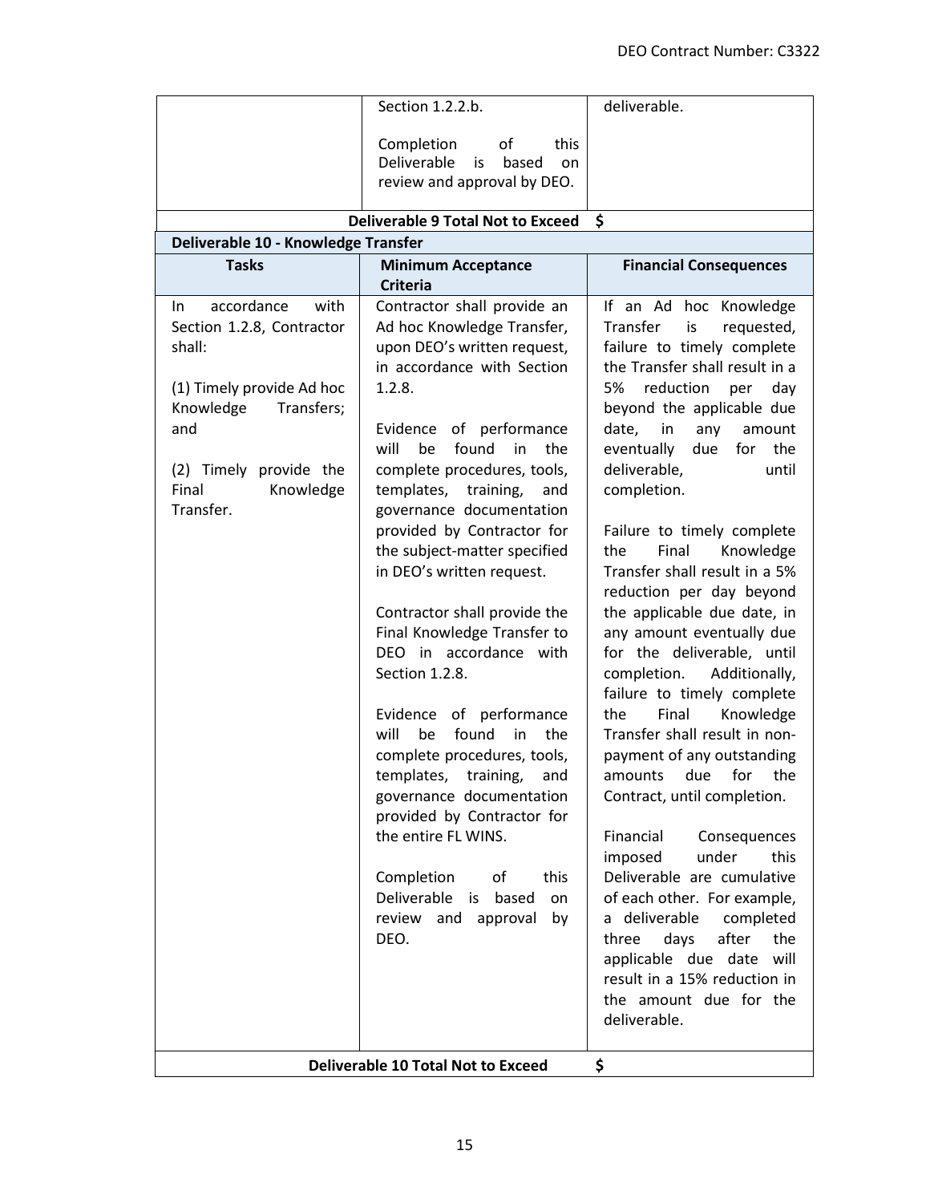|  | Section 1.2.2.b.<br><br>Completion of this Deliverable is based on review and approval by DEO. | deliverable. |
|---|---|---|
| **Deliverable 9 Total Not to Exceed** | **$** | |
| **Deliverable 10 - Knowledge Transfer** | | |
| **Tasks** | **Minimum Acceptance Criteria** | **Financial Consequences** |
| In accordance with Section 1.2.8, Contractor shall:<br><br>(1) Timely provide Ad hoc Knowledge Transfers; and<br><br>(2) Timely provide the Final Knowledge Transfer. | Contractor shall provide an Ad hoc Knowledge Transfer, upon DEO's written request, in accordance with Section 1.2.8.<br><br>Evidence of performance will be found in the complete procedures, tools, templates, training, and governance documentation provided by Contractor for the subject-matter specified in DEO's written request.<br><br>Contractor shall provide the Final Knowledge Transfer to DEO in accordance with Section 1.2.8.<br><br>Evidence of performance will be found in the complete procedures, tools, templates, training, and governance documentation provided by Contractor for the entire FL WINS.<br><br>Completion of this Deliverable is based on review and approval by DEO. | If an Ad hoc Knowledge Transfer is requested, failure to timely complete the Transfer shall result in a 5% reduction per day beyond the applicable due date, in any amount eventually due for the deliverable, until completion.<br><br>Failure to timely complete the Final Knowledge Transfer shall result in a 5% reduction per day beyond the applicable due date, in any amount eventually due for the deliverable, until completion. Additionally, failure to timely complete the Final Knowledge Transfer shall result in non-payment of any outstanding amounts due for the Contract, until completion.<br><br>Financial Consequences imposed under this Deliverable are cumulative of each other. For example, a deliverable completed three days after the applicable due date will result in a 15% reduction in the amount due for the deliverable. |
| **Deliverable 10 Total Not to Exceed** | **$** | |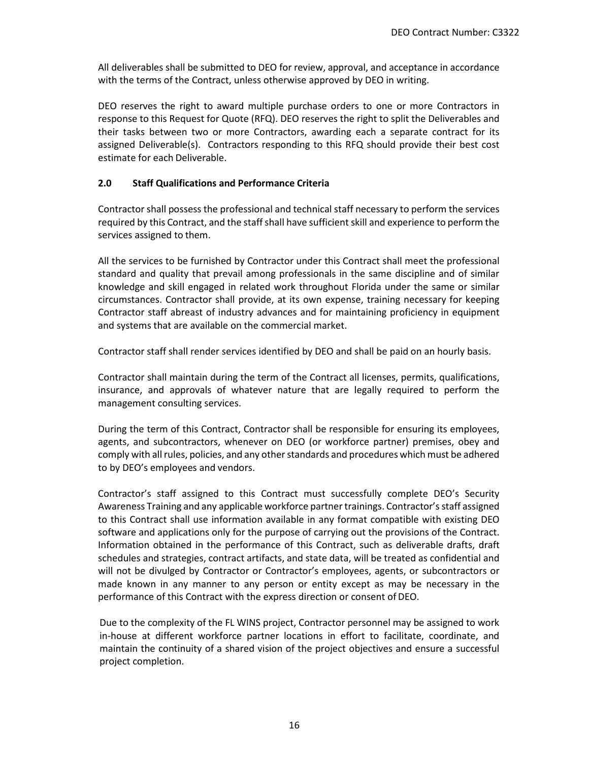All deliverables shall be submitted to DEO for review, approval, and acceptance in accordance with the terms of the Contract, unless otherwise approved by DEO in writing.

DEO reserves the right to award multiple purchase orders to one or more Contractors in response to this Request for Quote (RFQ). DEO reserves the right to split the Deliverables and their tasks between two or more Contractors, awarding each a separate contract for its assigned Deliverable(s). Contractors responding to this RFQ should provide their best cost estimate for each Deliverable.

## 2.0 Staff Qualifications and Performance Criteria

Contractor shall possess the professional and technical staff necessary to perform the services required by this Contract, and the staff shall have sufficient skill and experience to perform the services assigned to them.

All the services to be furnished by Contractor under this Contract shall meet the professional standard and quality that prevail among professionals in the same discipline and of similar knowledge and skill engaged in related work throughout Florida under the same or similar circumstances. Contractor shall provide, at its own expense, training necessary for keeping Contractor staff abreast of industry advances and for maintaining proficiency in equipment and systems that are available on the commercial market.

Contractor staff shall render services identified by DEO and shall be paid on an hourly basis.

Contractor shall maintain during the term of the Contract all licenses, permits, qualifications, insurance, and approvals of whatever nature that are legally required to perform the management consulting services.

During the term of this Contract, Contractor shall be responsible for ensuring its employees, agents, and subcontractors, whenever on DEO (or workforce partner) premises, obey and comply with all rules, policies, and any other standards and procedures which must be adhered to by DEO's employees and vendors.

Contractor's staff assigned to this Contract must successfully complete DEO's Security Awareness Training and any applicable workforce partner trainings. Contractor's staff assigned to this Contract shall use information available in any format compatible with existing DEO software and applications only for the purpose of carrying out the provisions of the Contract. Information obtained in the performance of this Contract, such as deliverable drafts, draft schedules and strategies, contract artifacts, and state data, will be treated as confidential and will not be divulged by Contractor or Contractor's employees, agents, or subcontractors or made known in any manner to any person or entity except as may be necessary in the performance of this Contract with the express direction or consent of DEO.

Due to the complexity of the FL WINS project, Contractor personnel may be assigned to work in-house at different workforce partner locations in effort to facilitate, coordinate, and maintain the continuity of a shared vision of the project objectives and ensure a successful project completion.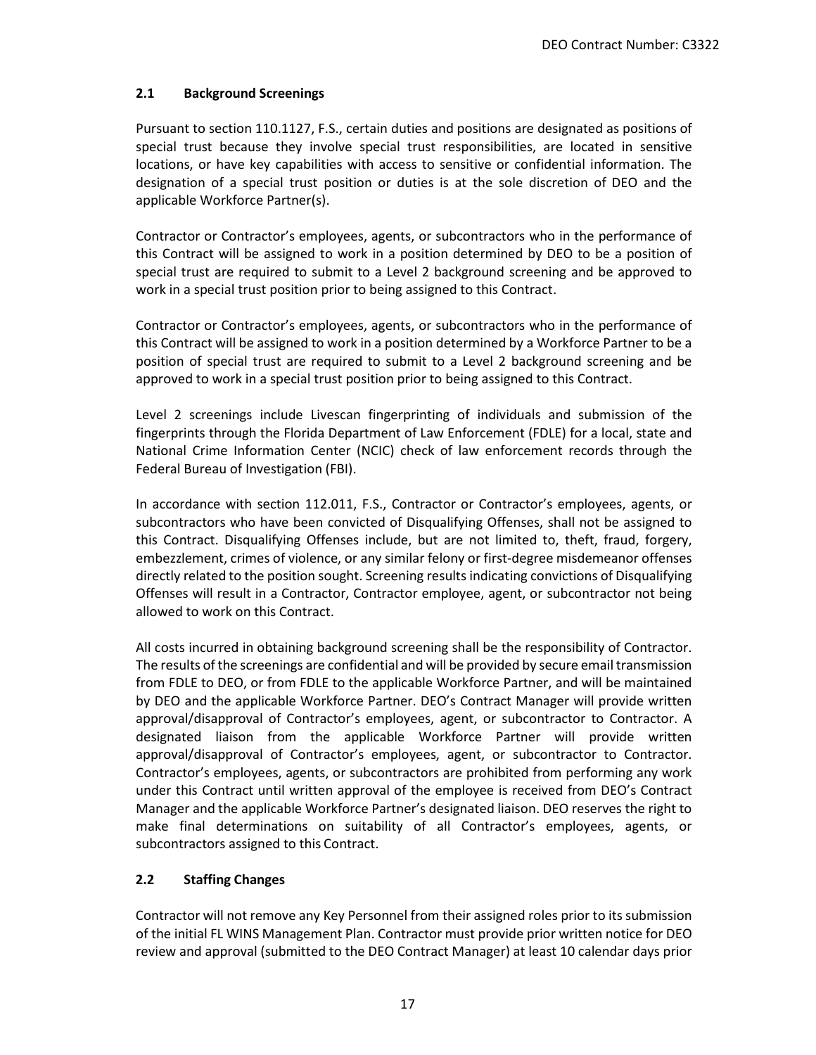### 2.1 Background Screenings

Pursuant to section 110.1127, F.S., certain duties and positions are designated as positions of special trust because they involve special trust responsibilities, are located in sensitive locations, or have key capabilities with access to sensitive or confidential information. The designation of a special trust position or duties is at the sole discretion of DEO and the applicable Workforce Partner(s).

Contractor or Contractor's employees, agents, or subcontractors who in the performance of this Contract will be assigned to work in a position determined by DEO to be a position of special trust are required to submit to a Level 2 background screening and be approved to work in a special trust position prior to being assigned to this Contract.

Contractor or Contractor's employees, agents, or subcontractors who in the performance of this Contract will be assigned to work in a position determined by a Workforce Partner to be a position of special trust are required to submit to a Level 2 background screening and be approved to work in a special trust position prior to being assigned to this Contract.

Level 2 screenings include Livescan fingerprinting of individuals and submission of the fingerprints through the Florida Department of Law Enforcement (FDLE) for a local, state and National Crime Information Center (NCIC) check of law enforcement records through the Federal Bureau of Investigation (FBI).

In accordance with section 112.011, F.S., Contractor or Contractor's employees, agents, or subcontractors who have been convicted of Disqualifying Offenses, shall not be assigned to this Contract. Disqualifying Offenses include, but are not limited to, theft, fraud, forgery, embezzlement, crimes of violence, or any similar felony or first-degree misdemeanor offenses directly related to the position sought. Screening results indicating convictions of Disqualifying Offenses will result in a Contractor, Contractor employee, agent, or subcontractor not being allowed to work on this Contract.

All costs incurred in obtaining background screening shall be the responsibility of Contractor. The results of the screenings are confidential and will be provided by secure email transmission from FDLE to DEO, or from FDLE to the applicable Workforce Partner, and will be maintained by DEO and the applicable Workforce Partner. DEO's Contract Manager will provide written approval/disapproval of Contractor's employees, agent, or subcontractor to Contractor. A designated liaison from the applicable Workforce Partner will provide written approval/disapproval of Contractor's employees, agent, or subcontractor to Contractor. Contractor's employees, agents, or subcontractors are prohibited from performing any work under this Contract until written approval of the employee is received from DEO's Contract Manager and the applicable Workforce Partner's designated liaison. DEO reserves the right to make final determinations on suitability of all Contractor's employees, agents, or subcontractors assigned to this Contract.

### 2.2 Staffing Changes

Contractor will not remove any Key Personnel from their assigned roles prior to its submission of the initial FL WINS Management Plan. Contractor must provide prior written notice for DEO review and approval (submitted to the DEO Contract Manager) at least 10 calendar days prior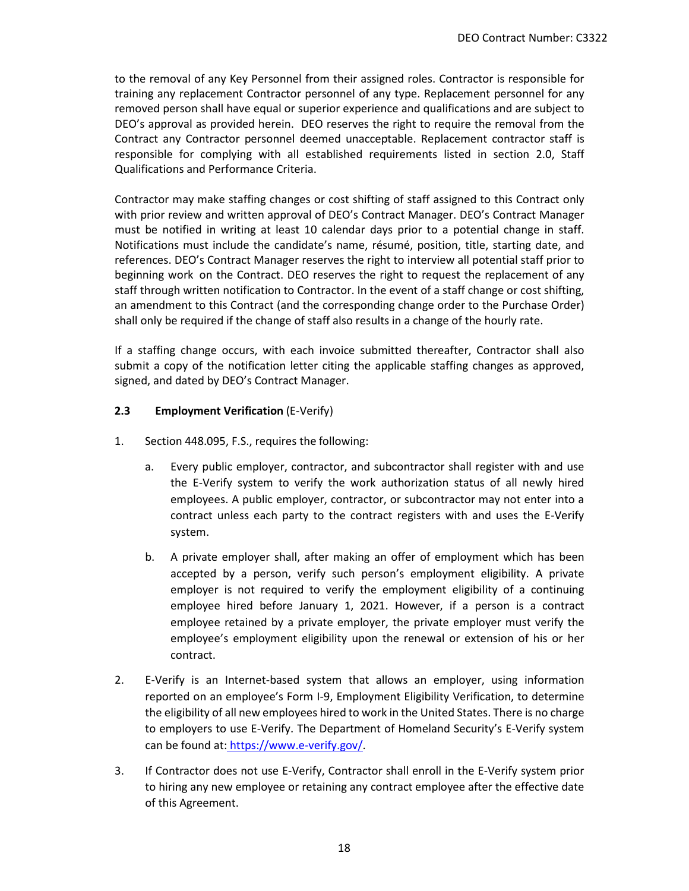to the removal of any Key Personnel from their assigned roles. Contractor is responsible for training any replacement Contractor personnel of any type. Replacement personnel for any removed person shall have equal or superior experience and qualifications and are subject to DEO's approval as provided herein. DEO reserves the right to require the removal from the Contract any Contractor personnel deemed unacceptable. Replacement contractor staff is responsible for complying with all established requirements listed in section 2.0, Staff Qualifications and Performance Criteria.

Contractor may make staffing changes or cost shifting of staff assigned to this Contract only with prior review and written approval of DEO's Contract Manager. DEO's Contract Manager must be notified in writing at least 10 calendar days prior to a potential change in staff. Notifications must include the candidate's name, résumé, position, title, starting date, and references. DEO's Contract Manager reserves the right to interview all potential staff prior to beginning work on the Contract. DEO reserves the right to request the replacement of any staff through written notification to Contractor. In the event of a staff change or cost shifting, an amendment to this Contract (and the corresponding change order to the Purchase Order) shall only be required if the change of staff also results in a change of the hourly rate.

If a staffing change occurs, with each invoice submitted thereafter, Contractor shall also submit a copy of the notification letter citing the applicable staffing changes as approved, signed, and dated by DEO's Contract Manager.

### 2.3 Employment Verification (E-Verify)

1. Section 448.095, F.S., requires the following:

   a. Every public employer, contractor, and subcontractor shall register with and use the E-Verify system to verify the work authorization status of all newly hired employees. A public employer, contractor, or subcontractor may not enter into a contract unless each party to the contract registers with and uses the E-Verify system.

   b. A private employer shall, after making an offer of employment which has been accepted by a person, verify such person's employment eligibility. A private employer is not required to verify the employment eligibility of a continuing employee hired before January 1, 2021. However, if a person is a contract employee retained by a private employer, the private employer must verify the employee's employment eligibility upon the renewal or extension of his or her contract.

2. E-Verify is an Internet-based system that allows an employer, using information reported on an employee's Form I-9, Employment Eligibility Verification, to determine the eligibility of all new employees hired to work in the United States. There is no charge to employers to use E-Verify. The Department of Homeland Security's E-Verify system can be found at: https://www.e-verify.gov/.

3. If Contractor does not use E-Verify, Contractor shall enroll in the E-Verify system prior to hiring any new employee or retaining any contract employee after the effective date of this Agreement.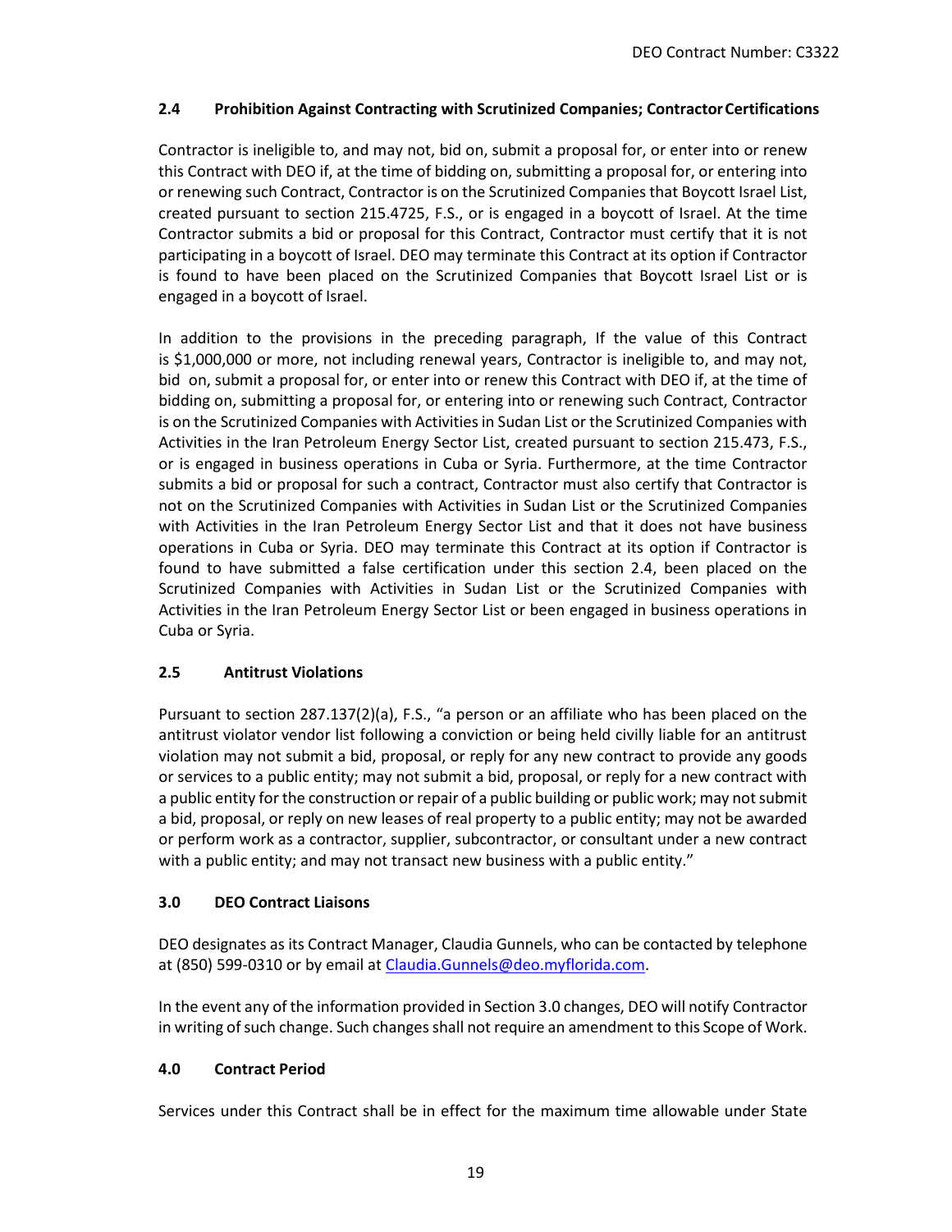### 2.4 Prohibition Against Contracting with Scrutinized Companies; Contractor Certifications

Contractor is ineligible to, and may not, bid on, submit a proposal for, or enter into or renew this Contract with DEO if, at the time of bidding on, submitting a proposal for, or entering into or renewing such Contract, Contractor is on the Scrutinized Companies that Boycott Israel List, created pursuant to section 215.4725, F.S., or is engaged in a boycott of Israel. At the time Contractor submits a bid or proposal for this Contract, Contractor must certify that it is not participating in a boycott of Israel. DEO may terminate this Contract at its option if Contractor is found to have been placed on the Scrutinized Companies that Boycott Israel List or is engaged in a boycott of Israel.

In addition to the provisions in the preceding paragraph, If the value of this Contract is $1,000,000 or more, not including renewal years, Contractor is ineligible to, and may not, bid on, submit a proposal for, or enter into or renew this Contract with DEO if, at the time of bidding on, submitting a proposal for, or entering into or renewing such Contract, Contractor is on the Scrutinized Companies with Activities in Sudan List or the Scrutinized Companies with Activities in the Iran Petroleum Energy Sector List, created pursuant to section 215.473, F.S., or is engaged in business operations in Cuba or Syria. Furthermore, at the time Contractor submits a bid or proposal for such a contract, Contractor must also certify that Contractor is not on the Scrutinized Companies with Activities in Sudan List or the Scrutinized Companies with Activities in the Iran Petroleum Energy Sector List and that it does not have business operations in Cuba or Syria. DEO may terminate this Contract at its option if Contractor is found to have submitted a false certification under this section 2.4, been placed on the Scrutinized Companies with Activities in Sudan List or the Scrutinized Companies with Activities in the Iran Petroleum Energy Sector List or been engaged in business operations in Cuba or Syria.

### 2.5 Antitrust Violations

Pursuant to section 287.137(2)(a), F.S., "a person or an affiliate who has been placed on the antitrust violator vendor list following a conviction or being held civilly liable for an antitrust violation may not submit a bid, proposal, or reply for any new contract to provide any goods or services to a public entity; may not submit a bid, proposal, or reply for a new contract with a public entity for the construction or repair of a public building or public work; may not submit a bid, proposal, or reply on new leases of real property to a public entity; may not be awarded or perform work as a contractor, supplier, subcontractor, or consultant under a new contract with a public entity; and may not transact new business with a public entity."

### 3.0 DEO Contract Liaisons

DEO designates as its Contract Manager, Claudia Gunnels, who can be contacted by telephone at (850) 599-0310 or by email at Claudia.Gunnels@deo.myflorida.com.

In the event any of the information provided in Section 3.0 changes, DEO will notify Contractor in writing of such change. Such changes shall not require an amendment to this Scope of Work.

### 4.0 Contract Period

Services under this Contract shall be in effect for the maximum time allowable under State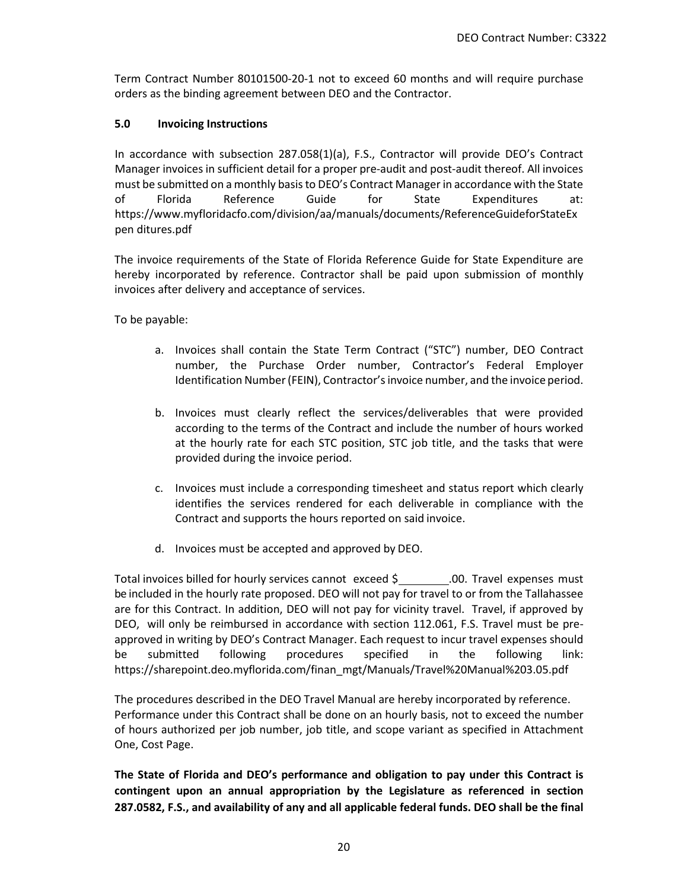Term Contract Number 80101500-20-1 not to exceed 60 months and will require purchase orders as the binding agreement between DEO and the Contractor.

## 5.0 Invoicing Instructions

In accordance with subsection 287.058(1)(a), F.S., Contractor will provide DEO's Contract Manager invoices in sufficient detail for a proper pre-audit and post-audit thereof. All invoices must be submitted on a monthly basis to DEO's Contract Manager in accordance with the State of Florida Reference Guide for State Expenditures at: https://www.myfloridacfo.com/division/aa/manuals/documents/ReferenceGuideforStateEx pen ditures.pdf

The invoice requirements of the State of Florida Reference Guide for State Expenditure are hereby incorporated by reference. Contractor shall be paid upon submission of monthly invoices after delivery and acceptance of services.

To be payable:

a. Invoices shall contain the State Term Contract ("STC") number, DEO Contract number, the Purchase Order number, Contractor's Federal Employer Identification Number (FEIN), Contractor's invoice number, and the invoice period.

b. Invoices must clearly reflect the services/deliverables that were provided according to the terms of the Contract and include the number of hours worked at the hourly rate for each STC position, STC job title, and the tasks that were provided during the invoice period.

c. Invoices must include a corresponding timesheet and status report which clearly identifies the services rendered for each deliverable in compliance with the Contract and supports the hours reported on said invoice.

d. Invoices must be accepted and approved by DEO.

Total invoices billed for hourly services cannot exceed $________.00. Travel expenses must be included in the hourly rate proposed. DEO will not pay for travel to or from the Tallahassee are for this Contract. In addition, DEO will not pay for vicinity travel. Travel, if approved by DEO, will only be reimbursed in accordance with section 112.061, F.S. Travel must be pre-approved in writing by DEO's Contract Manager. Each request to incur travel expenses should be submitted following procedures specified in the following link: https://sharepoint.deo.myflorida.com/finan_mgt/Manuals/Travel%20Manual%203.05.pdf

The procedures described in the DEO Travel Manual are hereby incorporated by reference. Performance under this Contract shall be done on an hourly basis, not to exceed the number of hours authorized per job number, job title, and scope variant as specified in Attachment One, Cost Page.

**The State of Florida and DEO's performance and obligation to pay under this Contract is contingent upon an annual appropriation by the Legislature as referenced in section 287.0582, F.S., and availability of any and all applicable federal funds. DEO shall be the final**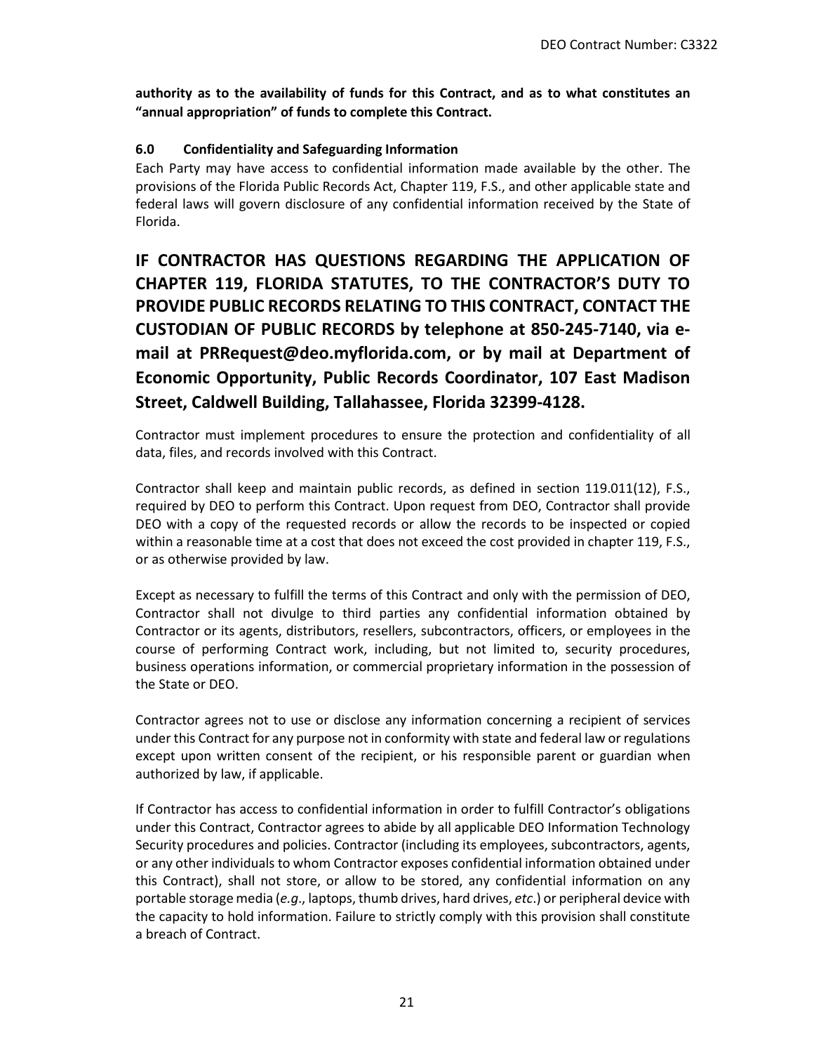**authority as to the availability of funds for this Contract, and as to what constitutes an "annual appropriation" of funds to complete this Contract.**

### 6.0 Confidentiality and Safeguarding Information

Each Party may have access to confidential information made available by the other. The provisions of the Florida Public Records Act, Chapter 119, F.S., and other applicable state and federal laws will govern disclosure of any confidential information received by the State of Florida.

**IF CONTRACTOR HAS QUESTIONS REGARDING THE APPLICATION OF CHAPTER 119, FLORIDA STATUTES, TO THE CONTRACTOR'S DUTY TO PROVIDE PUBLIC RECORDS RELATING TO THIS CONTRACT, CONTACT THE CUSTODIAN OF PUBLIC RECORDS by telephone at 850-245-7140, via e-mail at PRRequest@deo.myflorida.com, or by mail at Department of Economic Opportunity, Public Records Coordinator, 107 East Madison Street, Caldwell Building, Tallahassee, Florida 32399-4128.**

Contractor must implement procedures to ensure the protection and confidentiality of all data, files, and records involved with this Contract.

Contractor shall keep and maintain public records, as defined in section 119.011(12), F.S., required by DEO to perform this Contract. Upon request from DEO, Contractor shall provide DEO with a copy of the requested records or allow the records to be inspected or copied within a reasonable time at a cost that does not exceed the cost provided in chapter 119, F.S., or as otherwise provided by law.

Except as necessary to fulfill the terms of this Contract and only with the permission of DEO, Contractor shall not divulge to third parties any confidential information obtained by Contractor or its agents, distributors, resellers, subcontractors, officers, or employees in the course of performing Contract work, including, but not limited to, security procedures, business operations information, or commercial proprietary information in the possession of the State or DEO.

Contractor agrees not to use or disclose any information concerning a recipient of services under this Contract for any purpose not in conformity with state and federal law or regulations except upon written consent of the recipient, or his responsible parent or guardian when authorized by law, if applicable.

If Contractor has access to confidential information in order to fulfill Contractor's obligations under this Contract, Contractor agrees to abide by all applicable DEO Information Technology Security procedures and policies. Contractor (including its employees, subcontractors, agents, or any other individuals to whom Contractor exposes confidential information obtained under this Contract), shall not store, or allow to be stored, any confidential information on any portable storage media (*e.g*., laptops, thumb drives, hard drives, *etc*.) or peripheral device with the capacity to hold information. Failure to strictly comply with this provision shall constitute a breach of Contract.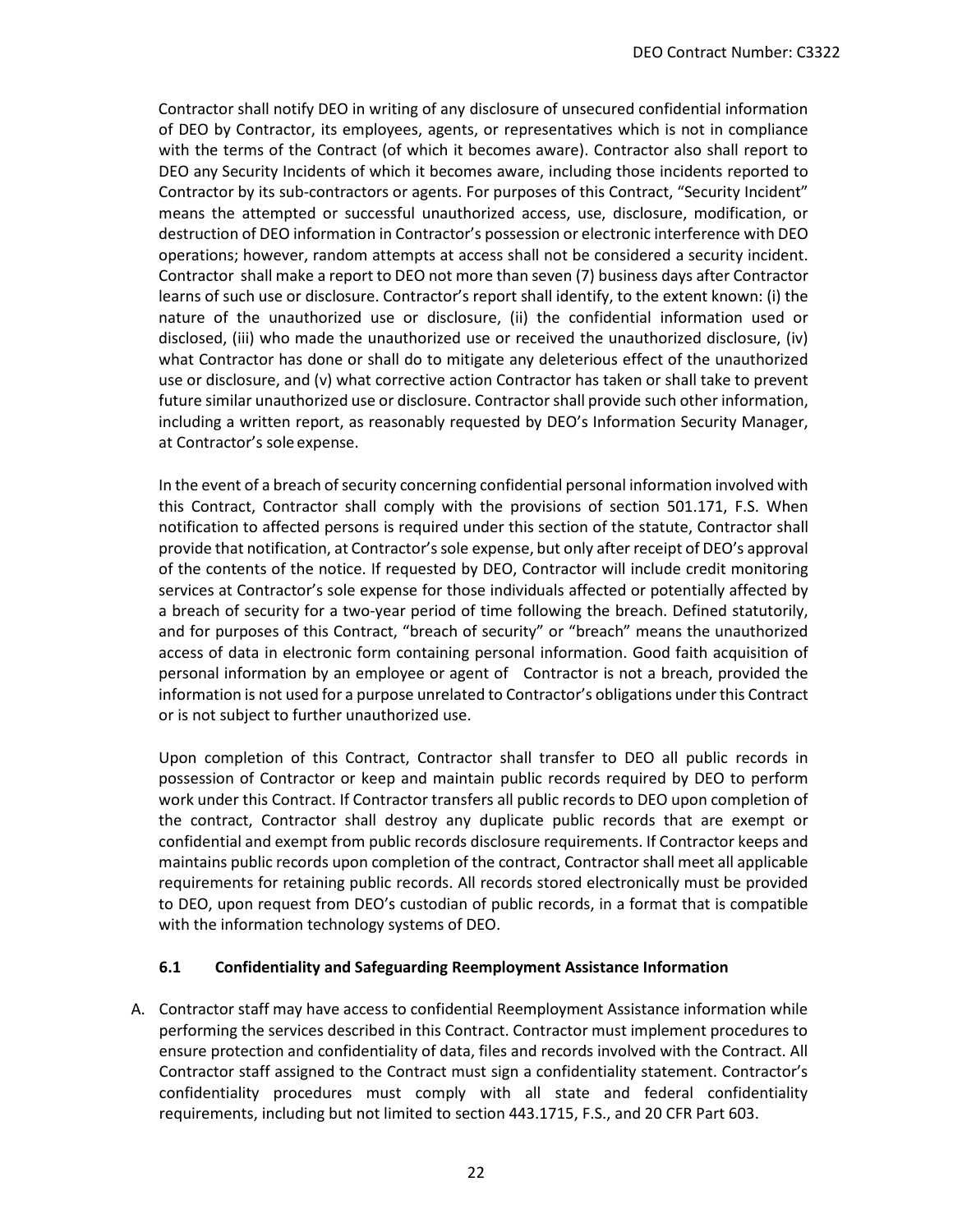Contractor shall notify DEO in writing of any disclosure of unsecured confidential information of DEO by Contractor, its employees, agents, or representatives which is not in compliance with the terms of the Contract (of which it becomes aware). Contractor also shall report to DEO any Security Incidents of which it becomes aware, including those incidents reported to Contractor by its sub-contractors or agents. For purposes of this Contract, "Security Incident" means the attempted or successful unauthorized access, use, disclosure, modification, or destruction of DEO information in Contractor's possession or electronic interference with DEO operations; however, random attempts at access shall not be considered a security incident. Contractor shall make a report to DEO not more than seven (7) business days after Contractor learns of such use or disclosure. Contractor's report shall identify, to the extent known: (i) the nature of the unauthorized use or disclosure, (ii) the confidential information used or disclosed, (iii) who made the unauthorized use or received the unauthorized disclosure, (iv) what Contractor has done or shall do to mitigate any deleterious effect of the unauthorized use or disclosure, and (v) what corrective action Contractor has taken or shall take to prevent future similar unauthorized use or disclosure. Contractor shall provide such other information, including a written report, as reasonably requested by DEO's Information Security Manager, at Contractor's sole expense.

In the event of a breach of security concerning confidential personal information involved with this Contract, Contractor shall comply with the provisions of section 501.171, F.S. When notification to affected persons is required under this section of the statute, Contractor shall provide that notification, at Contractor's sole expense, but only after receipt of DEO's approval of the contents of the notice. If requested by DEO, Contractor will include credit monitoring services at Contractor's sole expense for those individuals affected or potentially affected by a breach of security for a two-year period of time following the breach. Defined statutorily, and for purposes of this Contract, "breach of security" or "breach" means the unauthorized access of data in electronic form containing personal information. Good faith acquisition of personal information by an employee or agent of Contractor is not a breach, provided the information is not used for a purpose unrelated to Contractor's obligations under this Contract or is not subject to further unauthorized use.

Upon completion of this Contract, Contractor shall transfer to DEO all public records in possession of Contractor or keep and maintain public records required by DEO to perform work under this Contract. If Contractor transfers all public records to DEO upon completion of the contract, Contractor shall destroy any duplicate public records that are exempt or confidential and exempt from public records disclosure requirements. If Contractor keeps and maintains public records upon completion of the contract, Contractor shall meet all applicable requirements for retaining public records. All records stored electronically must be provided to DEO, upon request from DEO's custodian of public records, in a format that is compatible with the information technology systems of DEO.

### 6.1 Confidentiality and Safeguarding Reemployment Assistance Information

A. Contractor staff may have access to confidential Reemployment Assistance information while performing the services described in this Contract. Contractor must implement procedures to ensure protection and confidentiality of data, files and records involved with the Contract. All Contractor staff assigned to the Contract must sign a confidentiality statement. Contractor's confidentiality procedures must comply with all state and federal confidentiality requirements, including but not limited to section 443.1715, F.S., and 20 CFR Part 603.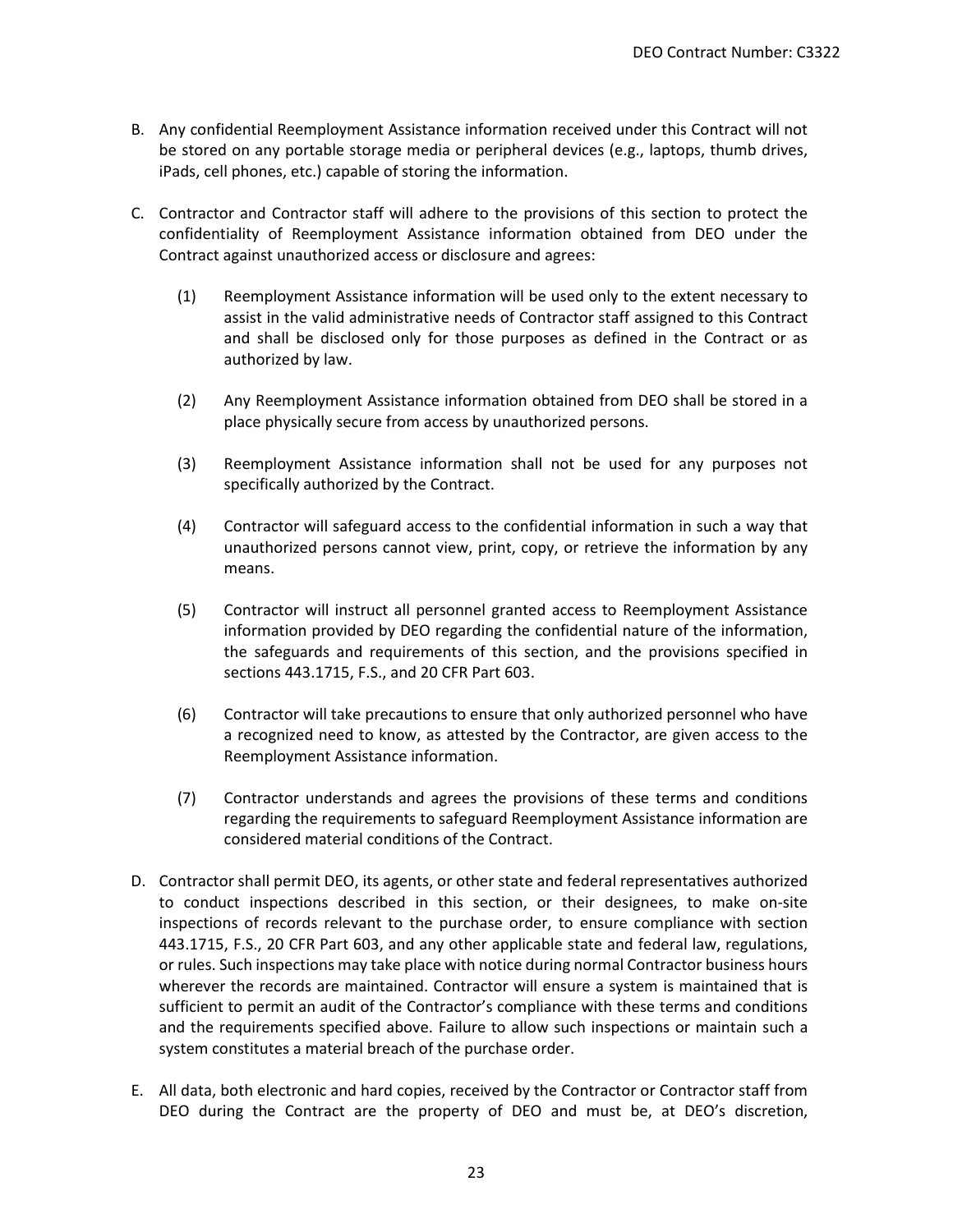B. Any confidential Reemployment Assistance information received under this Contract will not be stored on any portable storage media or peripheral devices (e.g., laptops, thumb drives, iPads, cell phones, etc.) capable of storing the information.

C. Contractor and Contractor staff will adhere to the provisions of this section to protect the confidentiality of Reemployment Assistance information obtained from DEO under the Contract against unauthorized access or disclosure and agrees:

   (1) Reemployment Assistance information will be used only to the extent necessary to assist in the valid administrative needs of Contractor staff assigned to this Contract and shall be disclosed only for those purposes as defined in the Contract or as authorized by law.

   (2) Any Reemployment Assistance information obtained from DEO shall be stored in a place physically secure from access by unauthorized persons.

   (3) Reemployment Assistance information shall not be used for any purposes not specifically authorized by the Contract.

   (4) Contractor will safeguard access to the confidential information in such a way that unauthorized persons cannot view, print, copy, or retrieve the information by any means.

   (5) Contractor will instruct all personnel granted access to Reemployment Assistance information provided by DEO regarding the confidential nature of the information, the safeguards and requirements of this section, and the provisions specified in sections 443.1715, F.S., and 20 CFR Part 603.

   (6) Contractor will take precautions to ensure that only authorized personnel who have a recognized need to know, as attested by the Contractor, are given access to the Reemployment Assistance information.

   (7) Contractor understands and agrees the provisions of these terms and conditions regarding the requirements to safeguard Reemployment Assistance information are considered material conditions of the Contract.

D. Contractor shall permit DEO, its agents, or other state and federal representatives authorized to conduct inspections described in this section, or their designees, to make on-site inspections of records relevant to the purchase order, to ensure compliance with section 443.1715, F.S., 20 CFR Part 603, and any other applicable state and federal law, regulations, or rules. Such inspections may take place with notice during normal Contractor business hours wherever the records are maintained. Contractor will ensure a system is maintained that is sufficient to permit an audit of the Contractor's compliance with these terms and conditions and the requirements specified above. Failure to allow such inspections or maintain such a system constitutes a material breach of the purchase order.

E. All data, both electronic and hard copies, received by the Contractor or Contractor staff from DEO during the Contract are the property of DEO and must be, at DEO's discretion,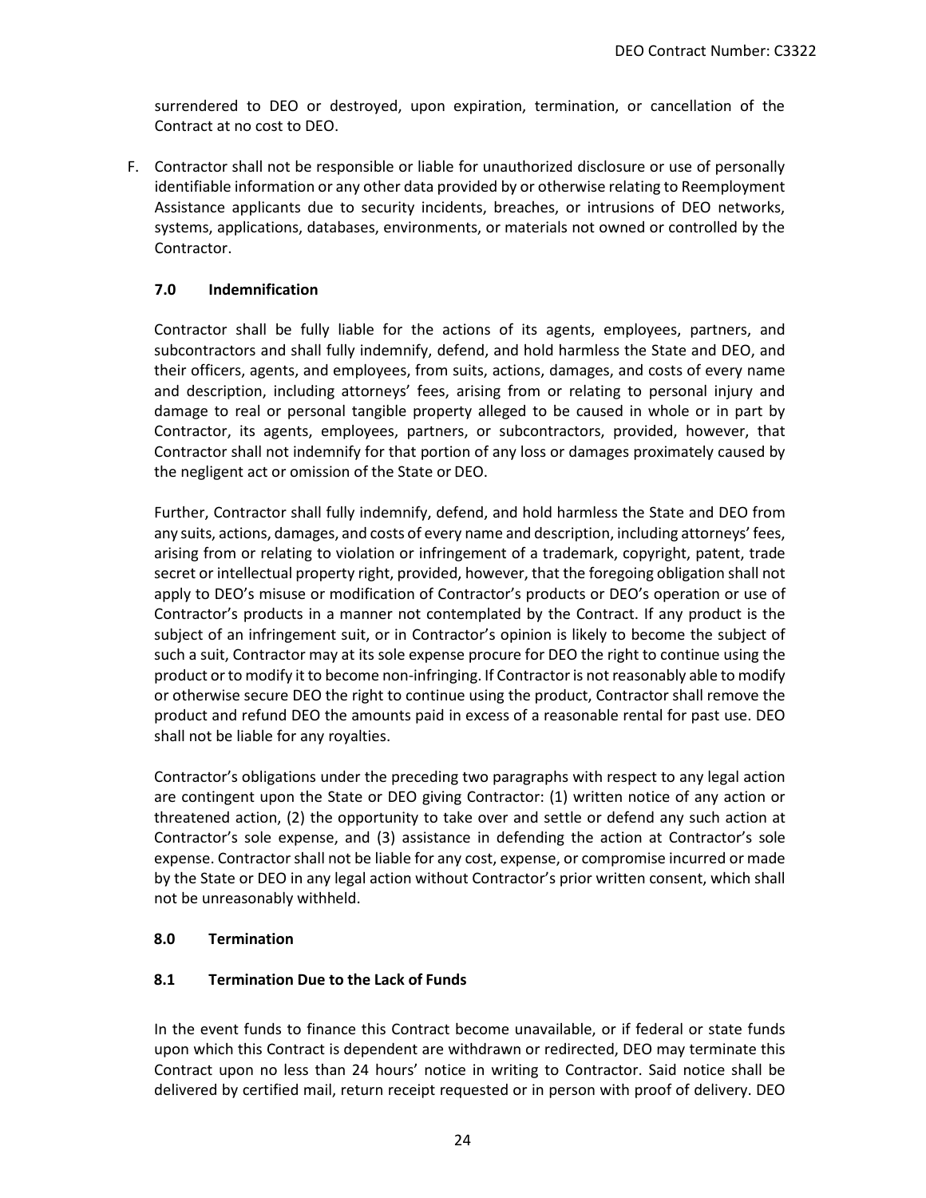surrendered to DEO or destroyed, upon expiration, termination, or cancellation of the Contract at no cost to DEO.

F. Contractor shall not be responsible or liable for unauthorized disclosure or use of personally identifiable information or any other data provided by or otherwise relating to Reemployment Assistance applicants due to security incidents, breaches, or intrusions of DEO networks, systems, applications, databases, environments, or materials not owned or controlled by the Contractor.

## 7.0 Indemnification

Contractor shall be fully liable for the actions of its agents, employees, partners, and subcontractors and shall fully indemnify, defend, and hold harmless the State and DEO, and their officers, agents, and employees, from suits, actions, damages, and costs of every name and description, including attorneys' fees, arising from or relating to personal injury and damage to real or personal tangible property alleged to be caused in whole or in part by Contractor, its agents, employees, partners, or subcontractors, provided, however, that Contractor shall not indemnify for that portion of any loss or damages proximately caused by the negligent act or omission of the State or DEO.

Further, Contractor shall fully indemnify, defend, and hold harmless the State and DEO from any suits, actions, damages, and costs of every name and description, including attorneys' fees, arising from or relating to violation or infringement of a trademark, copyright, patent, trade secret or intellectual property right, provided, however, that the foregoing obligation shall not apply to DEO's misuse or modification of Contractor's products or DEO's operation or use of Contractor's products in a manner not contemplated by the Contract. If any product is the subject of an infringement suit, or in Contractor's opinion is likely to become the subject of such a suit, Contractor may at its sole expense procure for DEO the right to continue using the product or to modify it to become non-infringing. If Contractor is not reasonably able to modify or otherwise secure DEO the right to continue using the product, Contractor shall remove the product and refund DEO the amounts paid in excess of a reasonable rental for past use. DEO shall not be liable for any royalties.

Contractor's obligations under the preceding two paragraphs with respect to any legal action are contingent upon the State or DEO giving Contractor: (1) written notice of any action or threatened action, (2) the opportunity to take over and settle or defend any such action at Contractor's sole expense, and (3) assistance in defending the action at Contractor's sole expense. Contractor shall not be liable for any cost, expense, or compromise incurred or made by the State or DEO in any legal action without Contractor's prior written consent, which shall not be unreasonably withheld.

## 8.0 Termination

### 8.1 Termination Due to the Lack of Funds

In the event funds to finance this Contract become unavailable, or if federal or state funds upon which this Contract is dependent are withdrawn or redirected, DEO may terminate this Contract upon no less than 24 hours' notice in writing to Contractor. Said notice shall be delivered by certified mail, return receipt requested or in person with proof of delivery. DEO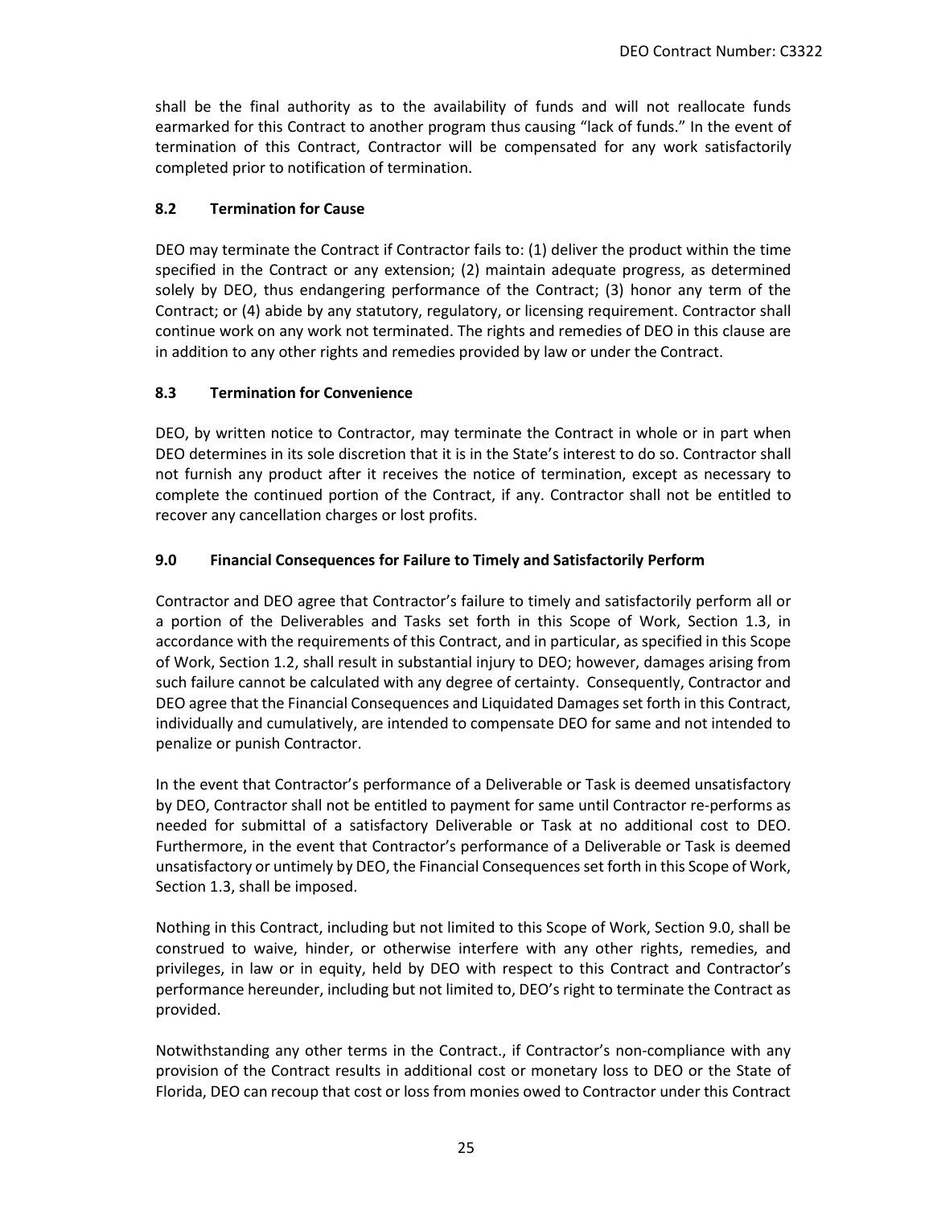shall be the final authority as to the availability of funds and will not reallocate funds earmarked for this Contract to another program thus causing "lack of funds." In the event of termination of this Contract, Contractor will be compensated for any work satisfactorily completed prior to notification of termination.

### 8.2 Termination for Cause

DEO may terminate the Contract if Contractor fails to: (1) deliver the product within the time specified in the Contract or any extension; (2) maintain adequate progress, as determined solely by DEO, thus endangering performance of the Contract; (3) honor any term of the Contract; or (4) abide by any statutory, regulatory, or licensing requirement. Contractor shall continue work on any work not terminated. The rights and remedies of DEO in this clause are in addition to any other rights and remedies provided by law or under the Contract.

### 8.3 Termination for Convenience

DEO, by written notice to Contractor, may terminate the Contract in whole or in part when DEO determines in its sole discretion that it is in the State's interest to do so. Contractor shall not furnish any product after it receives the notice of termination, except as necessary to complete the continued portion of the Contract, if any. Contractor shall not be entitled to recover any cancellation charges or lost profits.

### 9.0 Financial Consequences for Failure to Timely and Satisfactorily Perform

Contractor and DEO agree that Contractor's failure to timely and satisfactorily perform all or a portion of the Deliverables and Tasks set forth in this Scope of Work, Section 1.3, in accordance with the requirements of this Contract, and in particular, as specified in this Scope of Work, Section 1.2, shall result in substantial injury to DEO; however, damages arising from such failure cannot be calculated with any degree of certainty. Consequently, Contractor and DEO agree that the Financial Consequences and Liquidated Damages set forth in this Contract, individually and cumulatively, are intended to compensate DEO for same and not intended to penalize or punish Contractor.

In the event that Contractor's performance of a Deliverable or Task is deemed unsatisfactory by DEO, Contractor shall not be entitled to payment for same until Contractor re-performs as needed for submittal of a satisfactory Deliverable or Task at no additional cost to DEO. Furthermore, in the event that Contractor's performance of a Deliverable or Task is deemed unsatisfactory or untimely by DEO, the Financial Consequences set forth in this Scope of Work, Section 1.3, shall be imposed.

Nothing in this Contract, including but not limited to this Scope of Work, Section 9.0, shall be construed to waive, hinder, or otherwise interfere with any other rights, remedies, and privileges, in law or in equity, held by DEO with respect to this Contract and Contractor's performance hereunder, including but not limited to, DEO's right to terminate the Contract as provided.

Notwithstanding any other terms in the Contract., if Contractor's non-compliance with any provision of the Contract results in additional cost or monetary loss to DEO or the State of Florida, DEO can recoup that cost or loss from monies owed to Contractor under this Contract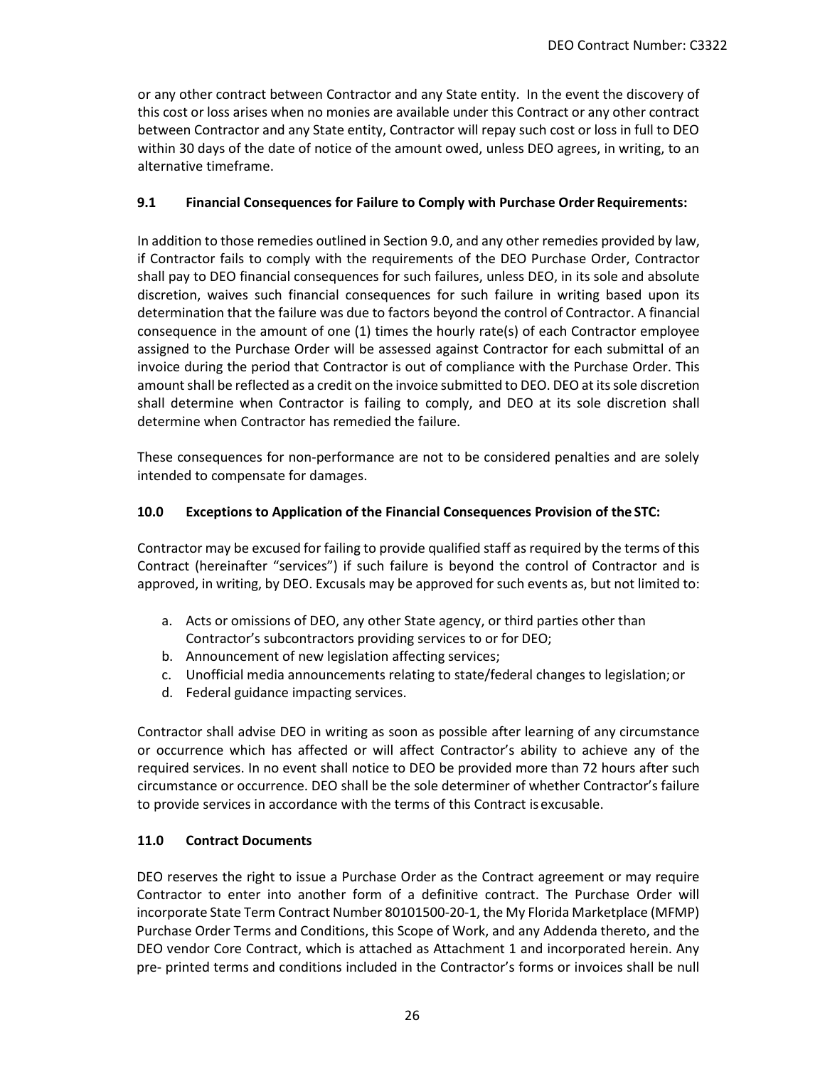or any other contract between Contractor and any State entity. In the event the discovery of this cost or loss arises when no monies are available under this Contract or any other contract between Contractor and any State entity, Contractor will repay such cost or loss in full to DEO within 30 days of the date of notice of the amount owed, unless DEO agrees, in writing, to an alternative timeframe.

### 9.1 Financial Consequences for Failure to Comply with Purchase Order Requirements:

In addition to those remedies outlined in Section 9.0, and any other remedies provided by law, if Contractor fails to comply with the requirements of the DEO Purchase Order, Contractor shall pay to DEO financial consequences for such failures, unless DEO, in its sole and absolute discretion, waives such financial consequences for such failure in writing based upon its determination that the failure was due to factors beyond the control of Contractor. A financial consequence in the amount of one (1) times the hourly rate(s) of each Contractor employee assigned to the Purchase Order will be assessed against Contractor for each submittal of an invoice during the period that Contractor is out of compliance with the Purchase Order. This amount shall be reflected as a credit on the invoice submitted to DEO. DEO at its sole discretion shall determine when Contractor is failing to comply, and DEO at its sole discretion shall determine when Contractor has remedied the failure.

These consequences for non-performance are not to be considered penalties and are solely intended to compensate for damages.

### 10.0 Exceptions to Application of the Financial Consequences Provision of the STC:

Contractor may be excused for failing to provide qualified staff as required by the terms of this Contract (hereinafter "services") if such failure is beyond the control of Contractor and is approved, in writing, by DEO. Excusals may be approved for such events as, but not limited to:

a. Acts or omissions of DEO, any other State agency, or third parties other than Contractor's subcontractors providing services to or for DEO;
b. Announcement of new legislation affecting services;
c. Unofficial media announcements relating to state/federal changes to legislation; or
d. Federal guidance impacting services.

Contractor shall advise DEO in writing as soon as possible after learning of any circumstance or occurrence which has affected or will affect Contractor's ability to achieve any of the required services. In no event shall notice to DEO be provided more than 72 hours after such circumstance or occurrence. DEO shall be the sole determiner of whether Contractor's failure to provide services in accordance with the terms of this Contract is excusable.

### 11.0 Contract Documents

DEO reserves the right to issue a Purchase Order as the Contract agreement or may require Contractor to enter into another form of a definitive contract. The Purchase Order will incorporate State Term Contract Number 80101500-20-1, the My Florida Marketplace (MFMP) Purchase Order Terms and Conditions, this Scope of Work, and any Addenda thereto, and the DEO vendor Core Contract, which is attached as Attachment 1 and incorporated herein. Any pre- printed terms and conditions included in the Contractor's forms or invoices shall be null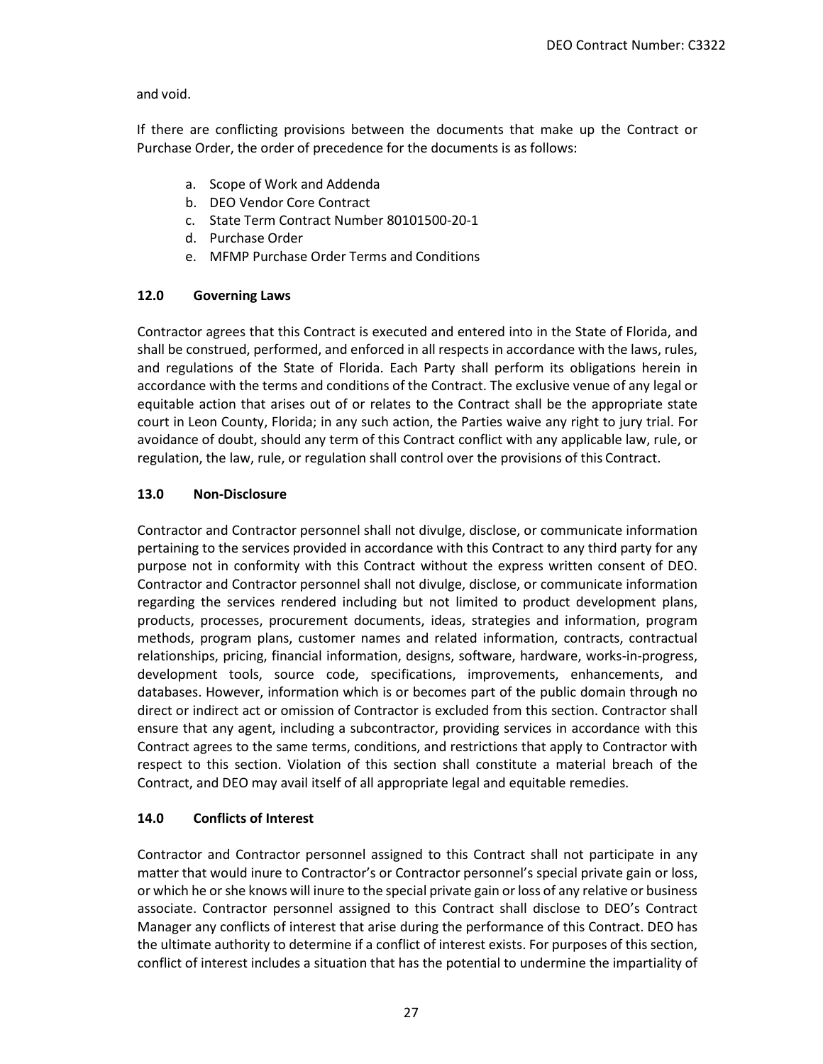and void.

If there are conflicting provisions between the documents that make up the Contract or Purchase Order, the order of precedence for the documents is as follows:

a. Scope of Work and Addenda
b. DEO Vendor Core Contract
c. State Term Contract Number 80101500-20-1
d. Purchase Order
e. MFMP Purchase Order Terms and Conditions

### 12.0 Governing Laws

Contractor agrees that this Contract is executed and entered into in the State of Florida, and shall be construed, performed, and enforced in all respects in accordance with the laws, rules, and regulations of the State of Florida. Each Party shall perform its obligations herein in accordance with the terms and conditions of the Contract. The exclusive venue of any legal or equitable action that arises out of or relates to the Contract shall be the appropriate state court in Leon County, Florida; in any such action, the Parties waive any right to jury trial. For avoidance of doubt, should any term of this Contract conflict with any applicable law, rule, or regulation, the law, rule, or regulation shall control over the provisions of this Contract.

### 13.0 Non-Disclosure

Contractor and Contractor personnel shall not divulge, disclose, or communicate information pertaining to the services provided in accordance with this Contract to any third party for any purpose not in conformity with this Contract without the express written consent of DEO. Contractor and Contractor personnel shall not divulge, disclose, or communicate information regarding the services rendered including but not limited to product development plans, products, processes, procurement documents, ideas, strategies and information, program methods, program plans, customer names and related information, contracts, contractual relationships, pricing, financial information, designs, software, hardware, works-in-progress, development tools, source code, specifications, improvements, enhancements, and databases. However, information which is or becomes part of the public domain through no direct or indirect act or omission of Contractor is excluded from this section. Contractor shall ensure that any agent, including a subcontractor, providing services in accordance with this Contract agrees to the same terms, conditions, and restrictions that apply to Contractor with respect to this section. Violation of this section shall constitute a material breach of the Contract, and DEO may avail itself of all appropriate legal and equitable remedies.

### 14.0 Conflicts of Interest

Contractor and Contractor personnel assigned to this Contract shall not participate in any matter that would inure to Contractor's or Contractor personnel's special private gain or loss, or which he or she knows will inure to the special private gain or loss of any relative or business associate. Contractor personnel assigned to this Contract shall disclose to DEO's Contract Manager any conflicts of interest that arise during the performance of this Contract. DEO has the ultimate authority to determine if a conflict of interest exists. For purposes of this section, conflict of interest includes a situation that has the potential to undermine the impartiality of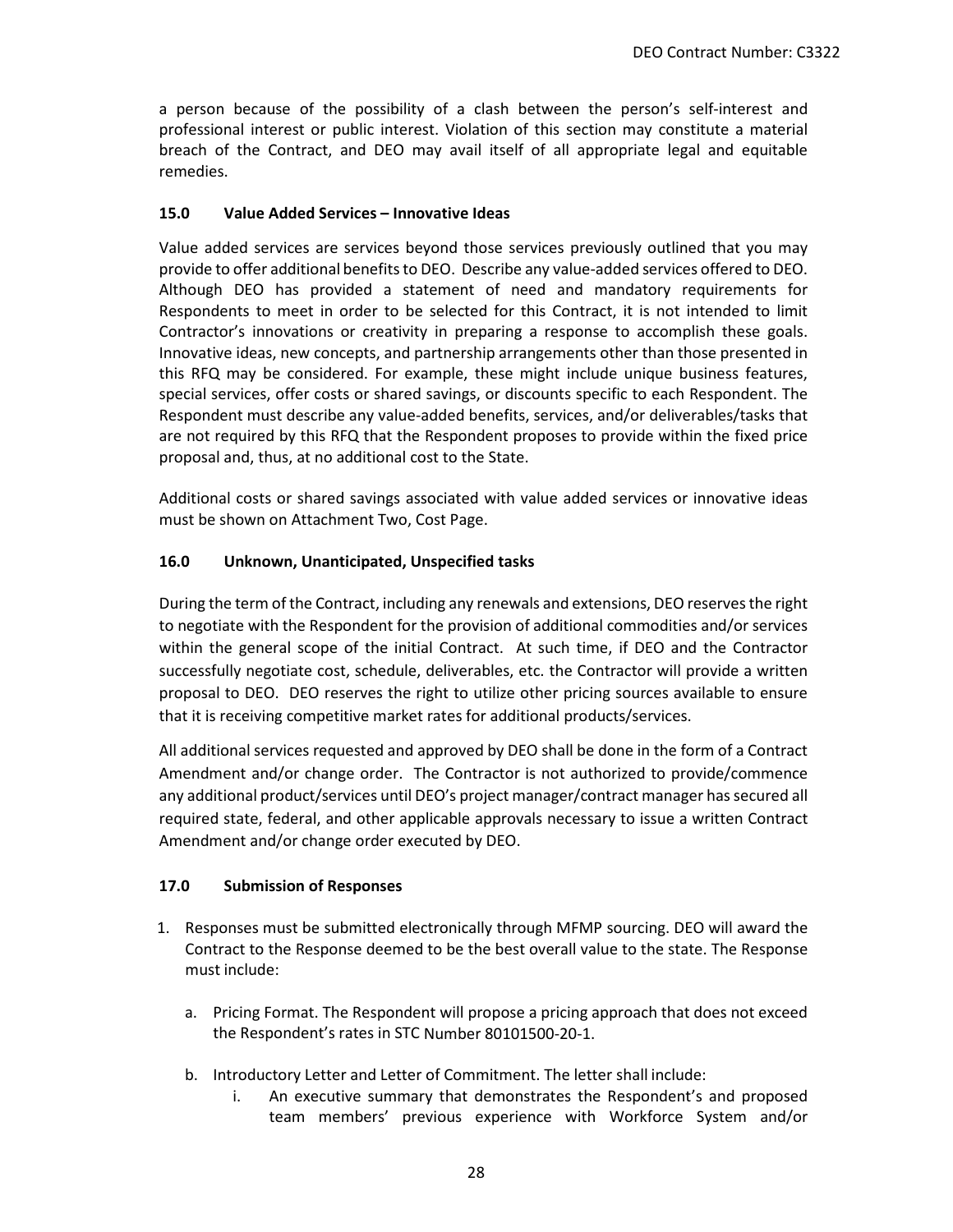a person because of the possibility of a clash between the person's self-interest and professional interest or public interest. Violation of this section may constitute a material breach of the Contract, and DEO may avail itself of all appropriate legal and equitable remedies.

### 15.0 Value Added Services – Innovative Ideas

Value added services are services beyond those services previously outlined that you may provide to offer additional benefits to DEO. Describe any value-added services offered to DEO. Although DEO has provided a statement of need and mandatory requirements for Respondents to meet in order to be selected for this Contract, it is not intended to limit Contractor's innovations or creativity in preparing a response to accomplish these goals. Innovative ideas, new concepts, and partnership arrangements other than those presented in this RFQ may be considered. For example, these might include unique business features, special services, offer costs or shared savings, or discounts specific to each Respondent. The Respondent must describe any value-added benefits, services, and/or deliverables/tasks that are not required by this RFQ that the Respondent proposes to provide within the fixed price proposal and, thus, at no additional cost to the State.

Additional costs or shared savings associated with value added services or innovative ideas must be shown on Attachment Two, Cost Page.

### 16.0 Unknown, Unanticipated, Unspecified tasks

During the term of the Contract, including any renewals and extensions, DEO reserves the right to negotiate with the Respondent for the provision of additional commodities and/or services within the general scope of the initial Contract. At such time, if DEO and the Contractor successfully negotiate cost, schedule, deliverables, etc. the Contractor will provide a written proposal to DEO. DEO reserves the right to utilize other pricing sources available to ensure that it is receiving competitive market rates for additional products/services.

All additional services requested and approved by DEO shall be done in the form of a Contract Amendment and/or change order. The Contractor is not authorized to provide/commence any additional product/services until DEO's project manager/contract manager has secured all required state, federal, and other applicable approvals necessary to issue a written Contract Amendment and/or change order executed by DEO.

### 17.0 Submission of Responses

1. Responses must be submitted electronically through MFMP sourcing. DEO will award the Contract to the Response deemed to be the best overall value to the state. The Response must include:

   a. Pricing Format. The Respondent will propose a pricing approach that does not exceed the Respondent's rates in STC Number 80101500-20-1.

   b. Introductory Letter and Letter of Commitment. The letter shall include:

      i. An executive summary that demonstrates the Respondent's and proposed team members' previous experience with Workforce System and/or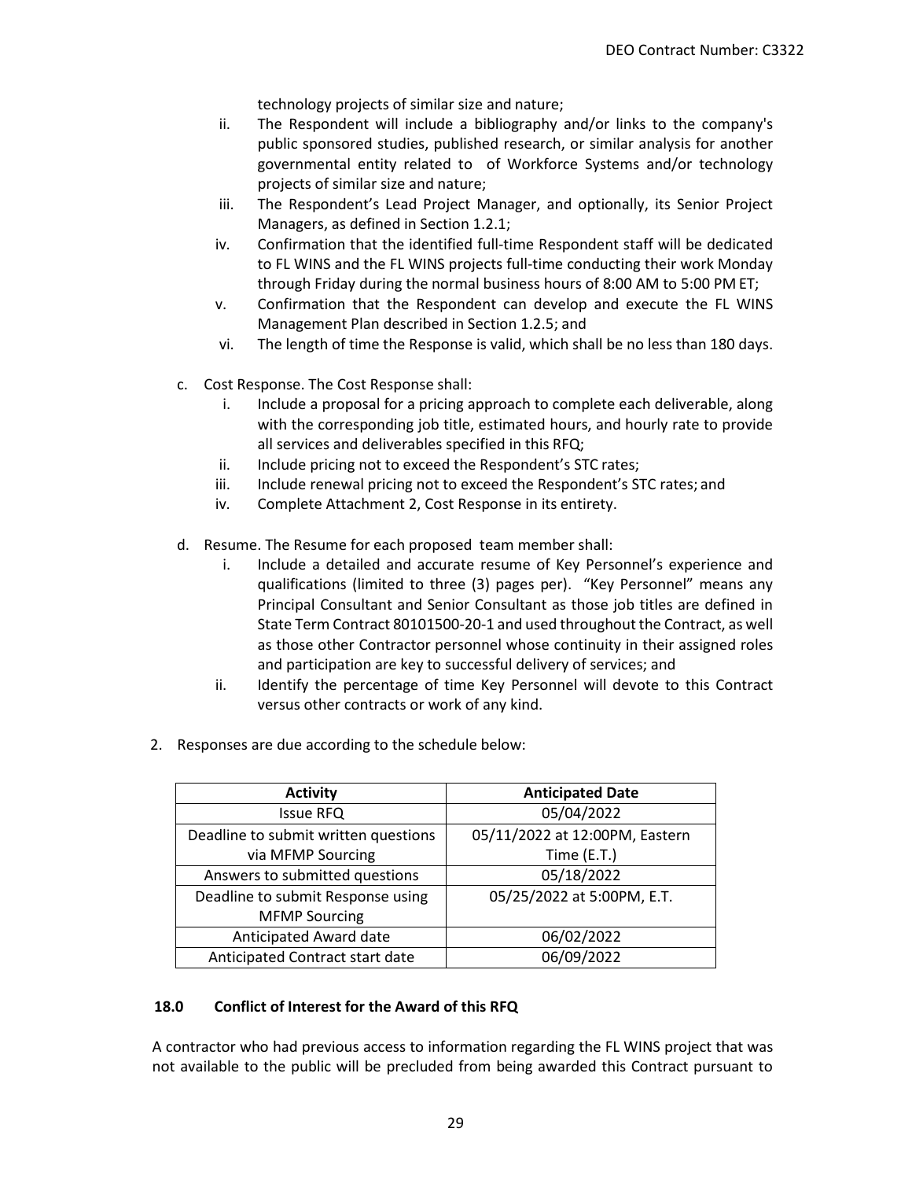technology projects of similar size and nature;

ii. The Respondent will include a bibliography and/or links to the company's public sponsored studies, published research, or similar analysis for another governmental entity related to of Workforce Systems and/or technology projects of similar size and nature;

iii. The Respondent's Lead Project Manager, and optionally, its Senior Project Managers, as defined in Section 1.2.1;

iv. Confirmation that the identified full-time Respondent staff will be dedicated to FL WINS and the FL WINS projects full-time conducting their work Monday through Friday during the normal business hours of 8:00 AM to 5:00 PM ET;

v. Confirmation that the Respondent can develop and execute the FL WINS Management Plan described in Section 1.2.5; and

vi. The length of time the Response is valid, which shall be no less than 180 days.

c. Cost Response. The Cost Response shall:

   i. Include a proposal for a pricing approach to complete each deliverable, along with the corresponding job title, estimated hours, and hourly rate to provide all services and deliverables specified in this RFQ;
   ii. Include pricing not to exceed the Respondent's STC rates;
   iii. Include renewal pricing not to exceed the Respondent's STC rates; and
   iv. Complete Attachment 2, Cost Response in its entirety.

d. Resume. The Resume for each proposed team member shall:

   i. Include a detailed and accurate resume of Key Personnel's experience and qualifications (limited to three (3) pages per). "Key Personnel" means any Principal Consultant and Senior Consultant as those job titles are defined in State Term Contract 80101500-20-1 and used throughout the Contract, as well as those other Contractor personnel whose continuity in their assigned roles and participation are key to successful delivery of services; and
   ii. Identify the percentage of time Key Personnel will devote to this Contract versus other contracts or work of any kind.

2. Responses are due according to the schedule below:

| Activity | Anticipated Date |
|---|---|
| Issue RFQ | 05/04/2022 |
| Deadline to submit written questions via MFMP Sourcing | 05/11/2022 at 12:00PM, Eastern Time (E.T.) |
| Answers to submitted questions | 05/18/2022 |
| Deadline to submit Response using MFMP Sourcing | 05/25/2022 at 5:00PM, E.T. |
| Anticipated Award date | 06/02/2022 |
| Anticipated Contract start date | 06/09/2022 |

## 18.0 Conflict of Interest for the Award of this RFQ

A contractor who had previous access to information regarding the FL WINS project that was not available to the public will be precluded from being awarded this Contract pursuant to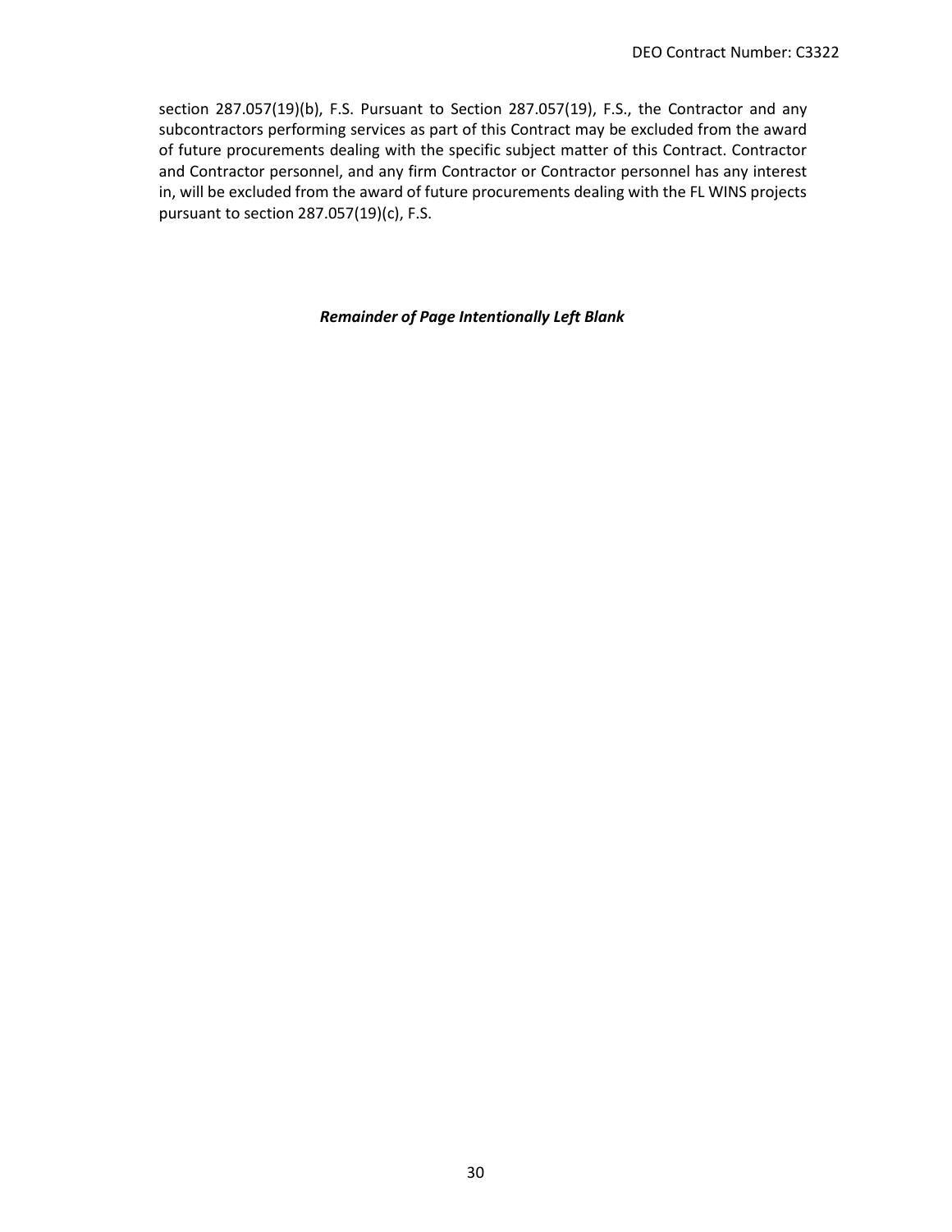section 287.057(19)(b), F.S. Pursuant to Section 287.057(19), F.S., the Contractor and any subcontractors performing services as part of this Contract may be excluded from the award of future procurements dealing with the specific subject matter of this Contract. Contractor and Contractor personnel, and any firm Contractor or Contractor personnel has any interest in, will be excluded from the award of future procurements dealing with the FL WINS projects pursuant to section 287.057(19)(c), F.S.

***Remainder of Page Intentionally Left Blank***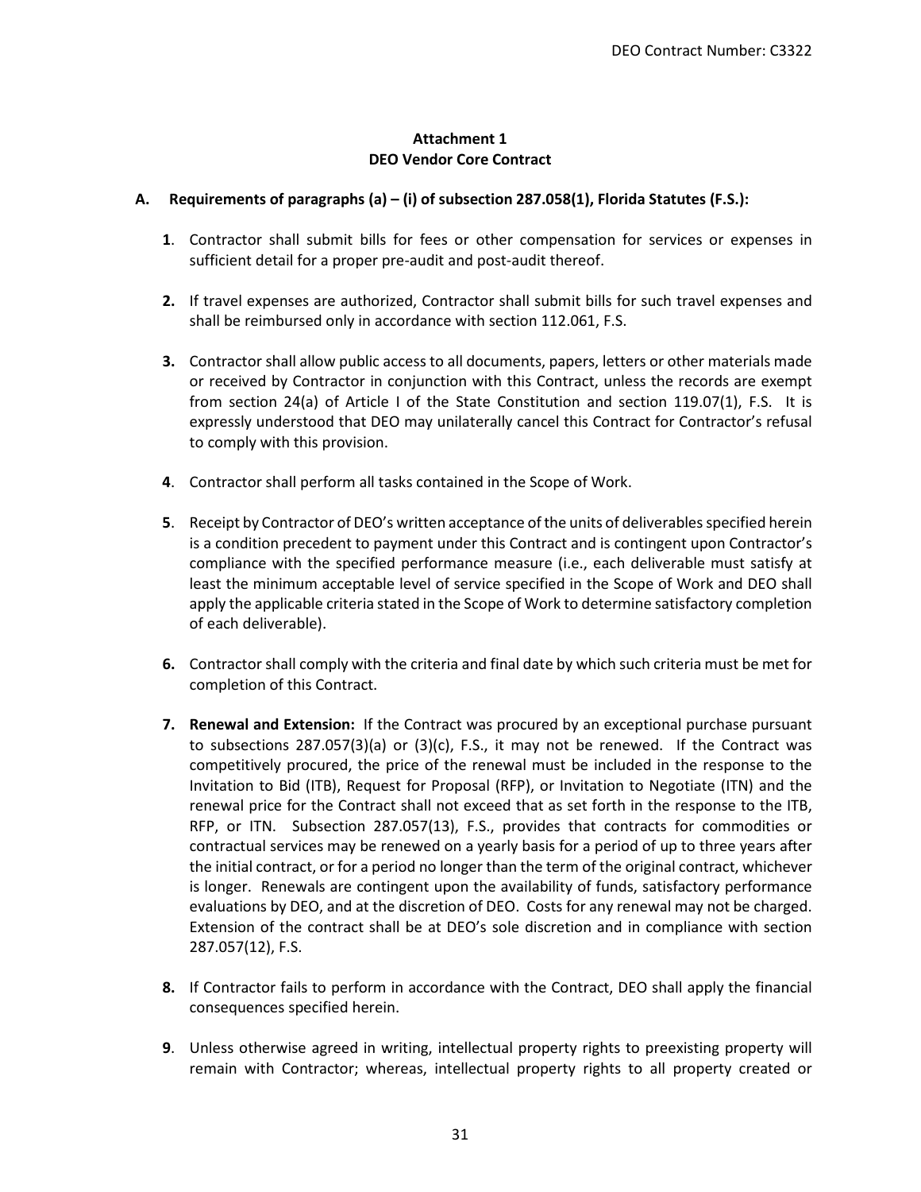## Attachment 1
## DEO Vendor Core Contract

### A. Requirements of paragraphs (a) – (i) of subsection 287.058(1), Florida Statutes (F.S.):

**1**. Contractor shall submit bills for fees or other compensation for services or expenses in sufficient detail for a proper pre-audit and post-audit thereof.

**2.** If travel expenses are authorized, Contractor shall submit bills for such travel expenses and shall be reimbursed only in accordance with section 112.061, F.S.

**3.** Contractor shall allow public access to all documents, papers, letters or other materials made or received by Contractor in conjunction with this Contract, unless the records are exempt from section 24(a) of Article I of the State Constitution and section 119.07(1), F.S. It is expressly understood that DEO may unilaterally cancel this Contract for Contractor's refusal to comply with this provision.

**4**. Contractor shall perform all tasks contained in the Scope of Work.

**5**. Receipt by Contractor of DEO's written acceptance of the units of deliverables specified herein is a condition precedent to payment under this Contract and is contingent upon Contractor's compliance with the specified performance measure (i.e., each deliverable must satisfy at least the minimum acceptable level of service specified in the Scope of Work and DEO shall apply the applicable criteria stated in the Scope of Work to determine satisfactory completion of each deliverable).

**6.** Contractor shall comply with the criteria and final date by which such criteria must be met for completion of this Contract.

**7. Renewal and Extension:** If the Contract was procured by an exceptional purchase pursuant to subsections 287.057(3)(a) or (3)(c), F.S., it may not be renewed. If the Contract was competitively procured, the price of the renewal must be included in the response to the Invitation to Bid (ITB), Request for Proposal (RFP), or Invitation to Negotiate (ITN) and the renewal price for the Contract shall not exceed that as set forth in the response to the ITB, RFP, or ITN. Subsection 287.057(13), F.S., provides that contracts for commodities or contractual services may be renewed on a yearly basis for a period of up to three years after the initial contract, or for a period no longer than the term of the original contract, whichever is longer. Renewals are contingent upon the availability of funds, satisfactory performance evaluations by DEO, and at the discretion of DEO. Costs for any renewal may not be charged. Extension of the contract shall be at DEO's sole discretion and in compliance with section 287.057(12), F.S.

**8.** If Contractor fails to perform in accordance with the Contract, DEO shall apply the financial consequences specified herein.

**9**. Unless otherwise agreed in writing, intellectual property rights to preexisting property will remain with Contractor; whereas, intellectual property rights to all property created or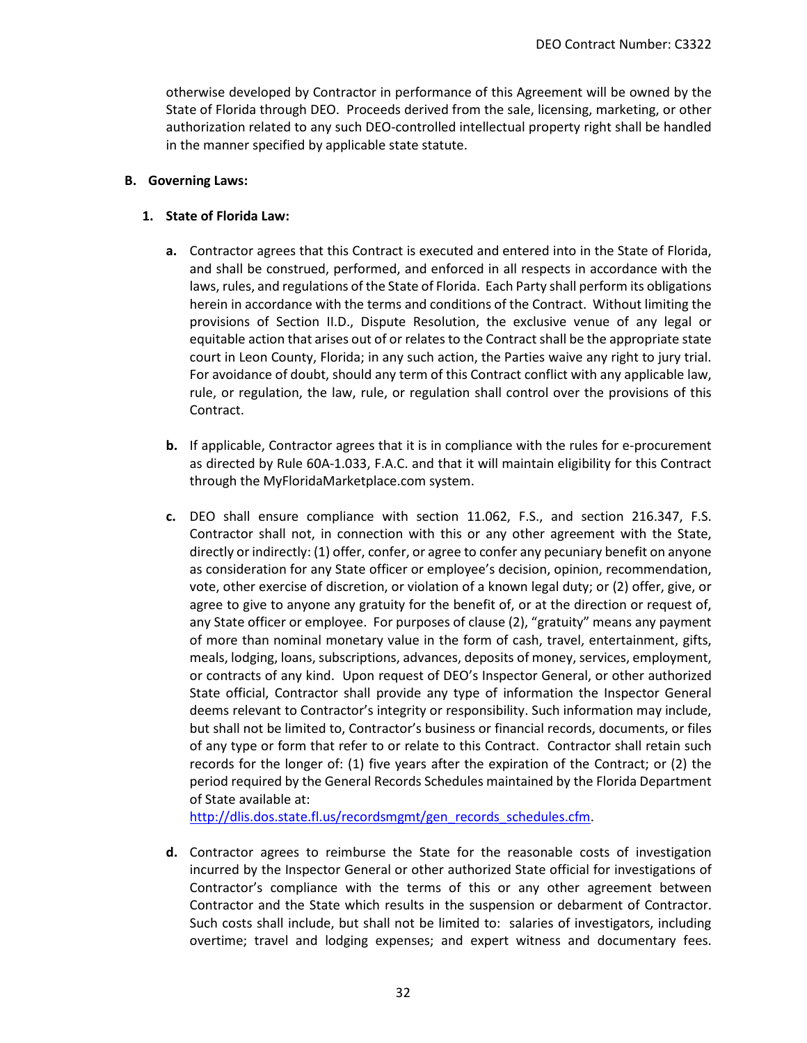otherwise developed by Contractor in performance of this Agreement will be owned by the State of Florida through DEO. Proceeds derived from the sale, licensing, marketing, or other authorization related to any such DEO-controlled intellectual property right shall be handled in the manner specified by applicable state statute.

**B. Governing Laws:**

**1. State of Florida Law:**

**a.** Contractor agrees that this Contract is executed and entered into in the State of Florida, and shall be construed, performed, and enforced in all respects in accordance with the laws, rules, and regulations of the State of Florida. Each Party shall perform its obligations herein in accordance with the terms and conditions of the Contract. Without limiting the provisions of Section II.D., Dispute Resolution, the exclusive venue of any legal or equitable action that arises out of or relates to the Contract shall be the appropriate state court in Leon County, Florida; in any such action, the Parties waive any right to jury trial. For avoidance of doubt, should any term of this Contract conflict with any applicable law, rule, or regulation, the law, rule, or regulation shall control over the provisions of this Contract.

**b.** If applicable, Contractor agrees that it is in compliance with the rules for e-procurement as directed by Rule 60A-1.033, F.A.C. and that it will maintain eligibility for this Contract through the MyFloridaMarketplace.com system.

**c.** DEO shall ensure compliance with section 11.062, F.S., and section 216.347, F.S. Contractor shall not, in connection with this or any other agreement with the State, directly or indirectly: (1) offer, confer, or agree to confer any pecuniary benefit on anyone as consideration for any State officer or employee's decision, opinion, recommendation, vote, other exercise of discretion, or violation of a known legal duty; or (2) offer, give, or agree to give to anyone any gratuity for the benefit of, or at the direction or request of, any State officer or employee. For purposes of clause (2), "gratuity" means any payment of more than nominal monetary value in the form of cash, travel, entertainment, gifts, meals, lodging, loans, subscriptions, advances, deposits of money, services, employment, or contracts of any kind. Upon request of DEO's Inspector General, or other authorized State official, Contractor shall provide any type of information the Inspector General deems relevant to Contractor's integrity or responsibility. Such information may include, but shall not be limited to, Contractor's business or financial records, documents, or files of any type or form that refer to or relate to this Contract. Contractor shall retain such records for the longer of: (1) five years after the expiration of the Contract; or (2) the period required by the General Records Schedules maintained by the Florida Department of State available at: http://dlis.dos.state.fl.us/recordsmgmt/gen_records_schedules.cfm.

**d.** Contractor agrees to reimburse the State for the reasonable costs of investigation incurred by the Inspector General or other authorized State official for investigations of Contractor's compliance with the terms of this or any other agreement between Contractor and the State which results in the suspension or debarment of Contractor. Such costs shall include, but shall not be limited to: salaries of investigators, including overtime; travel and lodging expenses; and expert witness and documentary fees.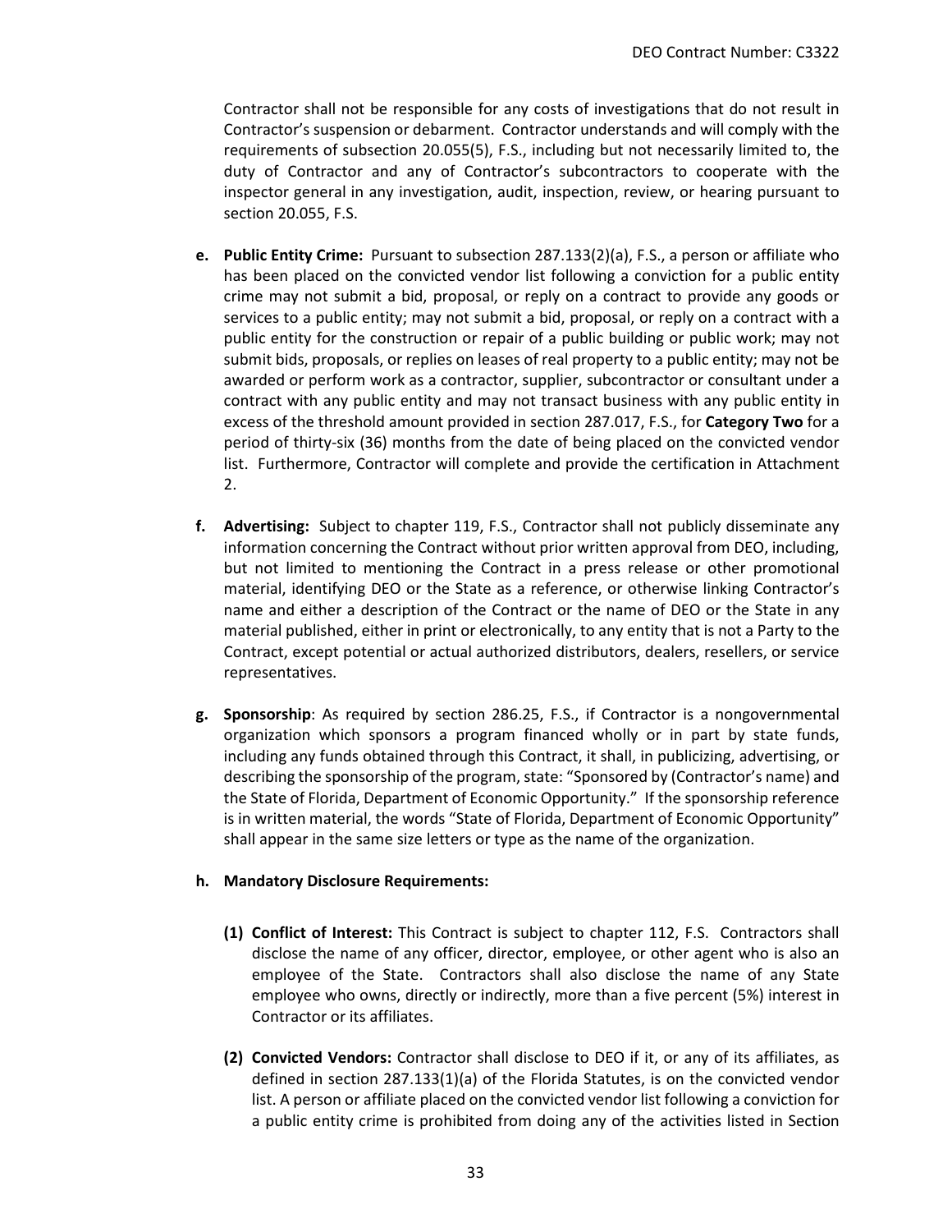Contractor shall not be responsible for any costs of investigations that do not result in Contractor's suspension or debarment. Contractor understands and will comply with the requirements of subsection 20.055(5), F.S., including but not necessarily limited to, the duty of Contractor and any of Contractor's subcontractors to cooperate with the inspector general in any investigation, audit, inspection, review, or hearing pursuant to section 20.055, F.S.

**e. Public Entity Crime:** Pursuant to subsection 287.133(2)(a), F.S., a person or affiliate who has been placed on the convicted vendor list following a conviction for a public entity crime may not submit a bid, proposal, or reply on a contract to provide any goods or services to a public entity; may not submit a bid, proposal, or reply on a contract with a public entity for the construction or repair of a public building or public work; may not submit bids, proposals, or replies on leases of real property to a public entity; may not be awarded or perform work as a contractor, supplier, subcontractor or consultant under a contract with any public entity and may not transact business with any public entity in excess of the threshold amount provided in section 287.017, F.S., for **Category Two** for a period of thirty-six (36) months from the date of being placed on the convicted vendor list. Furthermore, Contractor will complete and provide the certification in Attachment 2.

**f. Advertising:** Subject to chapter 119, F.S., Contractor shall not publicly disseminate any information concerning the Contract without prior written approval from DEO, including, but not limited to mentioning the Contract in a press release or other promotional material, identifying DEO or the State as a reference, or otherwise linking Contractor's name and either a description of the Contract or the name of DEO or the State in any material published, either in print or electronically, to any entity that is not a Party to the Contract, except potential or actual authorized distributors, dealers, resellers, or service representatives.

**g. Sponsorship**: As required by section 286.25, F.S., if Contractor is a nongovernmental organization which sponsors a program financed wholly or in part by state funds, including any funds obtained through this Contract, it shall, in publicizing, advertising, or describing the sponsorship of the program, state: "Sponsored by (Contractor's name) and the State of Florida, Department of Economic Opportunity." If the sponsorship reference is in written material, the words "State of Florida, Department of Economic Opportunity" shall appear in the same size letters or type as the name of the organization.

**h. Mandatory Disclosure Requirements:**

**(1) Conflict of Interest:** This Contract is subject to chapter 112, F.S. Contractors shall disclose the name of any officer, director, employee, or other agent who is also an employee of the State. Contractors shall also disclose the name of any State employee who owns, directly or indirectly, more than a five percent (5%) interest in Contractor or its affiliates.

**(2) Convicted Vendors:** Contractor shall disclose to DEO if it, or any of its affiliates, as defined in section 287.133(1)(a) of the Florida Statutes, is on the convicted vendor list. A person or affiliate placed on the convicted vendor list following a conviction for a public entity crime is prohibited from doing any of the activities listed in Section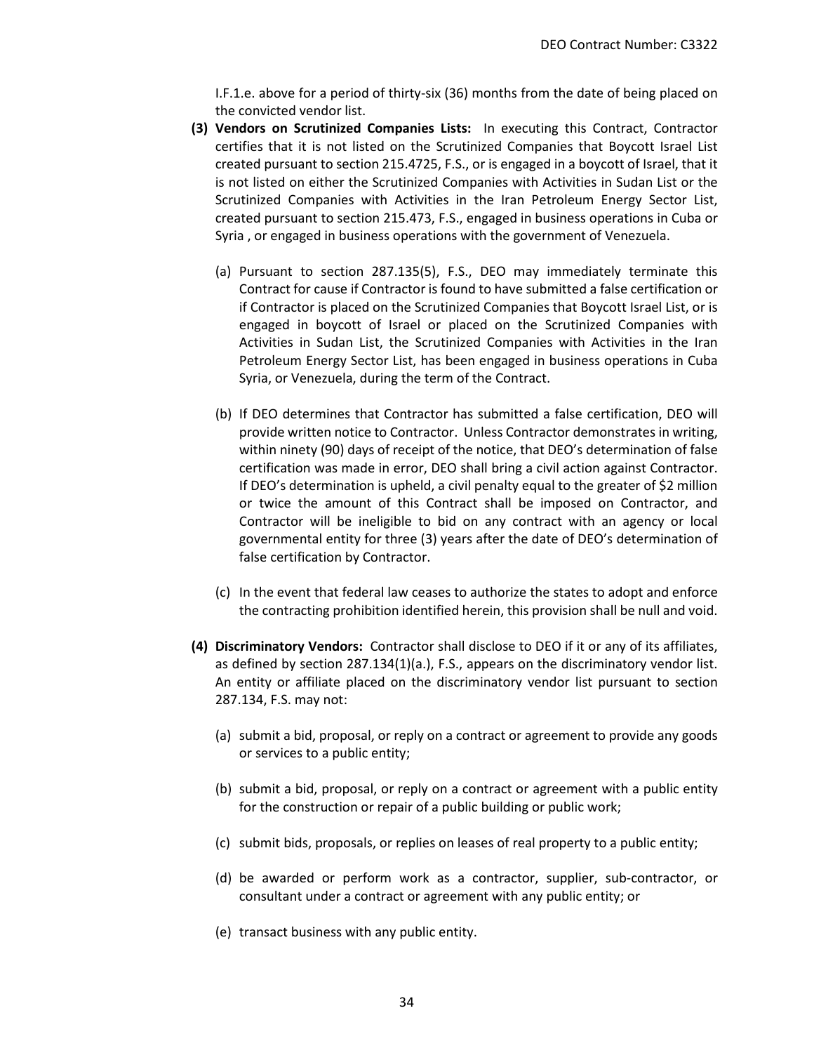I.F.1.e. above for a period of thirty-six (36) months from the date of being placed on the convicted vendor list.

**(3) Vendors on Scrutinized Companies Lists:** In executing this Contract, Contractor certifies that it is not listed on the Scrutinized Companies that Boycott Israel List created pursuant to section 215.4725, F.S., or is engaged in a boycott of Israel, that it is not listed on either the Scrutinized Companies with Activities in Sudan List or the Scrutinized Companies with Activities in the Iran Petroleum Energy Sector List, created pursuant to section 215.473, F.S., engaged in business operations in Cuba or Syria , or engaged in business operations with the government of Venezuela.

(a) Pursuant to section 287.135(5), F.S., DEO may immediately terminate this Contract for cause if Contractor is found to have submitted a false certification or if Contractor is placed on the Scrutinized Companies that Boycott Israel List, or is engaged in boycott of Israel or placed on the Scrutinized Companies with Activities in Sudan List, the Scrutinized Companies with Activities in the Iran Petroleum Energy Sector List, has been engaged in business operations in Cuba Syria, or Venezuela, during the term of the Contract.

(b) If DEO determines that Contractor has submitted a false certification, DEO will provide written notice to Contractor. Unless Contractor demonstrates in writing, within ninety (90) days of receipt of the notice, that DEO's determination of false certification was made in error, DEO shall bring a civil action against Contractor. If DEO's determination is upheld, a civil penalty equal to the greater of $2 million or twice the amount of this Contract shall be imposed on Contractor, and Contractor will be ineligible to bid on any contract with an agency or local governmental entity for three (3) years after the date of DEO's determination of false certification by Contractor.

(c) In the event that federal law ceases to authorize the states to adopt and enforce the contracting prohibition identified herein, this provision shall be null and void.

**(4) Discriminatory Vendors:** Contractor shall disclose to DEO if it or any of its affiliates, as defined by section 287.134(1)(a.), F.S., appears on the discriminatory vendor list. An entity or affiliate placed on the discriminatory vendor list pursuant to section 287.134, F.S. may not:

(a) submit a bid, proposal, or reply on a contract or agreement to provide any goods or services to a public entity;

(b) submit a bid, proposal, or reply on a contract or agreement with a public entity for the construction or repair of a public building or public work;

(c) submit bids, proposals, or replies on leases of real property to a public entity;

(d) be awarded or perform work as a contractor, supplier, sub-contractor, or consultant under a contract or agreement with any public entity; or

(e) transact business with any public entity.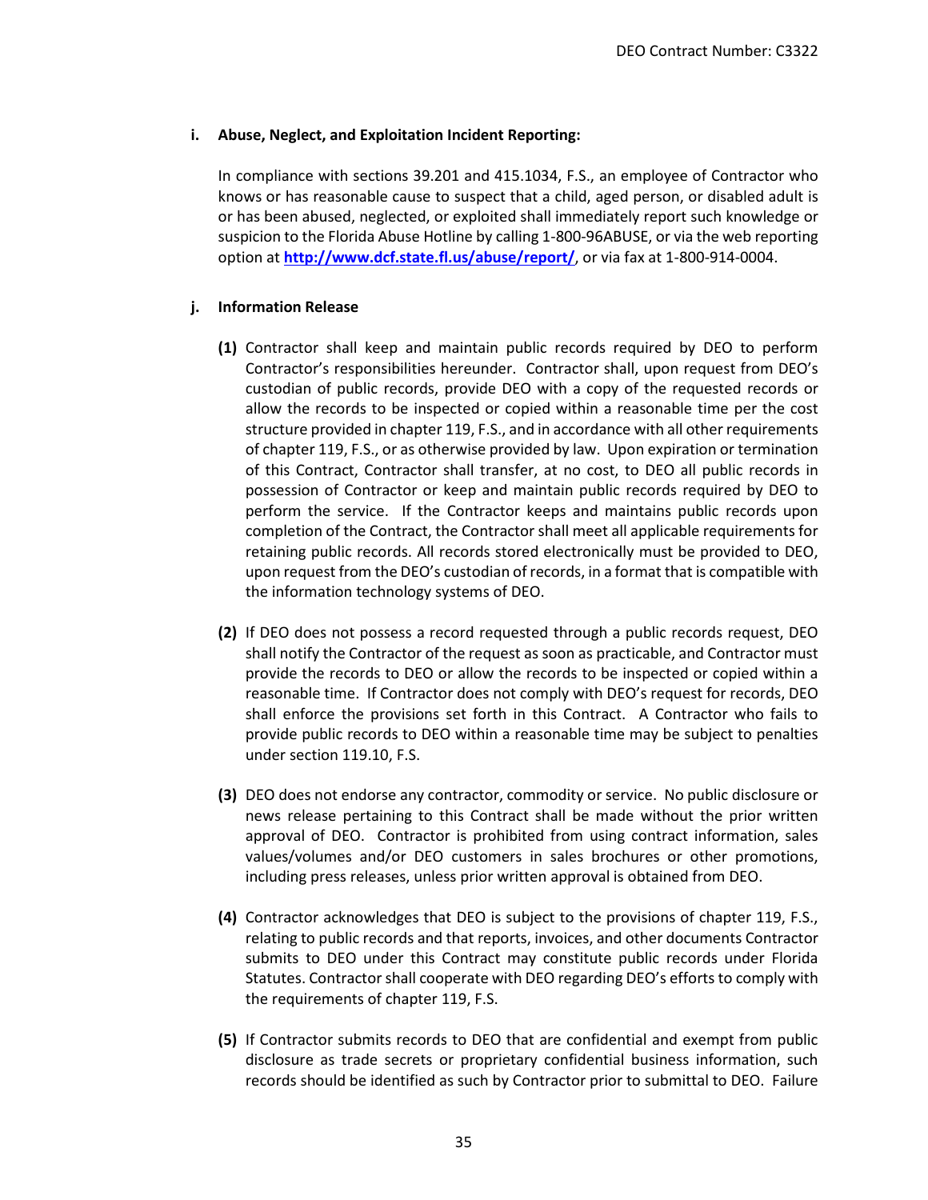**i. Abuse, Neglect, and Exploitation Incident Reporting:**

In compliance with sections 39.201 and 415.1034, F.S., an employee of Contractor who knows or has reasonable cause to suspect that a child, aged person, or disabled adult is or has been abused, neglected, or exploited shall immediately report such knowledge or suspicion to the Florida Abuse Hotline by calling 1-800-96ABUSE, or via the web reporting option at **http://www.dcf.state.fl.us/abuse/report/**, or via fax at 1-800-914-0004.

**j. Information Release**

**(1)** Contractor shall keep and maintain public records required by DEO to perform Contractor's responsibilities hereunder. Contractor shall, upon request from DEO's custodian of public records, provide DEO with a copy of the requested records or allow the records to be inspected or copied within a reasonable time per the cost structure provided in chapter 119, F.S., and in accordance with all other requirements of chapter 119, F.S., or as otherwise provided by law. Upon expiration or termination of this Contract, Contractor shall transfer, at no cost, to DEO all public records in possession of Contractor or keep and maintain public records required by DEO to perform the service. If the Contractor keeps and maintains public records upon completion of the Contract, the Contractor shall meet all applicable requirements for retaining public records. All records stored electronically must be provided to DEO, upon request from the DEO's custodian of records, in a format that is compatible with the information technology systems of DEO.

**(2)** If DEO does not possess a record requested through a public records request, DEO shall notify the Contractor of the request as soon as practicable, and Contractor must provide the records to DEO or allow the records to be inspected or copied within a reasonable time. If Contractor does not comply with DEO's request for records, DEO shall enforce the provisions set forth in this Contract. A Contractor who fails to provide public records to DEO within a reasonable time may be subject to penalties under section 119.10, F.S.

**(3)** DEO does not endorse any contractor, commodity or service. No public disclosure or news release pertaining to this Contract shall be made without the prior written approval of DEO. Contractor is prohibited from using contract information, sales values/volumes and/or DEO customers in sales brochures or other promotions, including press releases, unless prior written approval is obtained from DEO.

**(4)** Contractor acknowledges that DEO is subject to the provisions of chapter 119, F.S., relating to public records and that reports, invoices, and other documents Contractor submits to DEO under this Contract may constitute public records under Florida Statutes. Contractor shall cooperate with DEO regarding DEO's efforts to comply with the requirements of chapter 119, F.S.

**(5)** If Contractor submits records to DEO that are confidential and exempt from public disclosure as trade secrets or proprietary confidential business information, such records should be identified as such by Contractor prior to submittal to DEO. Failure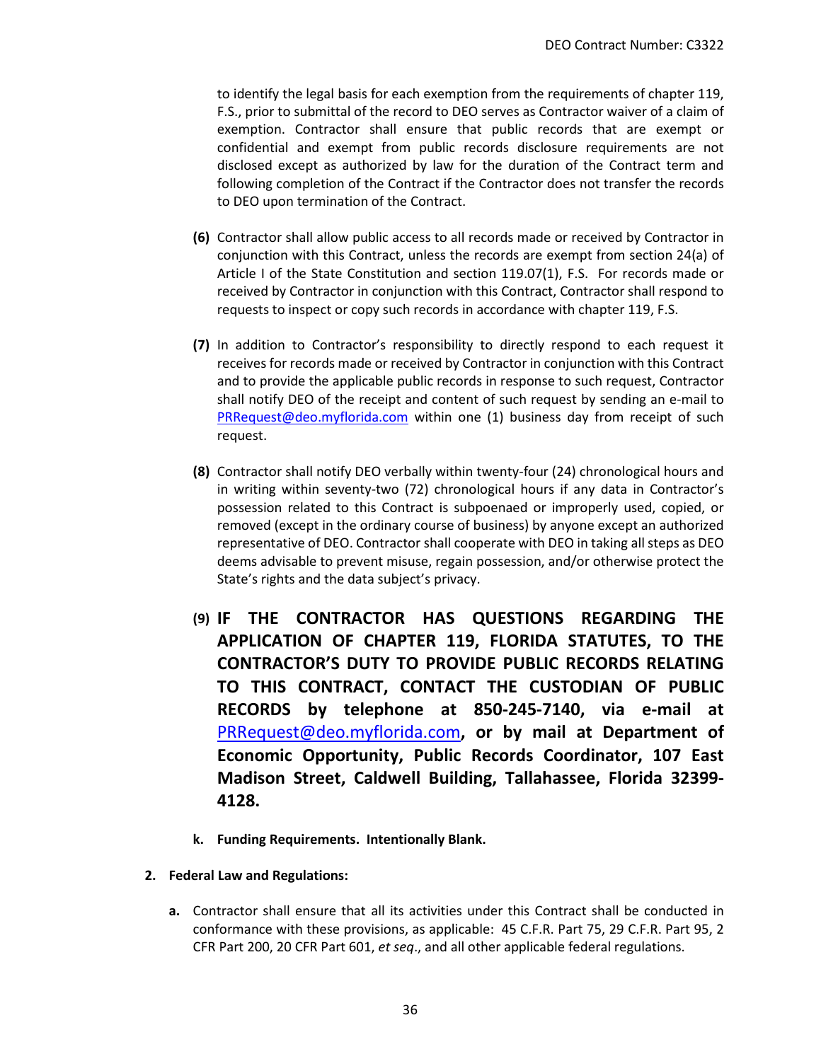to identify the legal basis for each exemption from the requirements of chapter 119, F.S., prior to submittal of the record to DEO serves as Contractor waiver of a claim of exemption. Contractor shall ensure that public records that are exempt or confidential and exempt from public records disclosure requirements are not disclosed except as authorized by law for the duration of the Contract term and following completion of the Contract if the Contractor does not transfer the records to DEO upon termination of the Contract.

**(6)** Contractor shall allow public access to all records made or received by Contractor in conjunction with this Contract, unless the records are exempt from section 24(a) of Article I of the State Constitution and section 119.07(1), F.S. For records made or received by Contractor in conjunction with this Contract, Contractor shall respond to requests to inspect or copy such records in accordance with chapter 119, F.S.

**(7)** In addition to Contractor's responsibility to directly respond to each request it receives for records made or received by Contractor in conjunction with this Contract and to provide the applicable public records in response to such request, Contractor shall notify DEO of the receipt and content of such request by sending an e-mail to PRRequest@deo.myflorida.com within one (1) business day from receipt of such request.

**(8)** Contractor shall notify DEO verbally within twenty-four (24) chronological hours and in writing within seventy-two (72) chronological hours if any data in Contractor's possession related to this Contract is subpoenaed or improperly used, copied, or removed (except in the ordinary course of business) by anyone except an authorized representative of DEO. Contractor shall cooperate with DEO in taking all steps as DEO deems advisable to prevent misuse, regain possession, and/or otherwise protect the State's rights and the data subject's privacy.

**(9) IF THE CONTRACTOR HAS QUESTIONS REGARDING THE APPLICATION OF CHAPTER 119, FLORIDA STATUTES, TO THE CONTRACTOR'S DUTY TO PROVIDE PUBLIC RECORDS RELATING TO THIS CONTRACT, CONTACT THE CUSTODIAN OF PUBLIC RECORDS by telephone at 850-245-7140, via e-mail at PRRequest@deo.myflorida.com, or by mail at Department of Economic Opportunity, Public Records Coordinator, 107 East Madison Street, Caldwell Building, Tallahassee, Florida 32399-4128.**

**k. Funding Requirements. Intentionally Blank.**

**2. Federal Law and Regulations:**

**a.** Contractor shall ensure that all its activities under this Contract shall be conducted in conformance with these provisions, as applicable: 45 C.F.R. Part 75, 29 C.F.R. Part 95, 2 CFR Part 200, 20 CFR Part 601, *et seq*., and all other applicable federal regulations.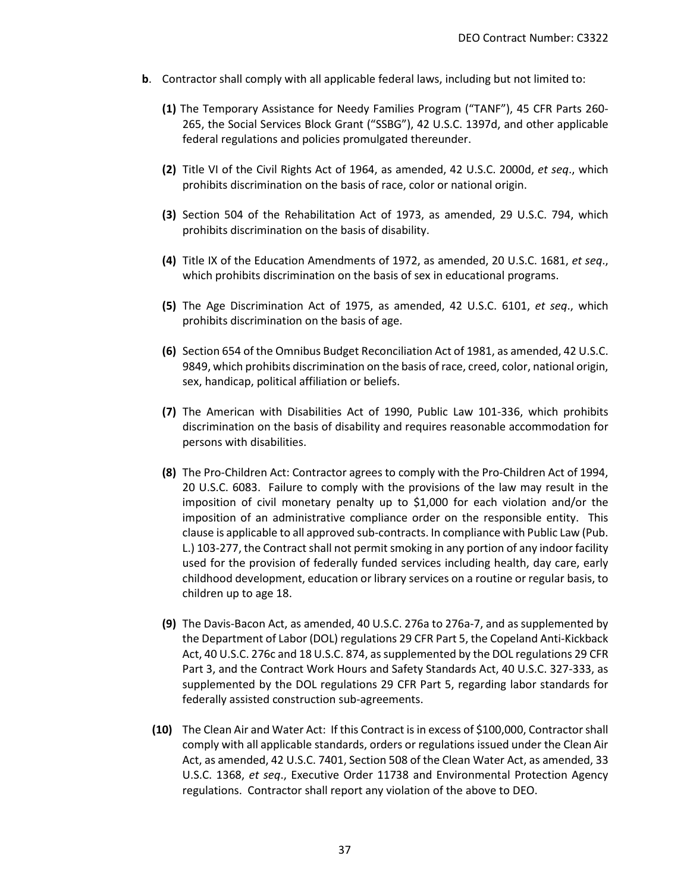**b**. Contractor shall comply with all applicable federal laws, including but not limited to:

**(1)** The Temporary Assistance for Needy Families Program ("TANF"), 45 CFR Parts 260-265, the Social Services Block Grant ("SSBG"), 42 U.S.C. 1397d, and other applicable federal regulations and policies promulgated thereunder.

**(2)** Title VI of the Civil Rights Act of 1964, as amended, 42 U.S.C. 2000d, *et seq*., which prohibits discrimination on the basis of race, color or national origin.

**(3)** Section 504 of the Rehabilitation Act of 1973, as amended, 29 U.S.C. 794, which prohibits discrimination on the basis of disability.

**(4)** Title IX of the Education Amendments of 1972, as amended, 20 U.S.C. 1681, *et seq*., which prohibits discrimination on the basis of sex in educational programs.

**(5)** The Age Discrimination Act of 1975, as amended, 42 U.S.C. 6101, *et seq*., which prohibits discrimination on the basis of age.

**(6)** Section 654 of the Omnibus Budget Reconciliation Act of 1981, as amended, 42 U.S.C. 9849, which prohibits discrimination on the basis of race, creed, color, national origin, sex, handicap, political affiliation or beliefs.

**(7)** The American with Disabilities Act of 1990, Public Law 101-336, which prohibits discrimination on the basis of disability and requires reasonable accommodation for persons with disabilities.

**(8)** The Pro-Children Act: Contractor agrees to comply with the Pro-Children Act of 1994, 20 U.S.C. 6083. Failure to comply with the provisions of the law may result in the imposition of civil monetary penalty up to $1,000 for each violation and/or the imposition of an administrative compliance order on the responsible entity. This clause is applicable to all approved sub-contracts. In compliance with Public Law (Pub. L.) 103-277, the Contract shall not permit smoking in any portion of any indoor facility used for the provision of federally funded services including health, day care, early childhood development, education or library services on a routine or regular basis, to children up to age 18.

**(9)** The Davis-Bacon Act, as amended, 40 U.S.C. 276a to 276a-7, and as supplemented by the Department of Labor (DOL) regulations 29 CFR Part 5, the Copeland Anti-Kickback Act, 40 U.S.C. 276c and 18 U.S.C. 874, as supplemented by the DOL regulations 29 CFR Part 3, and the Contract Work Hours and Safety Standards Act, 40 U.S.C. 327-333, as supplemented by the DOL regulations 29 CFR Part 5, regarding labor standards for federally assisted construction sub-agreements.

**(10)** The Clean Air and Water Act: If this Contract is in excess of $100,000, Contractor shall comply with all applicable standards, orders or regulations issued under the Clean Air Act, as amended, 42 U.S.C. 7401, Section 508 of the Clean Water Act, as amended, 33 U.S.C. 1368, *et seq*., Executive Order 11738 and Environmental Protection Agency regulations. Contractor shall report any violation of the above to DEO.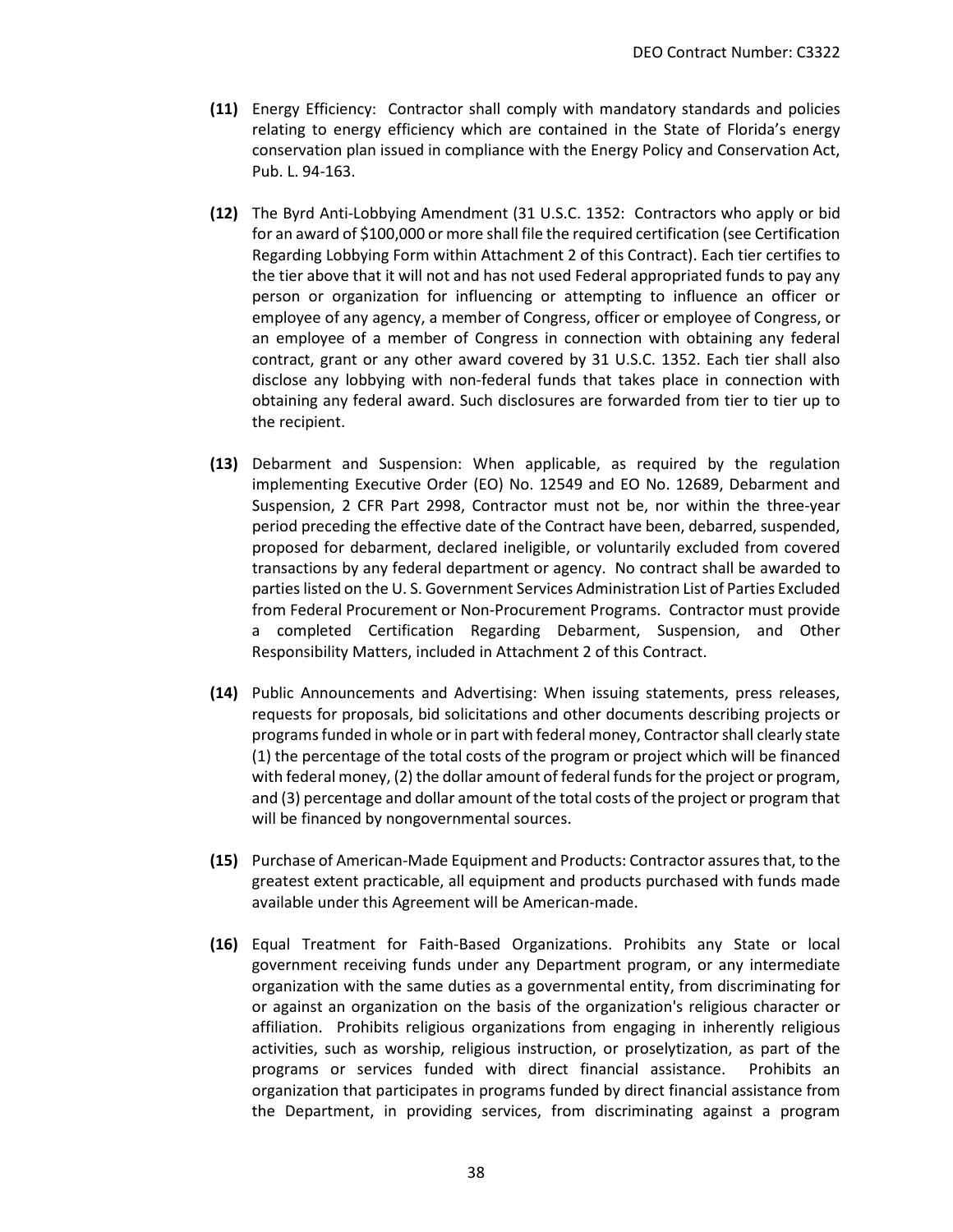**(11)** Energy Efficiency: Contractor shall comply with mandatory standards and policies relating to energy efficiency which are contained in the State of Florida's energy conservation plan issued in compliance with the Energy Policy and Conservation Act, Pub. L. 94-163.

**(12)** The Byrd Anti-Lobbying Amendment (31 U.S.C. 1352: Contractors who apply or bid for an award of $100,000 or more shall file the required certification (see Certification Regarding Lobbying Form within Attachment 2 of this Contract). Each tier certifies to the tier above that it will not and has not used Federal appropriated funds to pay any person or organization for influencing or attempting to influence an officer or employee of any agency, a member of Congress, officer or employee of Congress, or an employee of a member of Congress in connection with obtaining any federal contract, grant or any other award covered by 31 U.S.C. 1352. Each tier shall also disclose any lobbying with non-federal funds that takes place in connection with obtaining any federal award. Such disclosures are forwarded from tier to tier up to the recipient.

**(13)** Debarment and Suspension: When applicable, as required by the regulation implementing Executive Order (EO) No. 12549 and EO No. 12689, Debarment and Suspension, 2 CFR Part 2998, Contractor must not be, nor within the three-year period preceding the effective date of the Contract have been, debarred, suspended, proposed for debarment, declared ineligible, or voluntarily excluded from covered transactions by any federal department or agency. No contract shall be awarded to parties listed on the U. S. Government Services Administration List of Parties Excluded from Federal Procurement or Non-Procurement Programs. Contractor must provide a completed Certification Regarding Debarment, Suspension, and Other Responsibility Matters, included in Attachment 2 of this Contract.

**(14)** Public Announcements and Advertising: When issuing statements, press releases, requests for proposals, bid solicitations and other documents describing projects or programs funded in whole or in part with federal money, Contractor shall clearly state (1) the percentage of the total costs of the program or project which will be financed with federal money, (2) the dollar amount of federal funds for the project or program, and (3) percentage and dollar amount of the total costs of the project or program that will be financed by nongovernmental sources.

**(15)** Purchase of American-Made Equipment and Products: Contractor assures that, to the greatest extent practicable, all equipment and products purchased with funds made available under this Agreement will be American-made.

**(16)** Equal Treatment for Faith-Based Organizations. Prohibits any State or local government receiving funds under any Department program, or any intermediate organization with the same duties as a governmental entity, from discriminating for or against an organization on the basis of the organization's religious character or affiliation. Prohibits religious organizations from engaging in inherently religious activities, such as worship, religious instruction, or proselytization, as part of the programs or services funded with direct financial assistance. Prohibits an organization that participates in programs funded by direct financial assistance from the Department, in providing services, from discriminating against a program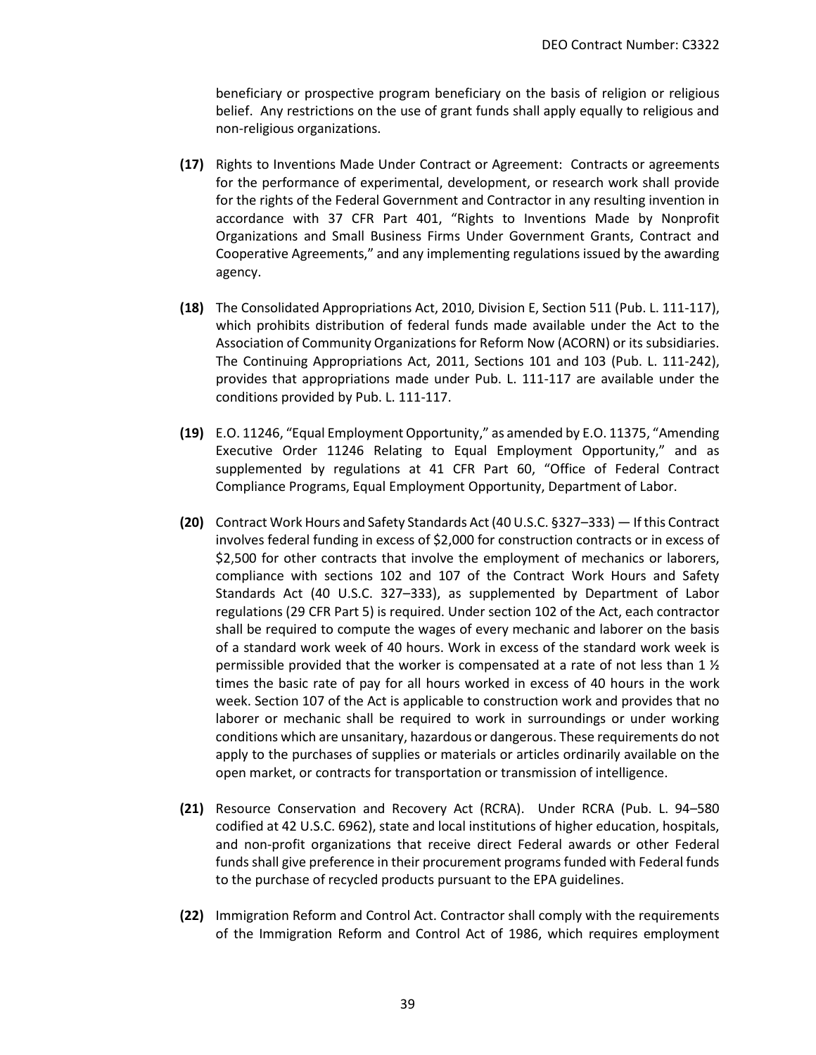beneficiary or prospective program beneficiary on the basis of religion or religious belief. Any restrictions on the use of grant funds shall apply equally to religious and non-religious organizations.

**(17)** Rights to Inventions Made Under Contract or Agreement: Contracts or agreements for the performance of experimental, development, or research work shall provide for the rights of the Federal Government and Contractor in any resulting invention in accordance with 37 CFR Part 401, "Rights to Inventions Made by Nonprofit Organizations and Small Business Firms Under Government Grants, Contract and Cooperative Agreements," and any implementing regulations issued by the awarding agency.

**(18)** The Consolidated Appropriations Act, 2010, Division E, Section 511 (Pub. L. 111-117), which prohibits distribution of federal funds made available under the Act to the Association of Community Organizations for Reform Now (ACORN) or its subsidiaries. The Continuing Appropriations Act, 2011, Sections 101 and 103 (Pub. L. 111-242), provides that appropriations made under Pub. L. 111-117 are available under the conditions provided by Pub. L. 111-117.

**(19)** E.O. 11246, "Equal Employment Opportunity," as amended by E.O. 11375, "Amending Executive Order 11246 Relating to Equal Employment Opportunity," and as supplemented by regulations at 41 CFR Part 60, "Office of Federal Contract Compliance Programs, Equal Employment Opportunity, Department of Labor.

**(20)** Contract Work Hours and Safety Standards Act (40 U.S.C. §327–333) — If this Contract involves federal funding in excess of $2,000 for construction contracts or in excess of $2,500 for other contracts that involve the employment of mechanics or laborers, compliance with sections 102 and 107 of the Contract Work Hours and Safety Standards Act (40 U.S.C. 327–333), as supplemented by Department of Labor regulations (29 CFR Part 5) is required. Under section 102 of the Act, each contractor shall be required to compute the wages of every mechanic and laborer on the basis of a standard work week of 40 hours. Work in excess of the standard work week is permissible provided that the worker is compensated at a rate of not less than 1 ½ times the basic rate of pay for all hours worked in excess of 40 hours in the work week. Section 107 of the Act is applicable to construction work and provides that no laborer or mechanic shall be required to work in surroundings or under working conditions which are unsanitary, hazardous or dangerous. These requirements do not apply to the purchases of supplies or materials or articles ordinarily available on the open market, or contracts for transportation or transmission of intelligence.

**(21)** Resource Conservation and Recovery Act (RCRA). Under RCRA (Pub. L. 94–580 codified at 42 U.S.C. 6962), state and local institutions of higher education, hospitals, and non-profit organizations that receive direct Federal awards or other Federal funds shall give preference in their procurement programs funded with Federal funds to the purchase of recycled products pursuant to the EPA guidelines.

**(22)** Immigration Reform and Control Act. Contractor shall comply with the requirements of the Immigration Reform and Control Act of 1986, which requires employment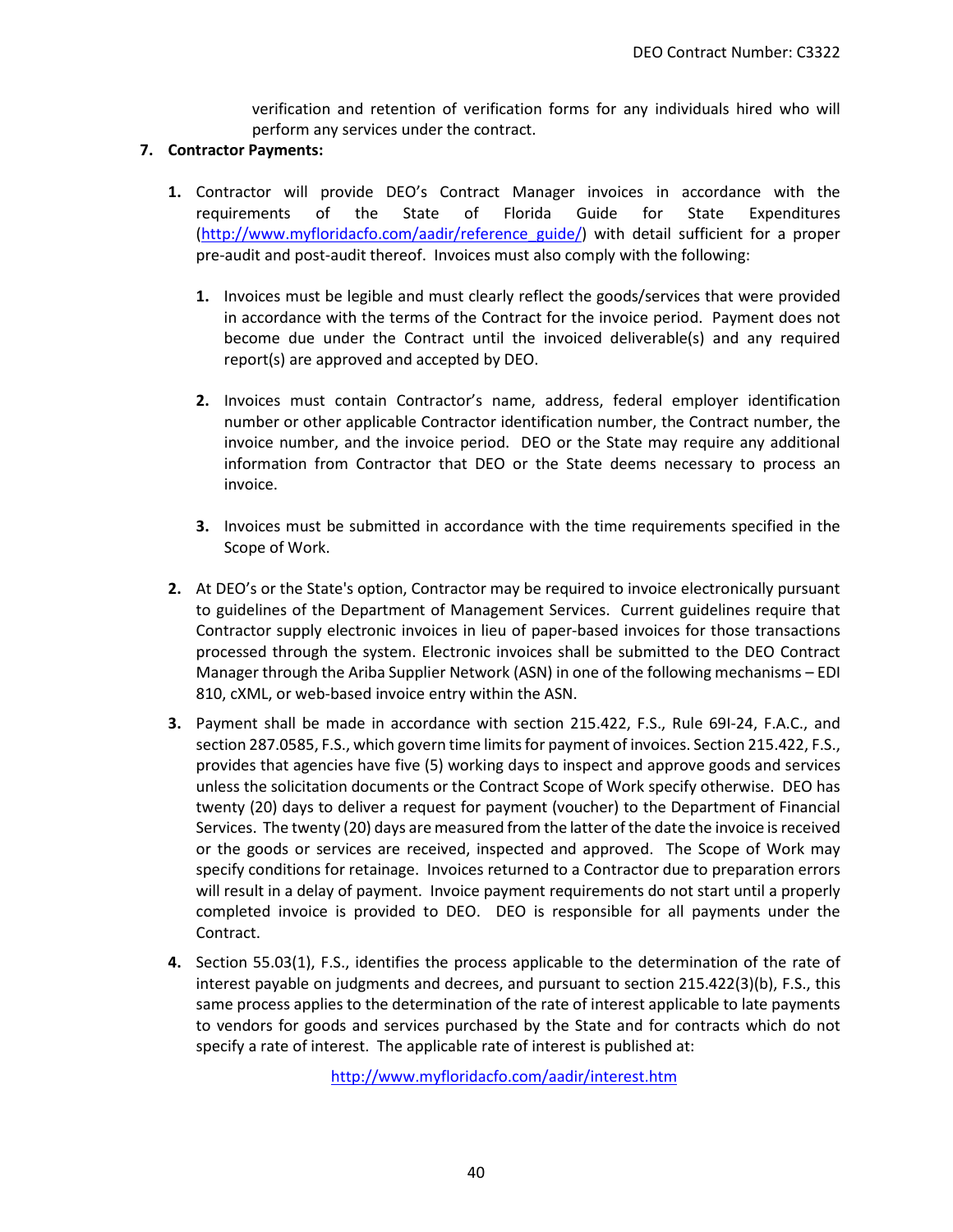verification and retention of verification forms for any individuals hired who will perform any services under the contract.

7. **Contractor Payments:**

   1. Contractor will provide DEO's Contract Manager invoices in accordance with the requirements of the State of Florida Guide for State Expenditures (http://www.myfloridacfo.com/aadir/reference_guide/) with detail sufficient for a proper pre-audit and post-audit thereof. Invoices must also comply with the following:

      1. Invoices must be legible and must clearly reflect the goods/services that were provided in accordance with the terms of the Contract for the invoice period. Payment does not become due under the Contract until the invoiced deliverable(s) and any required report(s) are approved and accepted by DEO.

      2. Invoices must contain Contractor's name, address, federal employer identification number or other applicable Contractor identification number, the Contract number, the invoice number, and the invoice period. DEO or the State may require any additional information from Contractor that DEO or the State deems necessary to process an invoice.

      3. Invoices must be submitted in accordance with the time requirements specified in the Scope of Work.

   2. At DEO's or the State's option, Contractor may be required to invoice electronically pursuant to guidelines of the Department of Management Services. Current guidelines require that Contractor supply electronic invoices in lieu of paper-based invoices for those transactions processed through the system. Electronic invoices shall be submitted to the DEO Contract Manager through the Ariba Supplier Network (ASN) in one of the following mechanisms – EDI 810, cXML, or web-based invoice entry within the ASN.

   3. Payment shall be made in accordance with section 215.422, F.S., Rule 69I-24, F.A.C., and section 287.0585, F.S., which govern time limits for payment of invoices. Section 215.422, F.S., provides that agencies have five (5) working days to inspect and approve goods and services unless the solicitation documents or the Contract Scope of Work specify otherwise. DEO has twenty (20) days to deliver a request for payment (voucher) to the Department of Financial Services. The twenty (20) days are measured from the latter of the date the invoice is received or the goods or services are received, inspected and approved. The Scope of Work may specify conditions for retainage. Invoices returned to a Contractor due to preparation errors will result in a delay of payment. Invoice payment requirements do not start until a properly completed invoice is provided to DEO. DEO is responsible for all payments under the Contract.

   4. Section 55.03(1), F.S., identifies the process applicable to the determination of the rate of interest payable on judgments and decrees, and pursuant to section 215.422(3)(b), F.S., this same process applies to the determination of the rate of interest applicable to late payments to vendors for goods and services purchased by the State and for contracts which do not specify a rate of interest. The applicable rate of interest is published at:

      http://www.myfloridacfo.com/aadir/interest.htm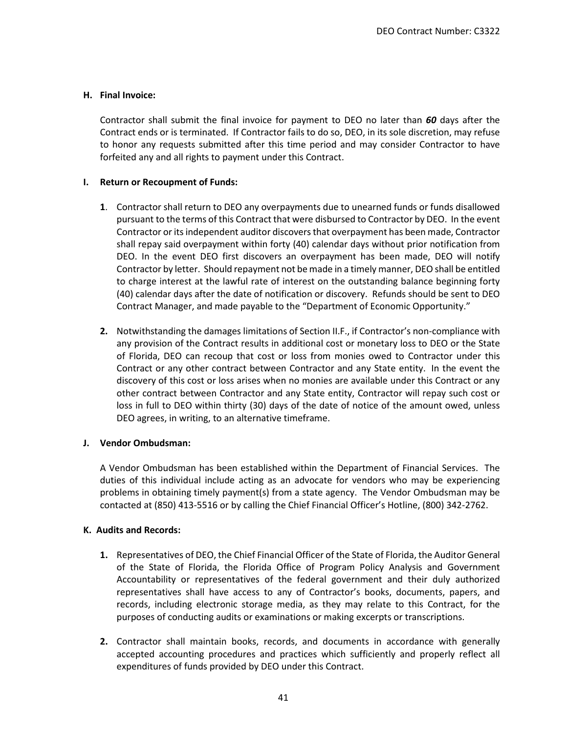**H. Final Invoice:**

Contractor shall submit the final invoice for payment to DEO no later than ***60*** days after the Contract ends or is terminated. If Contractor fails to do so, DEO, in its sole discretion, may refuse to honor any requests submitted after this time period and may consider Contractor to have forfeited any and all rights to payment under this Contract.

**I. Return or Recoupment of Funds:**

**1**. Contractor shall return to DEO any overpayments due to unearned funds or funds disallowed pursuant to the terms of this Contract that were disbursed to Contractor by DEO. In the event Contractor or its independent auditor discovers that overpayment has been made, Contractor shall repay said overpayment within forty (40) calendar days without prior notification from DEO. In the event DEO first discovers an overpayment has been made, DEO will notify Contractor by letter. Should repayment not be made in a timely manner, DEO shall be entitled to charge interest at the lawful rate of interest on the outstanding balance beginning forty (40) calendar days after the date of notification or discovery. Refunds should be sent to DEO Contract Manager, and made payable to the "Department of Economic Opportunity."

**2.** Notwithstanding the damages limitations of Section II.F., if Contractor's non-compliance with any provision of the Contract results in additional cost or monetary loss to DEO or the State of Florida, DEO can recoup that cost or loss from monies owed to Contractor under this Contract or any other contract between Contractor and any State entity. In the event the discovery of this cost or loss arises when no monies are available under this Contract or any other contract between Contractor and any State entity, Contractor will repay such cost or loss in full to DEO within thirty (30) days of the date of notice of the amount owed, unless DEO agrees, in writing, to an alternative timeframe.

**J. Vendor Ombudsman:**

A Vendor Ombudsman has been established within the Department of Financial Services. The duties of this individual include acting as an advocate for vendors who may be experiencing problems in obtaining timely payment(s) from a state agency. The Vendor Ombudsman may be contacted at (850) 413-5516 or by calling the Chief Financial Officer's Hotline, (800) 342-2762.

**K. Audits and Records:**

**1.** Representatives of DEO, the Chief Financial Officer of the State of Florida, the Auditor General of the State of Florida, the Florida Office of Program Policy Analysis and Government Accountability or representatives of the federal government and their duly authorized representatives shall have access to any of Contractor's books, documents, papers, and records, including electronic storage media, as they may relate to this Contract, for the purposes of conducting audits or examinations or making excerpts or transcriptions.

**2.** Contractor shall maintain books, records, and documents in accordance with generally accepted accounting procedures and practices which sufficiently and properly reflect all expenditures of funds provided by DEO under this Contract.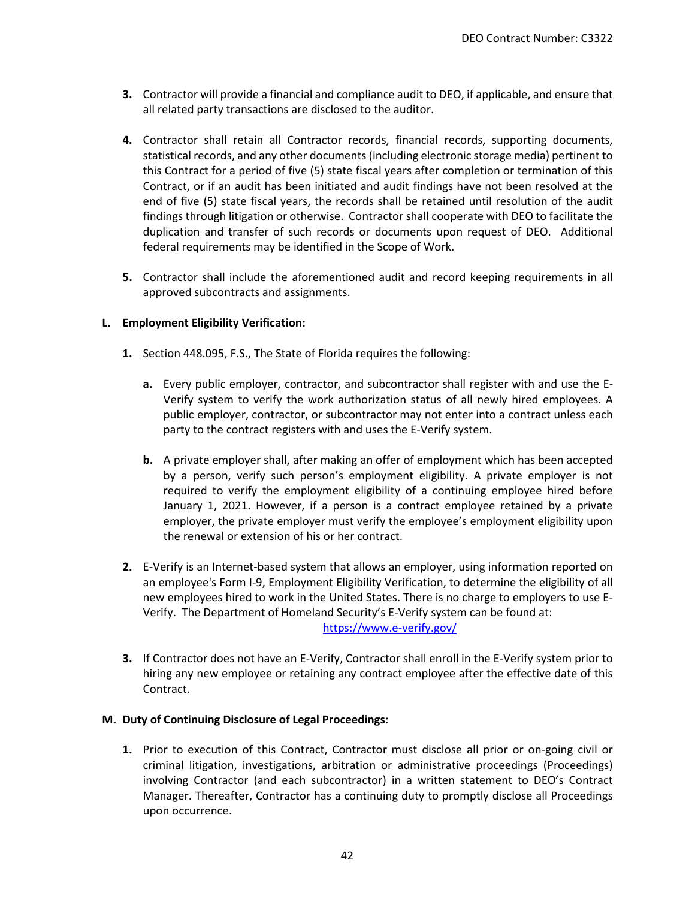3. Contractor will provide a financial and compliance audit to DEO, if applicable, and ensure that all related party transactions are disclosed to the auditor.

4. Contractor shall retain all Contractor records, financial records, supporting documents, statistical records, and any other documents (including electronic storage media) pertinent to this Contract for a period of five (5) state fiscal years after completion or termination of this Contract, or if an audit has been initiated and audit findings have not been resolved at the end of five (5) state fiscal years, the records shall be retained until resolution of the audit findings through litigation or otherwise. Contractor shall cooperate with DEO to facilitate the duplication and transfer of such records or documents upon request of DEO. Additional federal requirements may be identified in the Scope of Work.

5. Contractor shall include the aforementioned audit and record keeping requirements in all approved subcontracts and assignments.

**L. Employment Eligibility Verification:**

1. Section 448.095, F.S., The State of Florida requires the following:

    a. Every public employer, contractor, and subcontractor shall register with and use the E-Verify system to verify the work authorization status of all newly hired employees. A public employer, contractor, or subcontractor may not enter into a contract unless each party to the contract registers with and uses the E-Verify system.

    b. A private employer shall, after making an offer of employment which has been accepted by a person, verify such person's employment eligibility. A private employer is not required to verify the employment eligibility of a continuing employee hired before January 1, 2021. However, if a person is a contract employee retained by a private employer, the private employer must verify the employee's employment eligibility upon the renewal or extension of his or her contract.

2. E-Verify is an Internet-based system that allows an employer, using information reported on an employee's Form I-9, Employment Eligibility Verification, to determine the eligibility of all new employees hired to work in the United States. There is no charge to employers to use E-Verify. The Department of Homeland Security's E-Verify system can be found at: https://www.e-verify.gov/

3. If Contractor does not have an E-Verify, Contractor shall enroll in the E-Verify system prior to hiring any new employee or retaining any contract employee after the effective date of this Contract.

**M. Duty of Continuing Disclosure of Legal Proceedings:**

1. Prior to execution of this Contract, Contractor must disclose all prior or on-going civil or criminal litigation, investigations, arbitration or administrative proceedings (Proceedings) involving Contractor (and each subcontractor) in a written statement to DEO's Contract Manager. Thereafter, Contractor has a continuing duty to promptly disclose all Proceedings upon occurrence.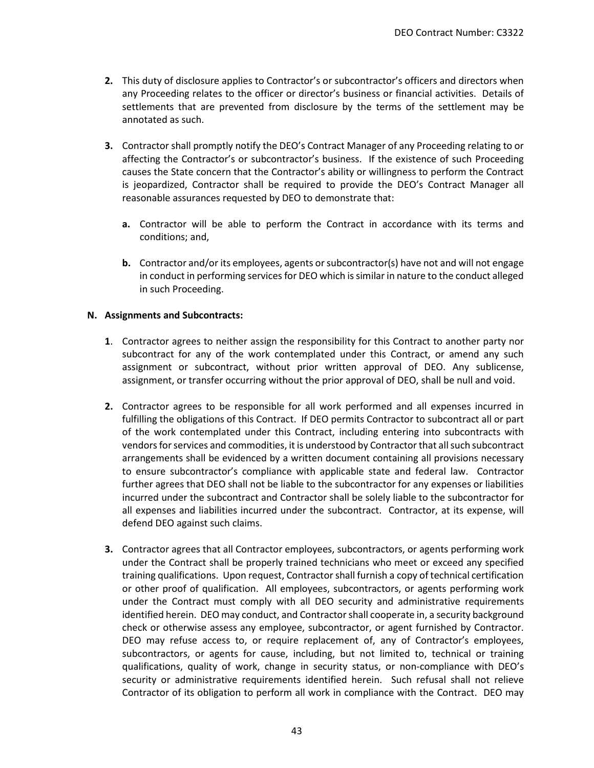**2.** This duty of disclosure applies to Contractor's or subcontractor's officers and directors when any Proceeding relates to the officer or director's business or financial activities. Details of settlements that are prevented from disclosure by the terms of the settlement may be annotated as such.

**3.** Contractor shall promptly notify the DEO's Contract Manager of any Proceeding relating to or affecting the Contractor's or subcontractor's business. If the existence of such Proceeding causes the State concern that the Contractor's ability or willingness to perform the Contract is jeopardized, Contractor shall be required to provide the DEO's Contract Manager all reasonable assurances requested by DEO to demonstrate that:

**a.** Contractor will be able to perform the Contract in accordance with its terms and conditions; and,

**b.** Contractor and/or its employees, agents or subcontractor(s) have not and will not engage in conduct in performing services for DEO which is similar in nature to the conduct alleged in such Proceeding.

**N. Assignments and Subcontracts:**

**1**. Contractor agrees to neither assign the responsibility for this Contract to another party nor subcontract for any of the work contemplated under this Contract, or amend any such assignment or subcontract, without prior written approval of DEO. Any sublicense, assignment, or transfer occurring without the prior approval of DEO, shall be null and void.

**2.** Contractor agrees to be responsible for all work performed and all expenses incurred in fulfilling the obligations of this Contract. If DEO permits Contractor to subcontract all or part of the work contemplated under this Contract, including entering into subcontracts with vendors for services and commodities, it is understood by Contractor that all such subcontract arrangements shall be evidenced by a written document containing all provisions necessary to ensure subcontractor's compliance with applicable state and federal law. Contractor further agrees that DEO shall not be liable to the subcontractor for any expenses or liabilities incurred under the subcontract and Contractor shall be solely liable to the subcontractor for all expenses and liabilities incurred under the subcontract. Contractor, at its expense, will defend DEO against such claims.

**3.** Contractor agrees that all Contractor employees, subcontractors, or agents performing work under the Contract shall be properly trained technicians who meet or exceed any specified training qualifications. Upon request, Contractor shall furnish a copy of technical certification or other proof of qualification. All employees, subcontractors, or agents performing work under the Contract must comply with all DEO security and administrative requirements identified herein. DEO may conduct, and Contractor shall cooperate in, a security background check or otherwise assess any employee, subcontractor, or agent furnished by Contractor. DEO may refuse access to, or require replacement of, any of Contractor's employees, subcontractors, or agents for cause, including, but not limited to, technical or training qualifications, quality of work, change in security status, or non-compliance with DEO's security or administrative requirements identified herein. Such refusal shall not relieve Contractor of its obligation to perform all work in compliance with the Contract. DEO may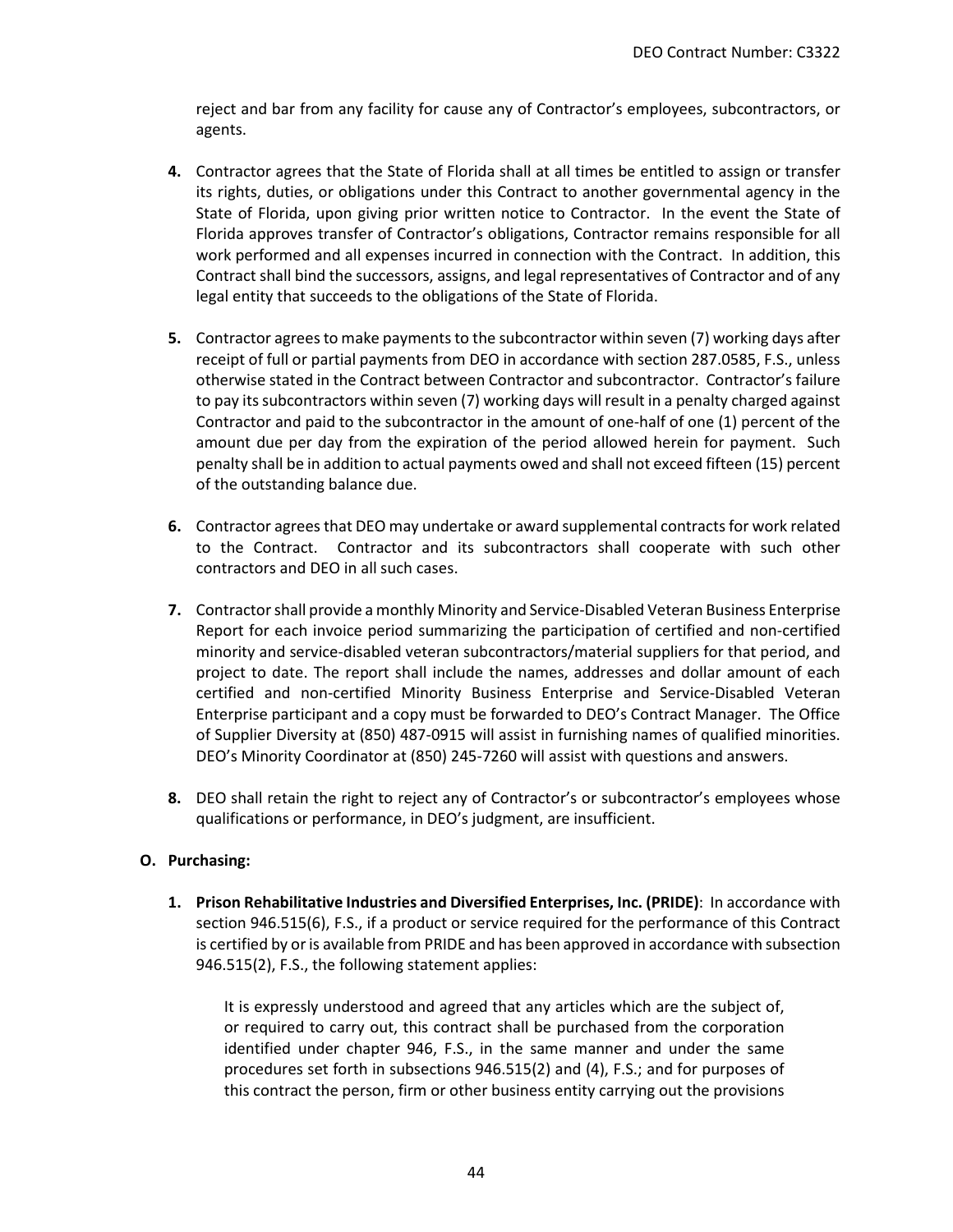reject and bar from any facility for cause any of Contractor's employees, subcontractors, or agents.

4. Contractor agrees that the State of Florida shall at all times be entitled to assign or transfer its rights, duties, or obligations under this Contract to another governmental agency in the State of Florida, upon giving prior written notice to Contractor. In the event the State of Florida approves transfer of Contractor's obligations, Contractor remains responsible for all work performed and all expenses incurred in connection with the Contract. In addition, this Contract shall bind the successors, assigns, and legal representatives of Contractor and of any legal entity that succeeds to the obligations of the State of Florida.

5. Contractor agrees to make payments to the subcontractor within seven (7) working days after receipt of full or partial payments from DEO in accordance with section 287.0585, F.S., unless otherwise stated in the Contract between Contractor and subcontractor. Contractor's failure to pay its subcontractors within seven (7) working days will result in a penalty charged against Contractor and paid to the subcontractor in the amount of one-half of one (1) percent of the amount due per day from the expiration of the period allowed herein for payment. Such penalty shall be in addition to actual payments owed and shall not exceed fifteen (15) percent of the outstanding balance due.

6. Contractor agrees that DEO may undertake or award supplemental contracts for work related to the Contract. Contractor and its subcontractors shall cooperate with such other contractors and DEO in all such cases.

7. Contractor shall provide a monthly Minority and Service-Disabled Veteran Business Enterprise Report for each invoice period summarizing the participation of certified and non-certified minority and service-disabled veteran subcontractors/material suppliers for that period, and project to date. The report shall include the names, addresses and dollar amount of each certified and non-certified Minority Business Enterprise and Service-Disabled Veteran Enterprise participant and a copy must be forwarded to DEO's Contract Manager. The Office of Supplier Diversity at (850) 487-0915 will assist in furnishing names of qualified minorities. DEO's Minority Coordinator at (850) 245-7260 will assist with questions and answers.

8. DEO shall retain the right to reject any of Contractor's or subcontractor's employees whose qualifications or performance, in DEO's judgment, are insufficient.

**O. Purchasing:**

1. **Prison Rehabilitative Industries and Diversified Enterprises, Inc. (PRIDE)**: In accordance with section 946.515(6), F.S., if a product or service required for the performance of this Contract is certified by or is available from PRIDE and has been approved in accordance with subsection 946.515(2), F.S., the following statement applies:

   It is expressly understood and agreed that any articles which are the subject of, or required to carry out, this contract shall be purchased from the corporation identified under chapter 946, F.S., in the same manner and under the same procedures set forth in subsections 946.515(2) and (4), F.S.; and for purposes of this contract the person, firm or other business entity carrying out the provisions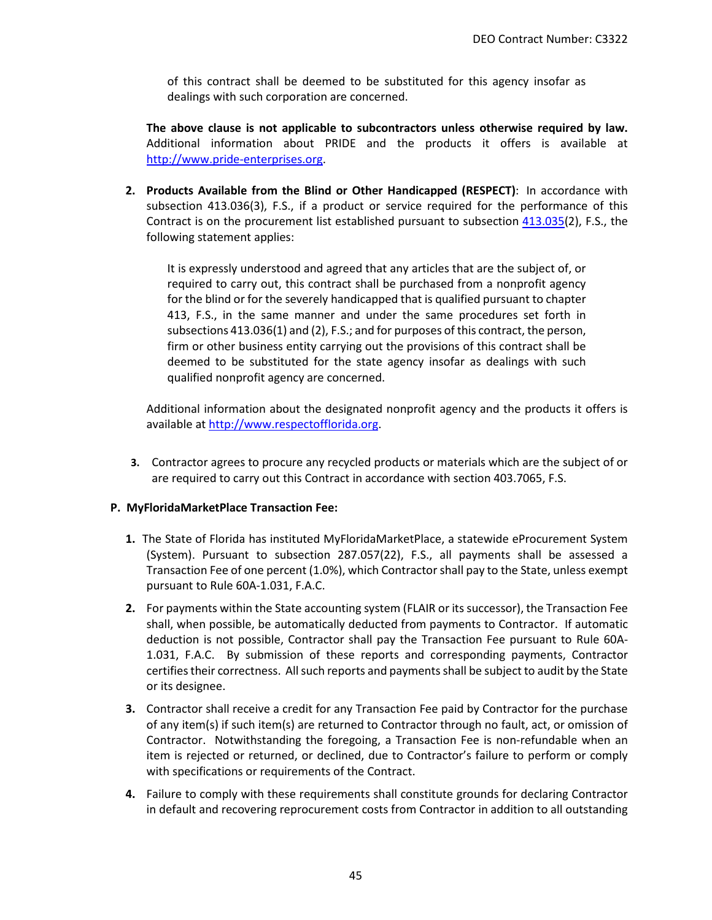of this contract shall be deemed to be substituted for this agency insofar as dealings with such corporation are concerned.

**The above clause is not applicable to subcontractors unless otherwise required by law.** Additional information about PRIDE and the products it offers is available at http://www.pride-enterprises.org.

2. **Products Available from the Blind or Other Handicapped (RESPECT)**: In accordance with subsection 413.036(3), F.S., if a product or service required for the performance of this Contract is on the procurement list established pursuant to subsection 413.035(2), F.S., the following statement applies:

   > It is expressly understood and agreed that any articles that are the subject of, or required to carry out, this contract shall be purchased from a nonprofit agency for the blind or for the severely handicapped that is qualified pursuant to chapter 413, F.S., in the same manner and under the same procedures set forth in subsections 413.036(1) and (2), F.S.; and for purposes of this contract, the person, firm or other business entity carrying out the provisions of this contract shall be deemed to be substituted for the state agency insofar as dealings with such qualified nonprofit agency are concerned.

   Additional information about the designated nonprofit agency and the products it offers is available at http://www.respectofflorida.org.

3. Contractor agrees to procure any recycled products or materials which are the subject of or are required to carry out this Contract in accordance with section 403.7065, F.S.

**P. MyFloridaMarketPlace Transaction Fee:**

1. The State of Florida has instituted MyFloridaMarketPlace, a statewide eProcurement System (System). Pursuant to subsection 287.057(22), F.S., all payments shall be assessed a Transaction Fee of one percent (1.0%), which Contractor shall pay to the State, unless exempt pursuant to Rule 60A-1.031, F.A.C.
2. For payments within the State accounting system (FLAIR or its successor), the Transaction Fee shall, when possible, be automatically deducted from payments to Contractor. If automatic deduction is not possible, Contractor shall pay the Transaction Fee pursuant to Rule 60A-1.031, F.A.C. By submission of these reports and corresponding payments, Contractor certifies their correctness. All such reports and payments shall be subject to audit by the State or its designee.
3. Contractor shall receive a credit for any Transaction Fee paid by Contractor for the purchase of any item(s) if such item(s) are returned to Contractor through no fault, act, or omission of Contractor. Notwithstanding the foregoing, a Transaction Fee is non-refundable when an item is rejected or returned, or declined, due to Contractor's failure to perform or comply with specifications or requirements of the Contract.
4. Failure to comply with these requirements shall constitute grounds for declaring Contractor in default and recovering reprocurement costs from Contractor in addition to all outstanding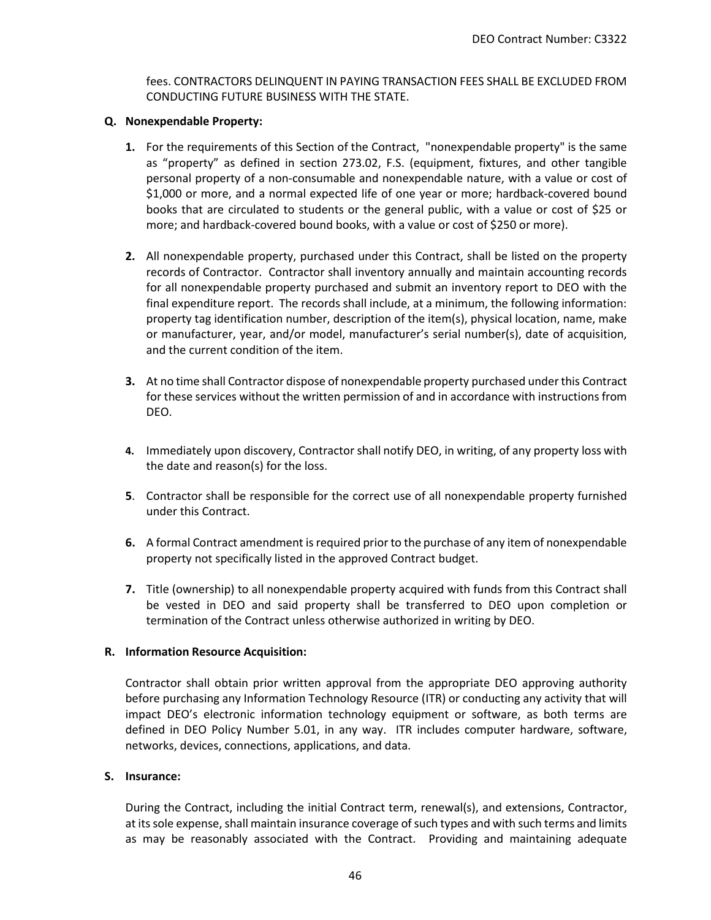fees. CONTRACTORS DELINQUENT IN PAYING TRANSACTION FEES SHALL BE EXCLUDED FROM CONDUCTING FUTURE BUSINESS WITH THE STATE.

**Q. Nonexpendable Property:**

1. For the requirements of this Section of the Contract, "nonexpendable property" is the same as "property" as defined in section 273.02, F.S. (equipment, fixtures, and other tangible personal property of a non-consumable and nonexpendable nature, with a value or cost of $1,000 or more, and a normal expected life of one year or more; hardback-covered bound books that are circulated to students or the general public, with a value or cost of $25 or more; and hardback-covered bound books, with a value or cost of $250 or more).

2. All nonexpendable property, purchased under this Contract, shall be listed on the property records of Contractor. Contractor shall inventory annually and maintain accounting records for all nonexpendable property purchased and submit an inventory report to DEO with the final expenditure report. The records shall include, at a minimum, the following information: property tag identification number, description of the item(s), physical location, name, make or manufacturer, year, and/or model, manufacturer's serial number(s), date of acquisition, and the current condition of the item.

3. At no time shall Contractor dispose of nonexpendable property purchased under this Contract for these services without the written permission of and in accordance with instructions from DEO.

4. Immediately upon discovery, Contractor shall notify DEO, in writing, of any property loss with the date and reason(s) for the loss.

5. Contractor shall be responsible for the correct use of all nonexpendable property furnished under this Contract.

6. A formal Contract amendment is required prior to the purchase of any item of nonexpendable property not specifically listed in the approved Contract budget.

7. Title (ownership) to all nonexpendable property acquired with funds from this Contract shall be vested in DEO and said property shall be transferred to DEO upon completion or termination of the Contract unless otherwise authorized in writing by DEO.

**R. Information Resource Acquisition:**

Contractor shall obtain prior written approval from the appropriate DEO approving authority before purchasing any Information Technology Resource (ITR) or conducting any activity that will impact DEO's electronic information technology equipment or software, as both terms are defined in DEO Policy Number 5.01, in any way. ITR includes computer hardware, software, networks, devices, connections, applications, and data.

**S. Insurance:**

During the Contract, including the initial Contract term, renewal(s), and extensions, Contractor, at its sole expense, shall maintain insurance coverage of such types and with such terms and limits as may be reasonably associated with the Contract. Providing and maintaining adequate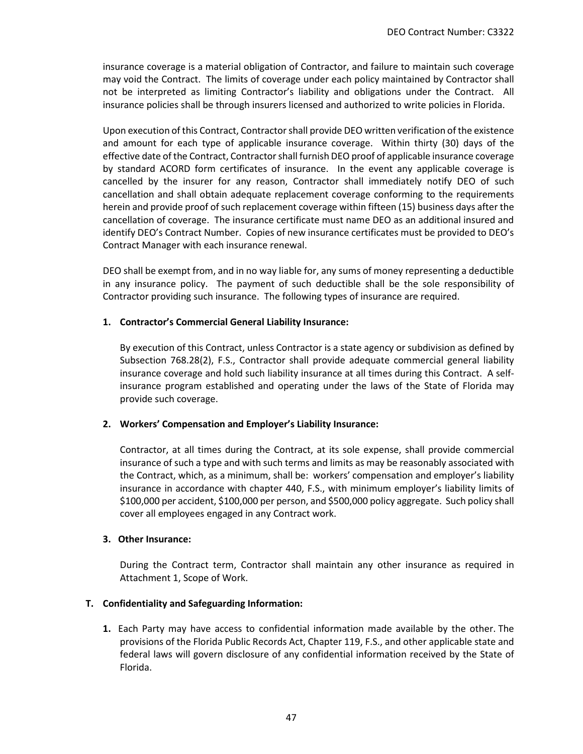insurance coverage is a material obligation of Contractor, and failure to maintain such coverage may void the Contract. The limits of coverage under each policy maintained by Contractor shall not be interpreted as limiting Contractor's liability and obligations under the Contract. All insurance policies shall be through insurers licensed and authorized to write policies in Florida.

Upon execution of this Contract, Contractor shall provide DEO written verification of the existence and amount for each type of applicable insurance coverage. Within thirty (30) days of the effective date of the Contract, Contractor shall furnish DEO proof of applicable insurance coverage by standard ACORD form certificates of insurance. In the event any applicable coverage is cancelled by the insurer for any reason, Contractor shall immediately notify DEO of such cancellation and shall obtain adequate replacement coverage conforming to the requirements herein and provide proof of such replacement coverage within fifteen (15) business days after the cancellation of coverage. The insurance certificate must name DEO as an additional insured and identify DEO's Contract Number. Copies of new insurance certificates must be provided to DEO's Contract Manager with each insurance renewal.

DEO shall be exempt from, and in no way liable for, any sums of money representing a deductible in any insurance policy. The payment of such deductible shall be the sole responsibility of Contractor providing such insurance. The following types of insurance are required.

**1. Contractor's Commercial General Liability Insurance:**

By execution of this Contract, unless Contractor is a state agency or subdivision as defined by Subsection 768.28(2), F.S., Contractor shall provide adequate commercial general liability insurance coverage and hold such liability insurance at all times during this Contract. A self-insurance program established and operating under the laws of the State of Florida may provide such coverage.

**2. Workers' Compensation and Employer's Liability Insurance:**

Contractor, at all times during the Contract, at its sole expense, shall provide commercial insurance of such a type and with such terms and limits as may be reasonably associated with the Contract, which, as a minimum, shall be: workers' compensation and employer's liability insurance in accordance with chapter 440, F.S., with minimum employer's liability limits of $100,000 per accident, $100,000 per person, and $500,000 policy aggregate. Such policy shall cover all employees engaged in any Contract work.

**3. Other Insurance:**

During the Contract term, Contractor shall maintain any other insurance as required in Attachment 1, Scope of Work.

**T. Confidentiality and Safeguarding Information:**

1. Each Party may have access to confidential information made available by the other. The provisions of the Florida Public Records Act, Chapter 119, F.S., and other applicable state and federal laws will govern disclosure of any confidential information received by the State of Florida.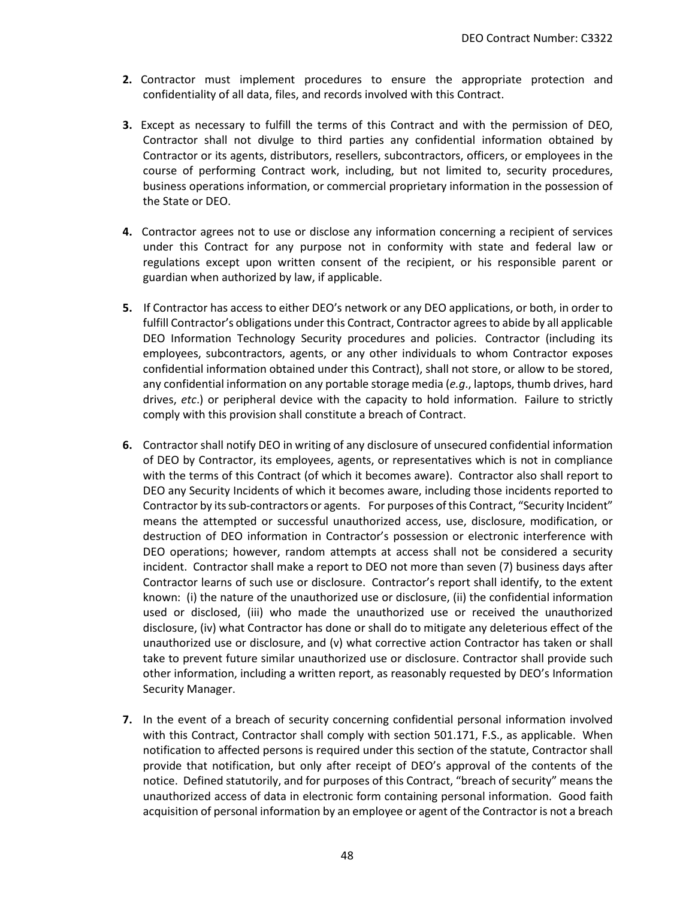**2.** Contractor must implement procedures to ensure the appropriate protection and confidentiality of all data, files, and records involved with this Contract.

**3.** Except as necessary to fulfill the terms of this Contract and with the permission of DEO, Contractor shall not divulge to third parties any confidential information obtained by Contractor or its agents, distributors, resellers, subcontractors, officers, or employees in the course of performing Contract work, including, but not limited to, security procedures, business operations information, or commercial proprietary information in the possession of the State or DEO.

**4.** Contractor agrees not to use or disclose any information concerning a recipient of services under this Contract for any purpose not in conformity with state and federal law or regulations except upon written consent of the recipient, or his responsible parent or guardian when authorized by law, if applicable.

**5.** If Contractor has access to either DEO's network or any DEO applications, or both, in order to fulfill Contractor's obligations under this Contract, Contractor agrees to abide by all applicable DEO Information Technology Security procedures and policies. Contractor (including its employees, subcontractors, agents, or any other individuals to whom Contractor exposes confidential information obtained under this Contract), shall not store, or allow to be stored, any confidential information on any portable storage media (*e.g*., laptops, thumb drives, hard drives, *etc*.) or peripheral device with the capacity to hold information. Failure to strictly comply with this provision shall constitute a breach of Contract.

**6.** Contractor shall notify DEO in writing of any disclosure of unsecured confidential information of DEO by Contractor, its employees, agents, or representatives which is not in compliance with the terms of this Contract (of which it becomes aware). Contractor also shall report to DEO any Security Incidents of which it becomes aware, including those incidents reported to Contractor by its sub-contractors or agents. For purposes of this Contract, "Security Incident" means the attempted or successful unauthorized access, use, disclosure, modification, or destruction of DEO information in Contractor's possession or electronic interference with DEO operations; however, random attempts at access shall not be considered a security incident. Contractor shall make a report to DEO not more than seven (7) business days after Contractor learns of such use or disclosure. Contractor's report shall identify, to the extent known: (i) the nature of the unauthorized use or disclosure, (ii) the confidential information used or disclosed, (iii) who made the unauthorized use or received the unauthorized disclosure, (iv) what Contractor has done or shall do to mitigate any deleterious effect of the unauthorized use or disclosure, and (v) what corrective action Contractor has taken or shall take to prevent future similar unauthorized use or disclosure. Contractor shall provide such other information, including a written report, as reasonably requested by DEO's Information Security Manager.

**7.** In the event of a breach of security concerning confidential personal information involved with this Contract, Contractor shall comply with section 501.171, F.S., as applicable. When notification to affected persons is required under this section of the statute, Contractor shall provide that notification, but only after receipt of DEO's approval of the contents of the notice. Defined statutorily, and for purposes of this Contract, "breach of security" means the unauthorized access of data in electronic form containing personal information. Good faith acquisition of personal information by an employee or agent of the Contractor is not a breach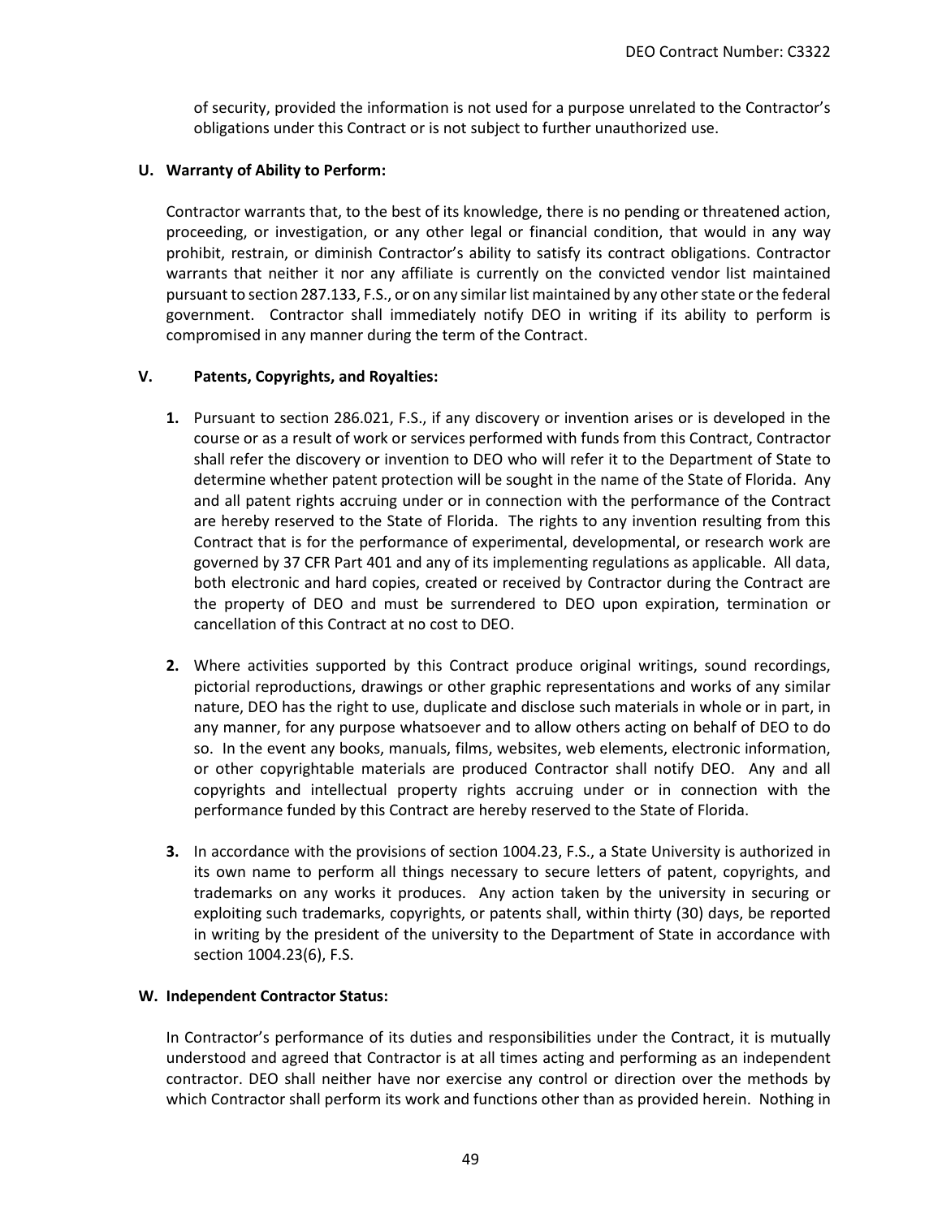of security, provided the information is not used for a purpose unrelated to the Contractor's obligations under this Contract or is not subject to further unauthorized use.

**U. Warranty of Ability to Perform:**

Contractor warrants that, to the best of its knowledge, there is no pending or threatened action, proceeding, or investigation, or any other legal or financial condition, that would in any way prohibit, restrain, or diminish Contractor's ability to satisfy its contract obligations. Contractor warrants that neither it nor any affiliate is currently on the convicted vendor list maintained pursuant to section 287.133, F.S., or on any similar list maintained by any other state or the federal government. Contractor shall immediately notify DEO in writing if its ability to perform is compromised in any manner during the term of the Contract.

**V. Patents, Copyrights, and Royalties:**

**1.** Pursuant to section 286.021, F.S., if any discovery or invention arises or is developed in the course or as a result of work or services performed with funds from this Contract, Contractor shall refer the discovery or invention to DEO who will refer it to the Department of State to determine whether patent protection will be sought in the name of the State of Florida. Any and all patent rights accruing under or in connection with the performance of the Contract are hereby reserved to the State of Florida. The rights to any invention resulting from this Contract that is for the performance of experimental, developmental, or research work are governed by 37 CFR Part 401 and any of its implementing regulations as applicable. All data, both electronic and hard copies, created or received by Contractor during the Contract are the property of DEO and must be surrendered to DEO upon expiration, termination or cancellation of this Contract at no cost to DEO.

**2.** Where activities supported by this Contract produce original writings, sound recordings, pictorial reproductions, drawings or other graphic representations and works of any similar nature, DEO has the right to use, duplicate and disclose such materials in whole or in part, in any manner, for any purpose whatsoever and to allow others acting on behalf of DEO to do so. In the event any books, manuals, films, websites, web elements, electronic information, or other copyrightable materials are produced Contractor shall notify DEO. Any and all copyrights and intellectual property rights accruing under or in connection with the performance funded by this Contract are hereby reserved to the State of Florida.

**3.** In accordance with the provisions of section 1004.23, F.S., a State University is authorized in its own name to perform all things necessary to secure letters of patent, copyrights, and trademarks on any works it produces. Any action taken by the university in securing or exploiting such trademarks, copyrights, or patents shall, within thirty (30) days, be reported in writing by the president of the university to the Department of State in accordance with section 1004.23(6), F.S.

**W. Independent Contractor Status:**

In Contractor's performance of its duties and responsibilities under the Contract, it is mutually understood and agreed that Contractor is at all times acting and performing as an independent contractor. DEO shall neither have nor exercise any control or direction over the methods by which Contractor shall perform its work and functions other than as provided herein. Nothing in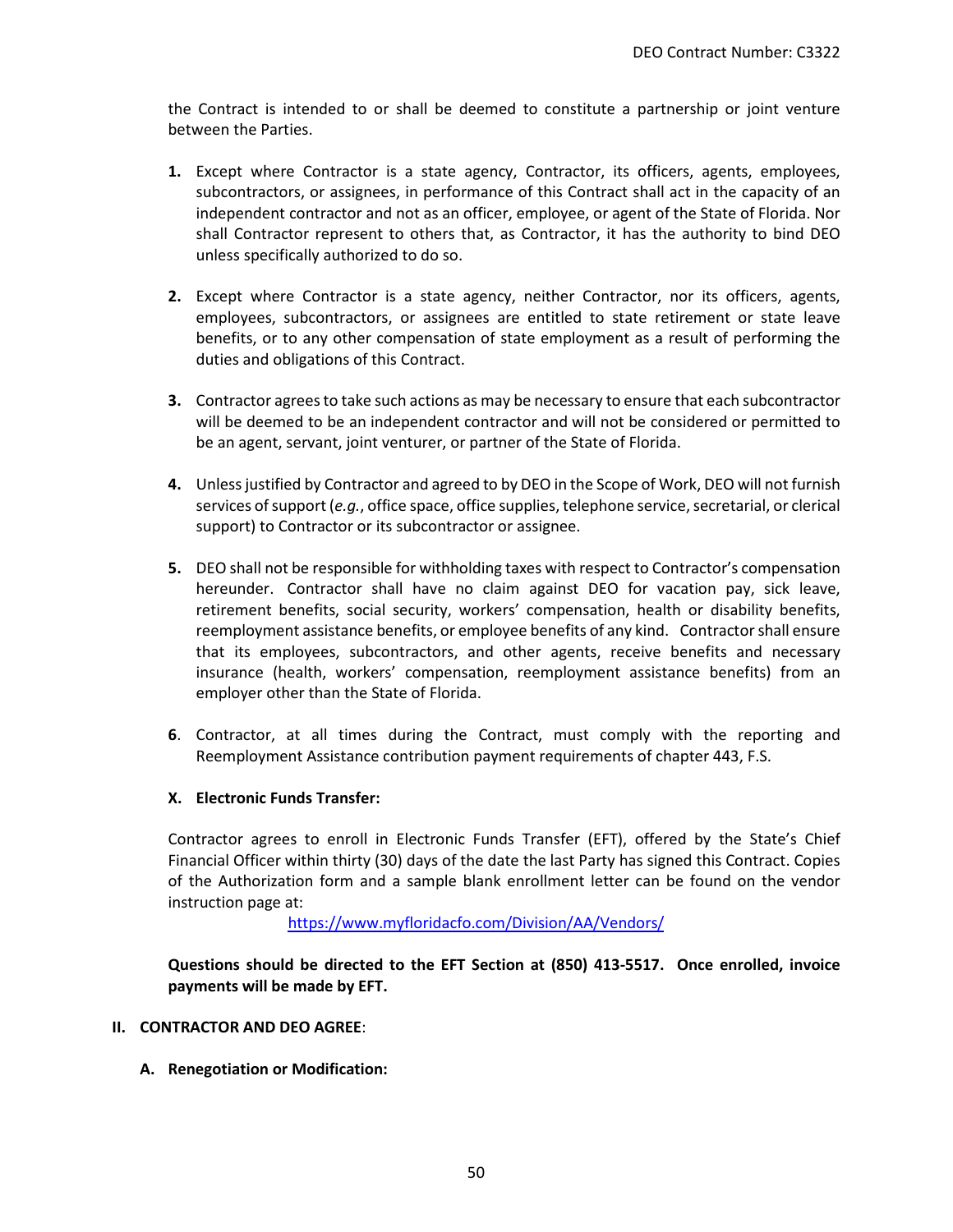the Contract is intended to or shall be deemed to constitute a partnership or joint venture between the Parties.

1. Except where Contractor is a state agency, Contractor, its officers, agents, employees, subcontractors, or assignees, in performance of this Contract shall act in the capacity of an independent contractor and not as an officer, employee, or agent of the State of Florida. Nor shall Contractor represent to others that, as Contractor, it has the authority to bind DEO unless specifically authorized to do so.

2. Except where Contractor is a state agency, neither Contractor, nor its officers, agents, employees, subcontractors, or assignees are entitled to state retirement or state leave benefits, or to any other compensation of state employment as a result of performing the duties and obligations of this Contract.

3. Contractor agrees to take such actions as may be necessary to ensure that each subcontractor will be deemed to be an independent contractor and will not be considered or permitted to be an agent, servant, joint venturer, or partner of the State of Florida.

4. Unless justified by Contractor and agreed to by DEO in the Scope of Work, DEO will not furnish services of support (*e.g.*, office space, office supplies, telephone service, secretarial, or clerical support) to Contractor or its subcontractor or assignee.

5. DEO shall not be responsible for withholding taxes with respect to Contractor's compensation hereunder. Contractor shall have no claim against DEO for vacation pay, sick leave, retirement benefits, social security, workers' compensation, health or disability benefits, reemployment assistance benefits, or employee benefits of any kind. Contractor shall ensure that its employees, subcontractors, and other agents, receive benefits and necessary insurance (health, workers' compensation, reemployment assistance benefits) from an employer other than the State of Florida.

6. Contractor, at all times during the Contract, must comply with the reporting and Reemployment Assistance contribution payment requirements of chapter 443, F.S.

### X. Electronic Funds Transfer:

Contractor agrees to enroll in Electronic Funds Transfer (EFT), offered by the State's Chief Financial Officer within thirty (30) days of the date the last Party has signed this Contract. Copies of the Authorization form and a sample blank enrollment letter can be found on the vendor instruction page at:

https://www.myfloridacfo.com/Division/AA/Vendors/

**Questions should be directed to the EFT Section at (850) 413-5517. Once enrolled, invoice payments will be made by EFT.**

## II. CONTRACTOR AND DEO AGREE:

### A. Renegotiation or Modification: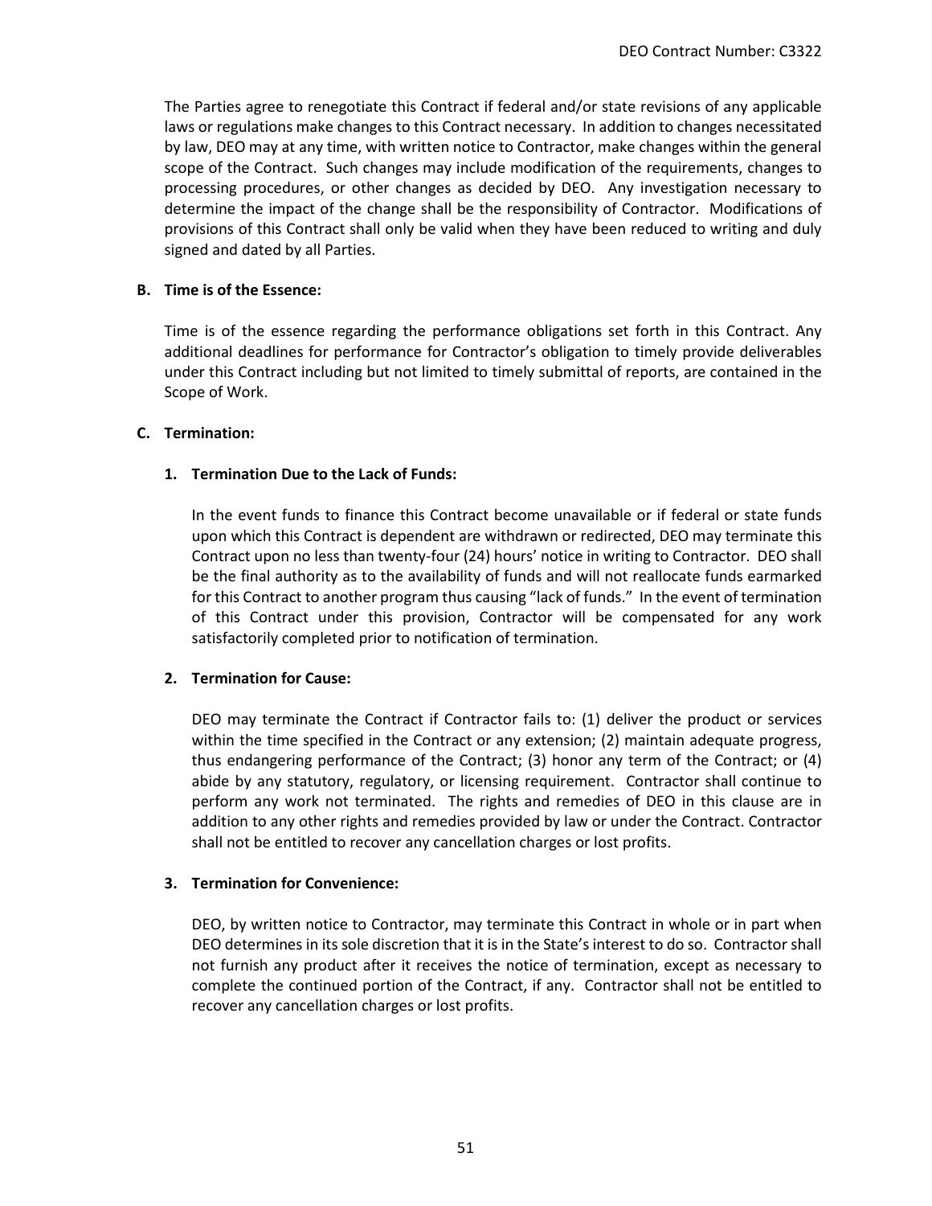The Parties agree to renegotiate this Contract if federal and/or state revisions of any applicable laws or regulations make changes to this Contract necessary. In addition to changes necessitated by law, DEO may at any time, with written notice to Contractor, make changes within the general scope of the Contract. Such changes may include modification of the requirements, changes to processing procedures, or other changes as decided by DEO. Any investigation necessary to determine the impact of the change shall be the responsibility of Contractor. Modifications of provisions of this Contract shall only be valid when they have been reduced to writing and duly signed and dated by all Parties.

**B. Time is of the Essence:**

Time is of the essence regarding the performance obligations set forth in this Contract. Any additional deadlines for performance for Contractor's obligation to timely provide deliverables under this Contract including but not limited to timely submittal of reports, are contained in the Scope of Work.

**C. Termination:**

**1. Termination Due to the Lack of Funds:**

In the event funds to finance this Contract become unavailable or if federal or state funds upon which this Contract is dependent are withdrawn or redirected, DEO may terminate this Contract upon no less than twenty-four (24) hours' notice in writing to Contractor. DEO shall be the final authority as to the availability of funds and will not reallocate funds earmarked for this Contract to another program thus causing "lack of funds." In the event of termination of this Contract under this provision, Contractor will be compensated for any work satisfactorily completed prior to notification of termination.

**2. Termination for Cause:**

DEO may terminate the Contract if Contractor fails to: (1) deliver the product or services within the time specified in the Contract or any extension; (2) maintain adequate progress, thus endangering performance of the Contract; (3) honor any term of the Contract; or (4) abide by any statutory, regulatory, or licensing requirement. Contractor shall continue to perform any work not terminated. The rights and remedies of DEO in this clause are in addition to any other rights and remedies provided by law or under the Contract. Contractor shall not be entitled to recover any cancellation charges or lost profits.

**3. Termination for Convenience:**

DEO, by written notice to Contractor, may terminate this Contract in whole or in part when DEO determines in its sole discretion that it is in the State's interest to do so. Contractor shall not furnish any product after it receives the notice of termination, except as necessary to complete the continued portion of the Contract, if any. Contractor shall not be entitled to recover any cancellation charges or lost profits.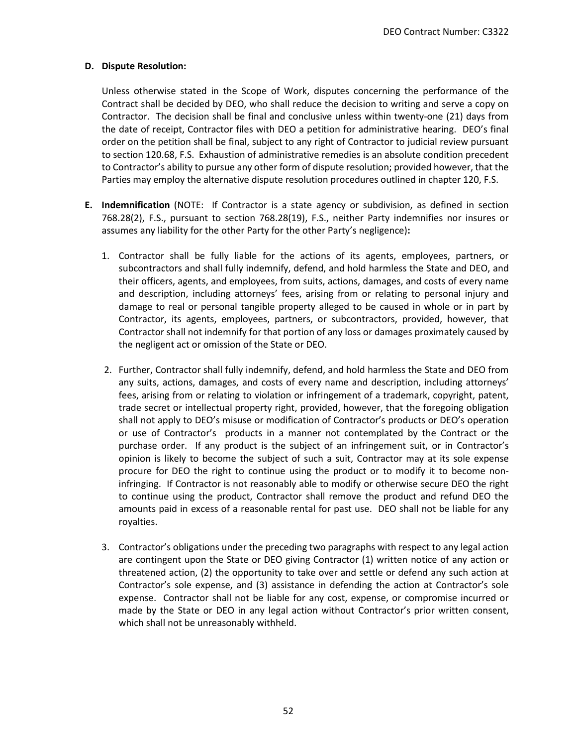**D. Dispute Resolution:**

Unless otherwise stated in the Scope of Work, disputes concerning the performance of the Contract shall be decided by DEO, who shall reduce the decision to writing and serve a copy on Contractor. The decision shall be final and conclusive unless within twenty-one (21) days from the date of receipt, Contractor files with DEO a petition for administrative hearing. DEO's final order on the petition shall be final, subject to any right of Contractor to judicial review pursuant to section 120.68, F.S. Exhaustion of administrative remedies is an absolute condition precedent to Contractor's ability to pursue any other form of dispute resolution; provided however, that the Parties may employ the alternative dispute resolution procedures outlined in chapter 120, F.S.

**E. Indemnification** (NOTE: If Contractor is a state agency or subdivision, as defined in section 768.28(2), F.S., pursuant to section 768.28(19), F.S., neither Party indemnifies nor insures or assumes any liability for the other Party for the other Party's negligence)**:**

1. Contractor shall be fully liable for the actions of its agents, employees, partners, or subcontractors and shall fully indemnify, defend, and hold harmless the State and DEO, and their officers, agents, and employees, from suits, actions, damages, and costs of every name and description, including attorneys' fees, arising from or relating to personal injury and damage to real or personal tangible property alleged to be caused in whole or in part by Contractor, its agents, employees, partners, or subcontractors, provided, however, that Contractor shall not indemnify for that portion of any loss or damages proximately caused by the negligent act or omission of the State or DEO.

2. Further, Contractor shall fully indemnify, defend, and hold harmless the State and DEO from any suits, actions, damages, and costs of every name and description, including attorneys' fees, arising from or relating to violation or infringement of a trademark, copyright, patent, trade secret or intellectual property right, provided, however, that the foregoing obligation shall not apply to DEO's misuse or modification of Contractor's products or DEO's operation or use of Contractor's products in a manner not contemplated by the Contract or the purchase order. If any product is the subject of an infringement suit, or in Contractor's opinion is likely to become the subject of such a suit, Contractor may at its sole expense procure for DEO the right to continue using the product or to modify it to become non-infringing. If Contractor is not reasonably able to modify or otherwise secure DEO the right to continue using the product, Contractor shall remove the product and refund DEO the amounts paid in excess of a reasonable rental for past use. DEO shall not be liable for any royalties.

3. Contractor's obligations under the preceding two paragraphs with respect to any legal action are contingent upon the State or DEO giving Contractor (1) written notice of any action or threatened action, (2) the opportunity to take over and settle or defend any such action at Contractor's sole expense, and (3) assistance in defending the action at Contractor's sole expense. Contractor shall not be liable for any cost, expense, or compromise incurred or made by the State or DEO in any legal action without Contractor's prior written consent, which shall not be unreasonably withheld.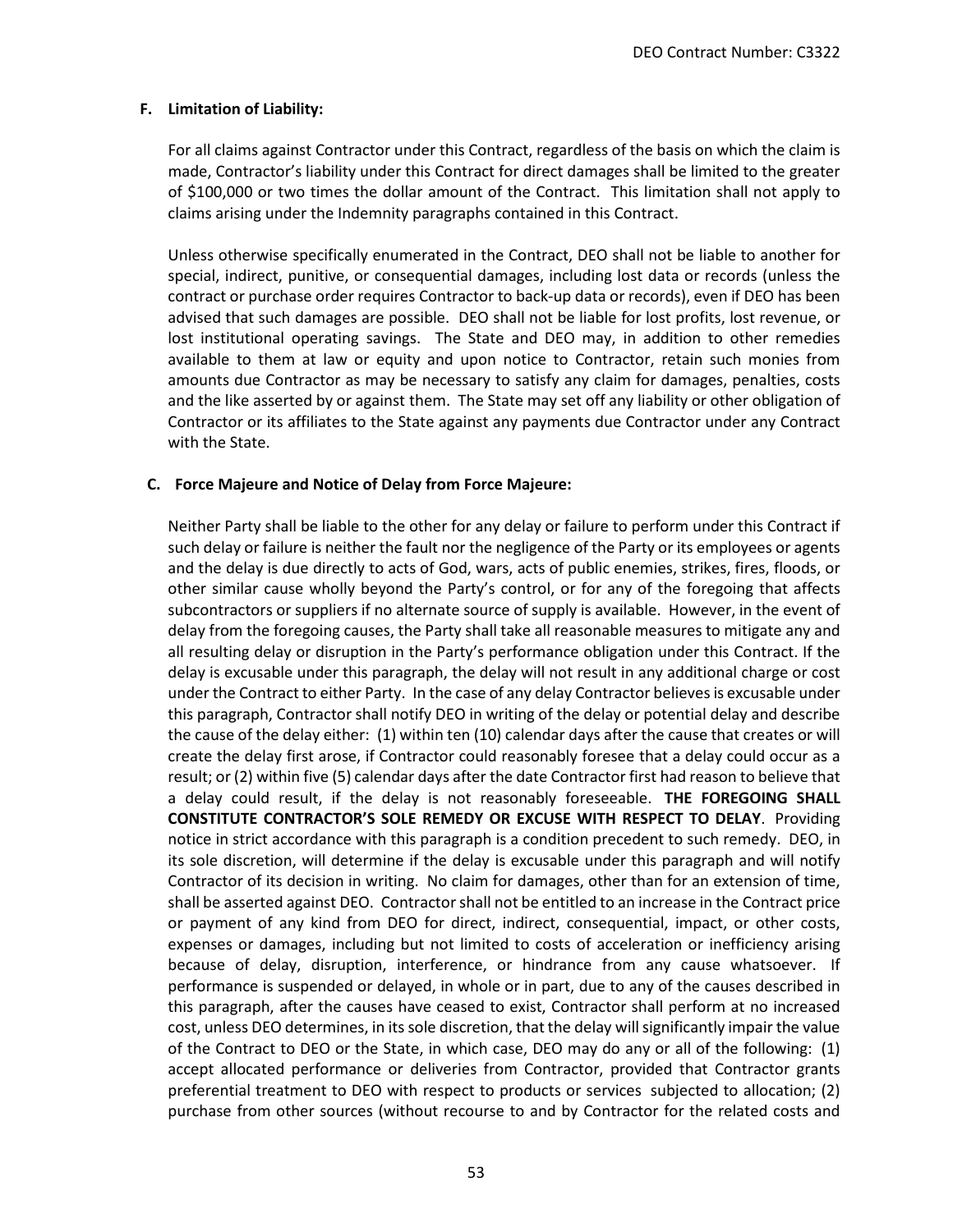### F. Limitation of Liability:

For all claims against Contractor under this Contract, regardless of the basis on which the claim is made, Contractor's liability under this Contract for direct damages shall be limited to the greater of $100,000 or two times the dollar amount of the Contract. This limitation shall not apply to claims arising under the Indemnity paragraphs contained in this Contract.

Unless otherwise specifically enumerated in the Contract, DEO shall not be liable to another for special, indirect, punitive, or consequential damages, including lost data or records (unless the contract or purchase order requires Contractor to back-up data or records), even if DEO has been advised that such damages are possible. DEO shall not be liable for lost profits, lost revenue, or lost institutional operating savings. The State and DEO may, in addition to other remedies available to them at law or equity and upon notice to Contractor, retain such monies from amounts due Contractor as may be necessary to satisfy any claim for damages, penalties, costs and the like asserted by or against them. The State may set off any liability or other obligation of Contractor or its affiliates to the State against any payments due Contractor under any Contract with the State.

### C. Force Majeure and Notice of Delay from Force Majeure:

Neither Party shall be liable to the other for any delay or failure to perform under this Contract if such delay or failure is neither the fault nor the negligence of the Party or its employees or agents and the delay is due directly to acts of God, wars, acts of public enemies, strikes, fires, floods, or other similar cause wholly beyond the Party's control, or for any of the foregoing that affects subcontractors or suppliers if no alternate source of supply is available. However, in the event of delay from the foregoing causes, the Party shall take all reasonable measures to mitigate any and all resulting delay or disruption in the Party's performance obligation under this Contract. If the delay is excusable under this paragraph, the delay will not result in any additional charge or cost under the Contract to either Party. In the case of any delay Contractor believes is excusable under this paragraph, Contractor shall notify DEO in writing of the delay or potential delay and describe the cause of the delay either: (1) within ten (10) calendar days after the cause that creates or will create the delay first arose, if Contractor could reasonably foresee that a delay could occur as a result; or (2) within five (5) calendar days after the date Contractor first had reason to believe that a delay could result, if the delay is not reasonably foreseeable. **THE FOREGOING SHALL CONSTITUTE CONTRACTOR'S SOLE REMEDY OR EXCUSE WITH RESPECT TO DELAY**. Providing notice in strict accordance with this paragraph is a condition precedent to such remedy. DEO, in its sole discretion, will determine if the delay is excusable under this paragraph and will notify Contractor of its decision in writing. No claim for damages, other than for an extension of time, shall be asserted against DEO. Contractor shall not be entitled to an increase in the Contract price or payment of any kind from DEO for direct, indirect, consequential, impact, or other costs, expenses or damages, including but not limited to costs of acceleration or inefficiency arising because of delay, disruption, interference, or hindrance from any cause whatsoever. If performance is suspended or delayed, in whole or in part, due to any of the causes described in this paragraph, after the causes have ceased to exist, Contractor shall perform at no increased cost, unless DEO determines, in its sole discretion, that the delay will significantly impair the value of the Contract to DEO or the State, in which case, DEO may do any or all of the following: (1) accept allocated performance or deliveries from Contractor, provided that Contractor grants preferential treatment to DEO with respect to products or services subjected to allocation; (2) purchase from other sources (without recourse to and by Contractor for the related costs and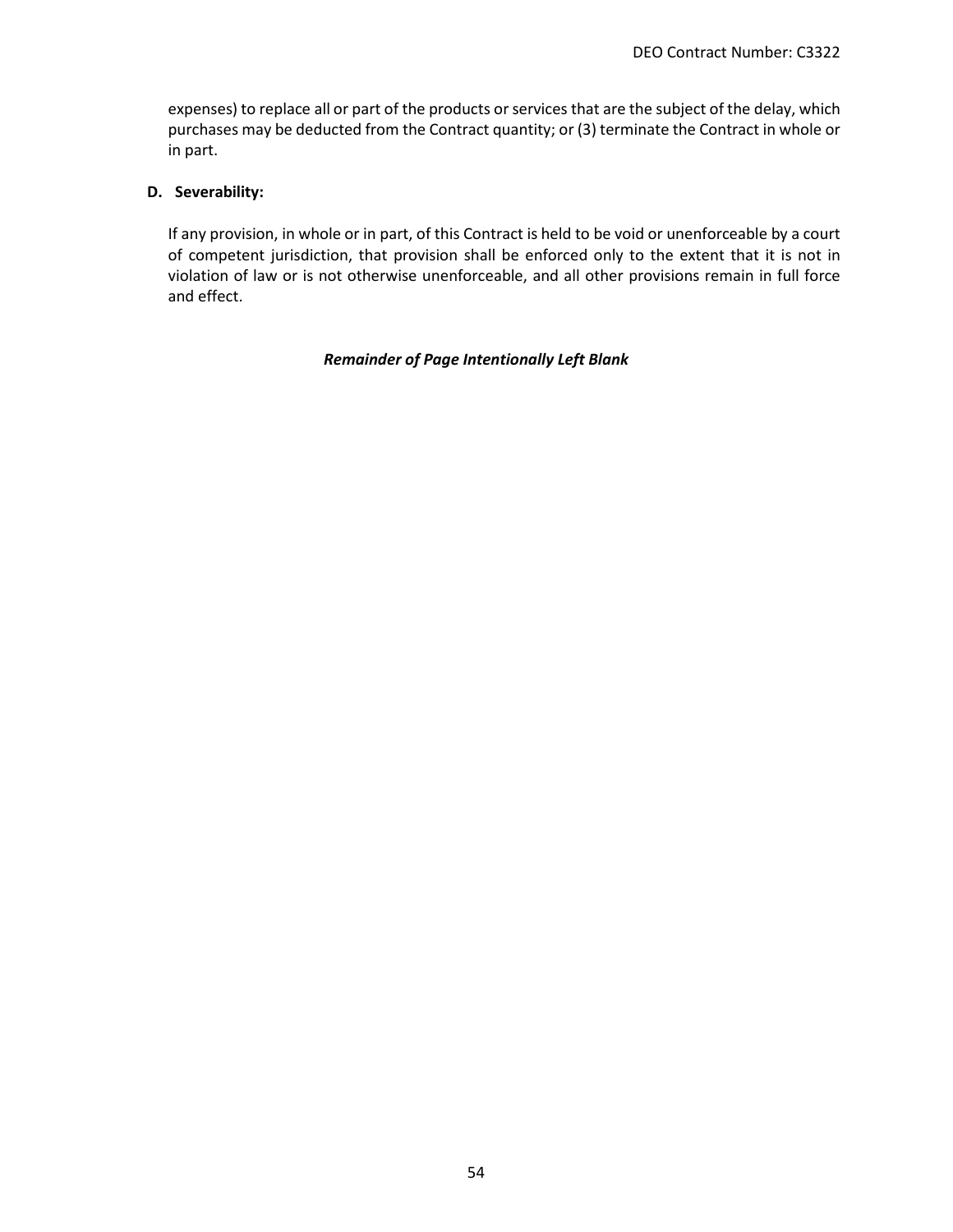expenses) to replace all or part of the products or services that are the subject of the delay, which purchases may be deducted from the Contract quantity; or (3) terminate the Contract in whole or in part.

**D. Severability:**

If any provision, in whole or in part, of this Contract is held to be void or unenforceable by a court of competent jurisdiction, that provision shall be enforced only to the extent that it is not in violation of law or is not otherwise unenforceable, and all other provisions remain in full force and effect.

***Remainder of Page Intentionally Left Blank***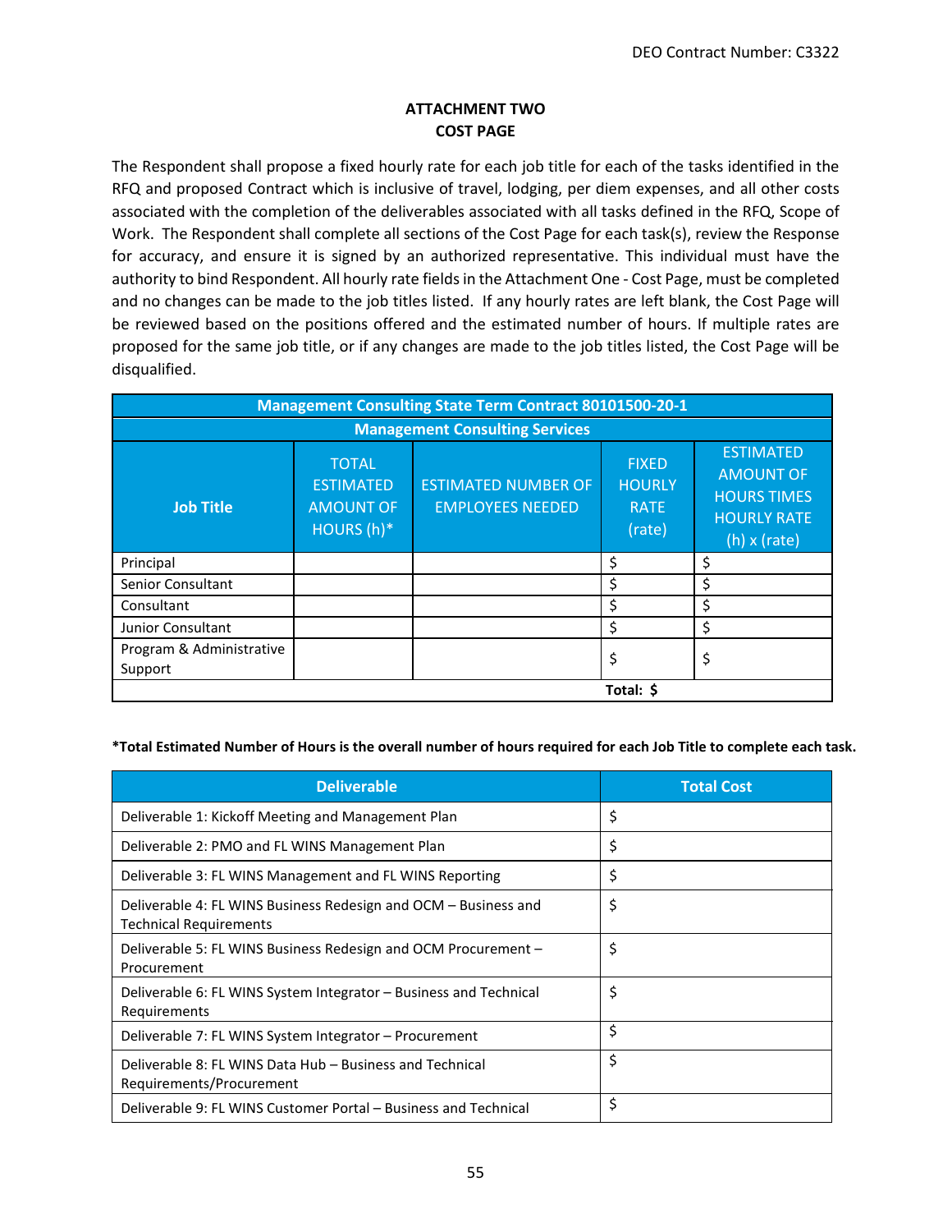DEO Contract Number: C3322

## ATTACHMENT TWO
## COST PAGE

The Respondent shall propose a fixed hourly rate for each job title for each of the tasks identified in the RFQ and proposed Contract which is inclusive of travel, lodging, per diem expenses, and all other costs associated with the completion of the deliverables associated with all tasks defined in the RFQ, Scope of Work. The Respondent shall complete all sections of the Cost Page for each task(s), review the Response for accuracy, and ensure it is signed by an authorized representative. This individual must have the authority to bind Respondent. All hourly rate fields in the Attachment One - Cost Page, must be completed and no changes can be made to the job titles listed. If any hourly rates are left blank, the Cost Page will be reviewed based on the positions offered and the estimated number of hours. If multiple rates are proposed for the same job title, or if any changes are made to the job titles listed, the Cost Page will be disqualified.

| Management Consulting State Term Contract 80101500-20-1 | | | | |
|---|---|---|---|---|
| **Management Consulting Services** | | | | |
| **Job Title** | TOTAL ESTIMATED AMOUNT OF HOURS (h)* | ESTIMATED NUMBER OF EMPLOYEES NEEDED | FIXED HOURLY RATE (rate) | ESTIMATED AMOUNT OF HOURS TIMES HOURLY RATE (h) x (rate) |
| Principal | | | $ | $ |
| Senior Consultant | | | $ | $ |
| Consultant | | | $ | $ |
| Junior Consultant | | | $ | $ |
| Program & Administrative Support | | | $ | $ |
| | | | **Total: $** | |

**\*Total Estimated Number of Hours is the overall number of hours required for each Job Title to complete each task.**

| Deliverable | Total Cost |
|---|---|
| Deliverable 1: Kickoff Meeting and Management Plan | $ |
| Deliverable 2: PMO and FL WINS Management Plan | $ |
| Deliverable 3: FL WINS Management and FL WINS Reporting | $ |
| Deliverable 4: FL WINS Business Redesign and OCM – Business and Technical Requirements | $ |
| Deliverable 5: FL WINS Business Redesign and OCM Procurement – Procurement | $ |
| Deliverable 6: FL WINS System Integrator – Business and Technical Requirements | $ |
| Deliverable 7: FL WINS System Integrator – Procurement | $ |
| Deliverable 8: FL WINS Data Hub – Business and Technical Requirements/Procurement | $ |
| Deliverable 9: FL WINS Customer Portal – Business and Technical | $ |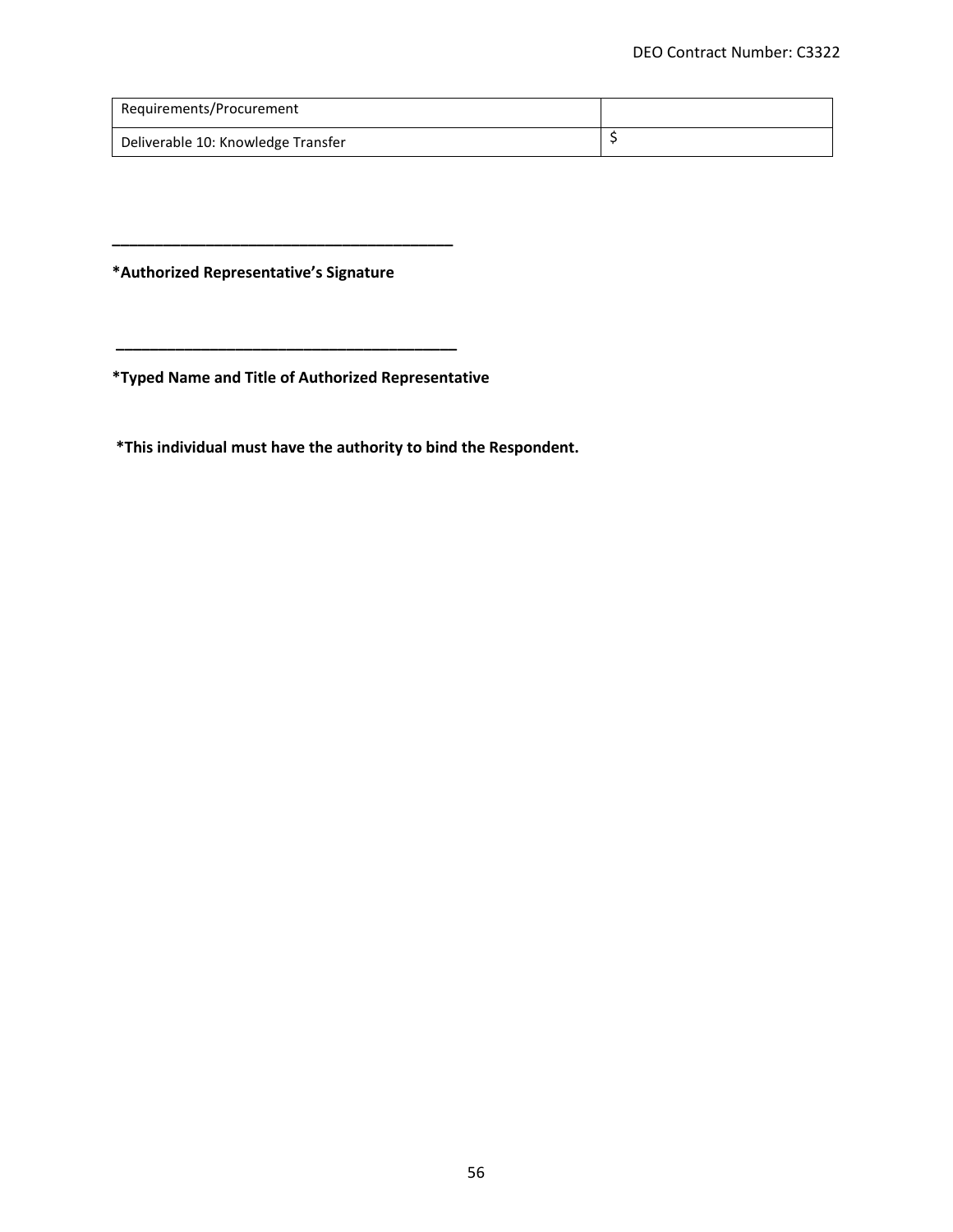| Requirements/Procurement | |
| --- | --- |
| Deliverable 10: Knowledge Transfer | $ |

\_\_\_\_\_\_\_\_\_\_\_\_\_\_\_\_\_\_\_\_\_\_\_\_\_\_\_\_\_\_\_\_\_\_\_\_\_\_\_\_\_\_

**\*Authorized Representative's Signature**

\_\_\_\_\_\_\_\_\_\_\_\_\_\_\_\_\_\_\_\_\_\_\_\_\_\_\_\_\_\_\_\_\_\_\_\_\_\_\_\_\_\_

**\*Typed Name and Title of Authorized Representative**

**\*This individual must have the authority to bind the Respondent.**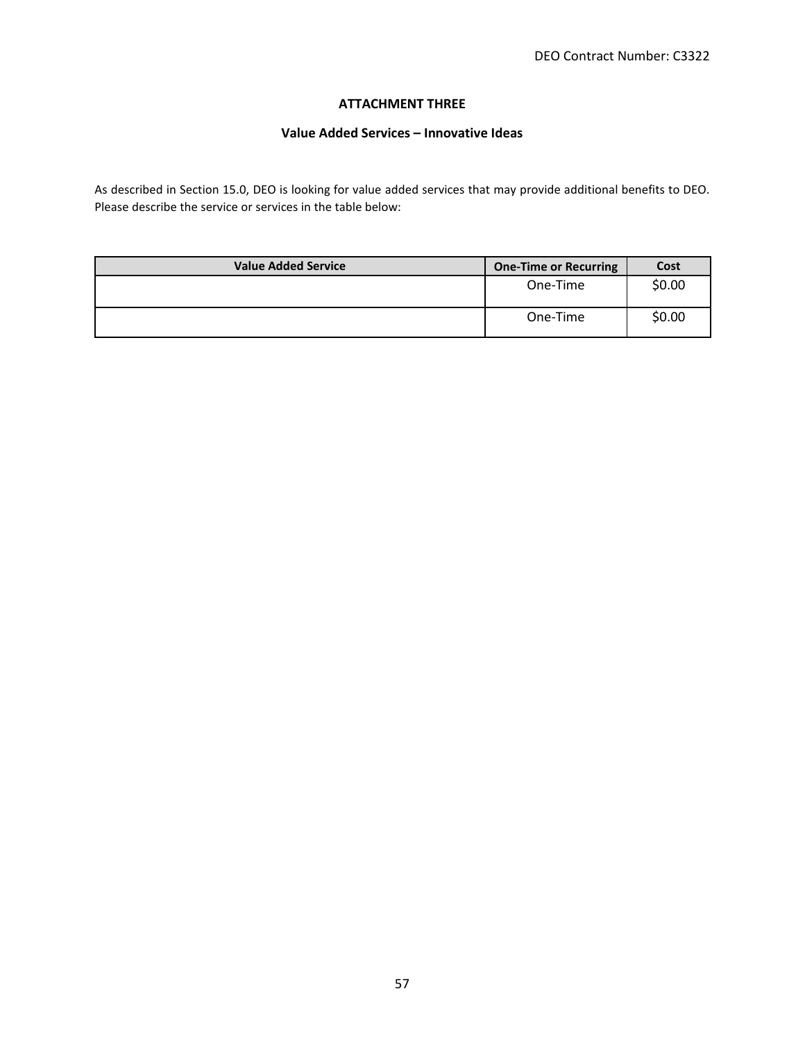DEO Contract Number: C3322

## ATTACHMENT THREE

### Value Added Services – Innovative Ideas

As described in Section 15.0, DEO is looking for value added services that may provide additional benefits to DEO. Please describe the service or services in the table below:

| Value Added Service | One-Time or Recurring | Cost |
|---|---|---|
| | One-Time | $0.00 |
| | One-Time | $0.00 |